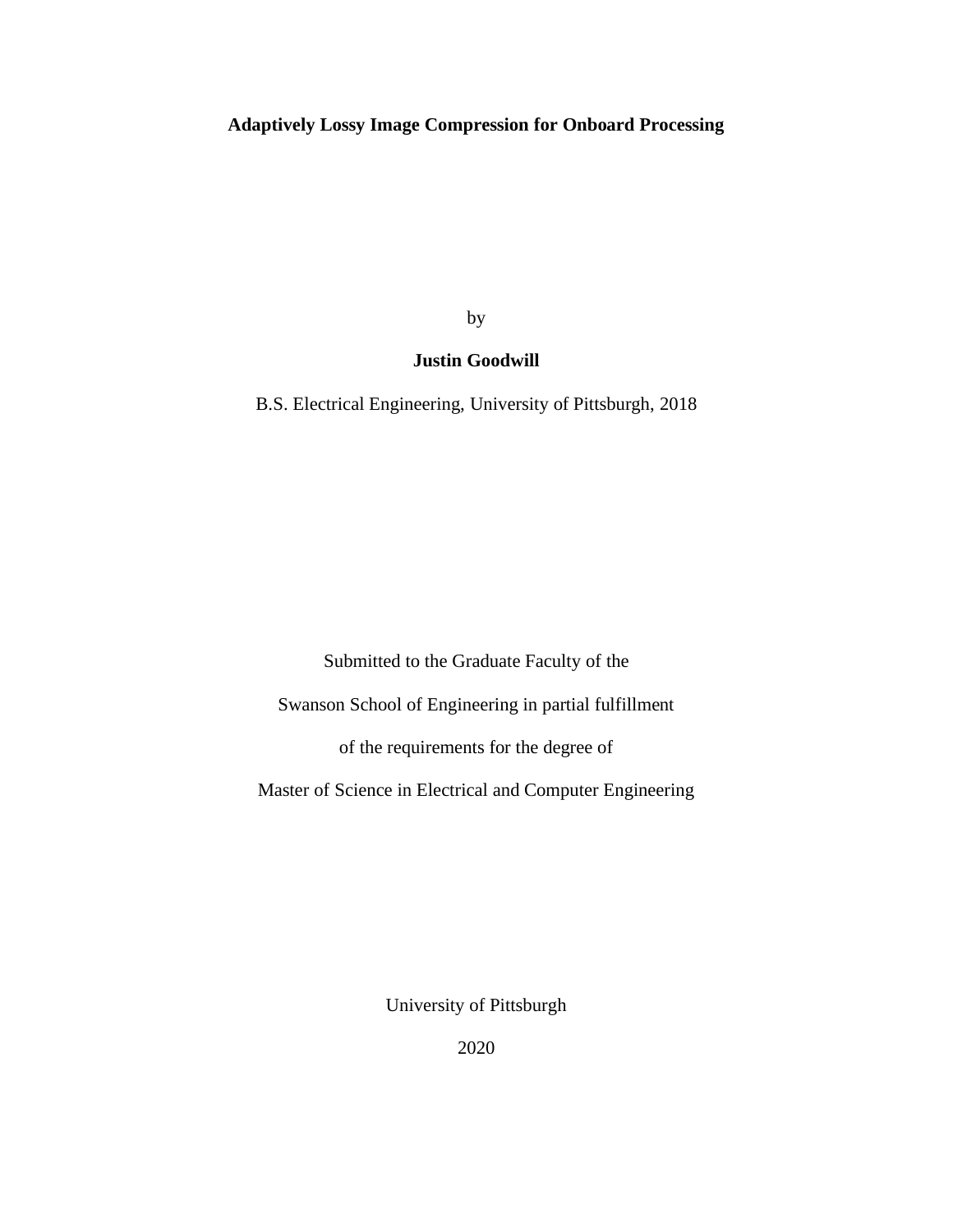# Adaptively Lossy Image Compression for Onboard Processing

by

**Justin Goodwill**

B.S. Electrical Engineering, University of Pittsburgh, 2018

Submitted to the Graduate Faculty of the

Swanson School of Engineering in partial fulfillment

of the requirements for the degree of

Master of Science in Electrical and Computer Engineering

University of Pittsburgh

2020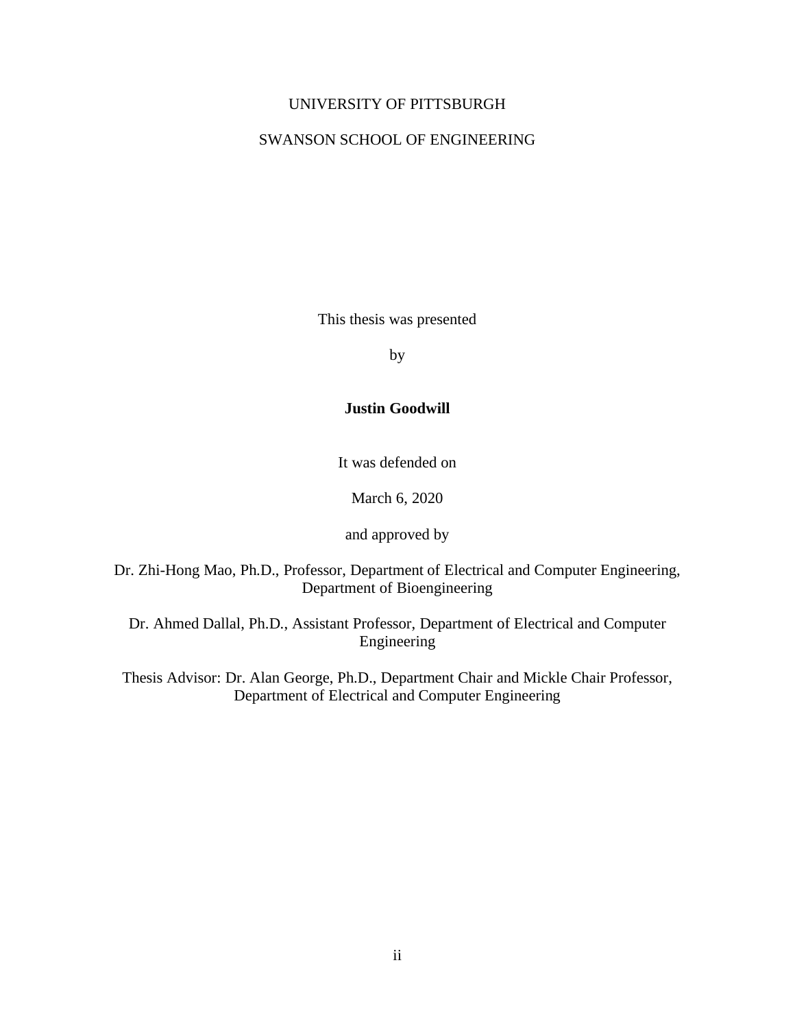UNIVERSITY OF PITTSBURGH

SWANSON SCHOOL OF ENGINEERING

This thesis was presented

by

**Justin Goodwill**

It was defended on

March 6, 2020

and approved by

Dr. Zhi-Hong Mao, Ph.D., Professor, Department of Electrical and Computer Engineering, Department of Bioengineering

Dr. Ahmed Dallal, Ph.D., Assistant Professor, Department of Electrical and Computer Engineering

Thesis Advisor: Dr. Alan George, Ph.D., Department Chair and Mickle Chair Professor, Department of Electrical and Computer Engineering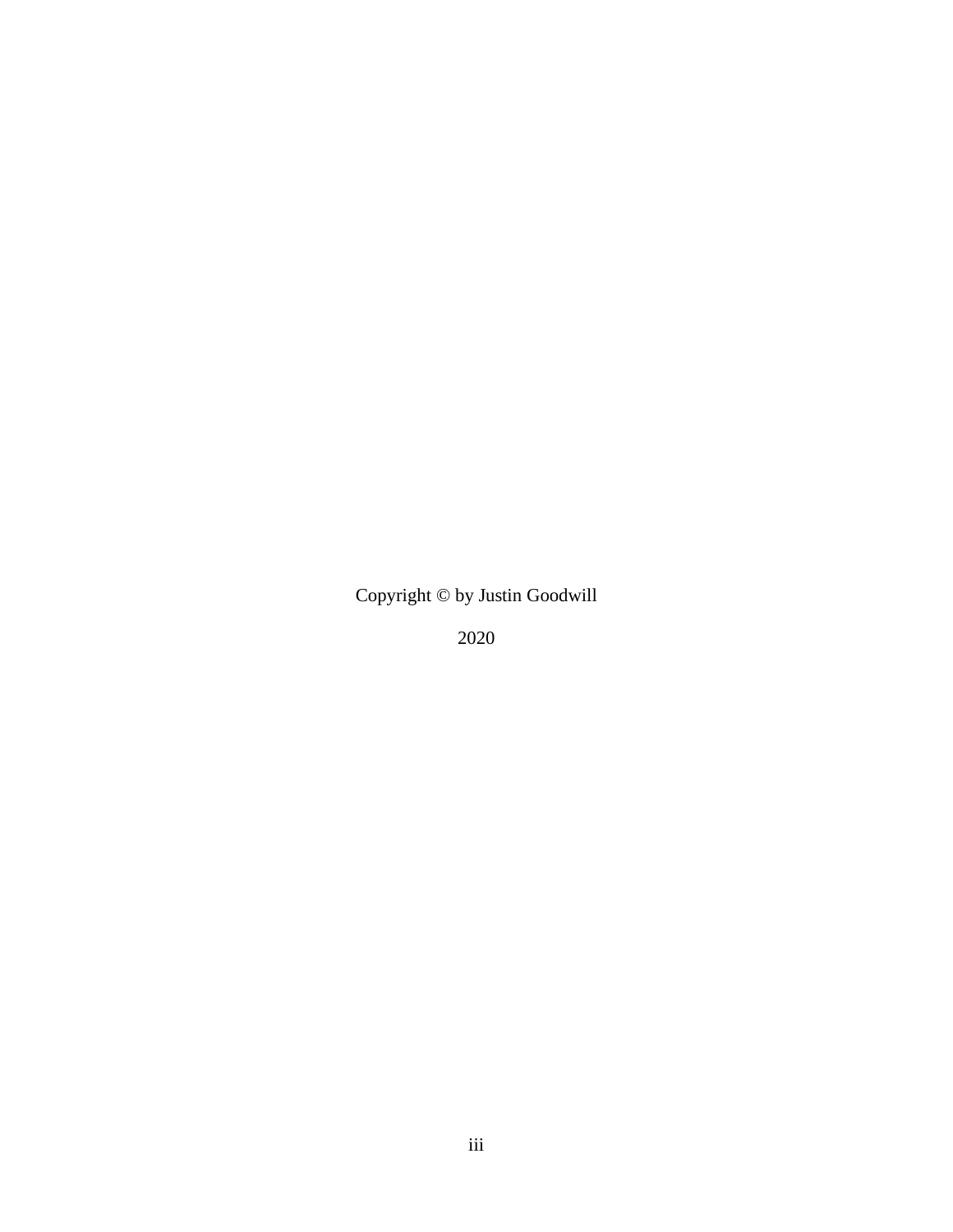Copyright © by Justin Goodwill

2020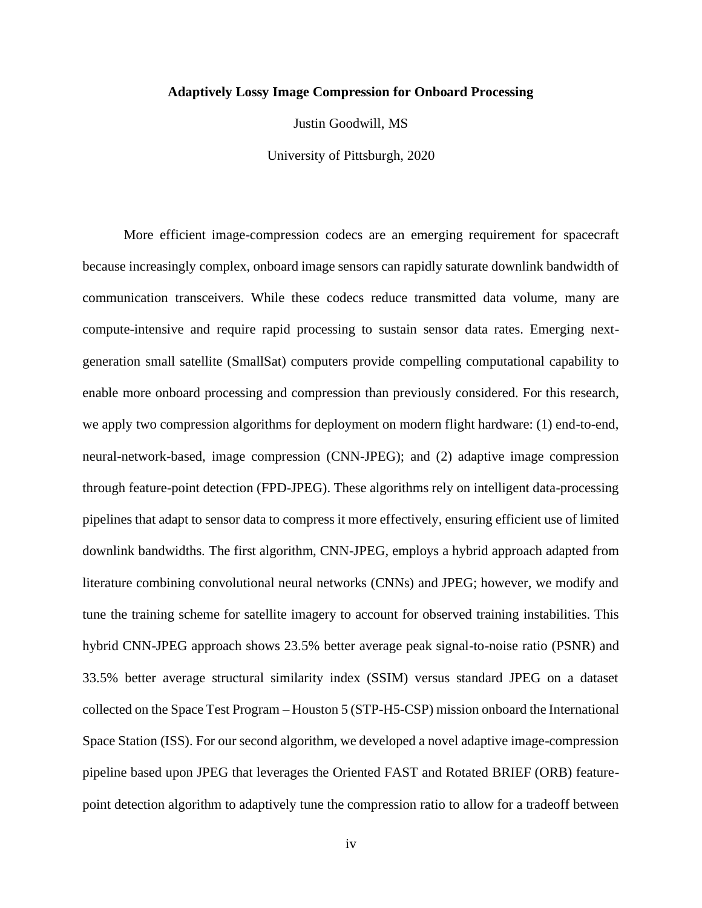**Adaptively Lossy Image Compression for Onboard Processing**

Justin Goodwill, MS

University of Pittsburgh, 2020

More efficient image-compression codecs are an emerging requirement for spacecraft because increasingly complex, onboard image sensors can rapidly saturate downlink bandwidth of communication transceivers. While these codecs reduce transmitted data volume, many are compute-intensive and require rapid processing to sustain sensor data rates. Emerging next-generation small satellite (SmallSat) computers provide compelling computational capability to enable more onboard processing and compression than previously considered. For this research, we apply two compression algorithms for deployment on modern flight hardware: (1) end-to-end, neural-network-based, image compression (CNN-JPEG); and (2) adaptive image compression through feature-point detection (FPD-JPEG). These algorithms rely on intelligent data-processing pipelines that adapt to sensor data to compress it more effectively, ensuring efficient use of limited downlink bandwidths. The first algorithm, CNN-JPEG, employs a hybrid approach adapted from literature combining convolutional neural networks (CNNs) and JPEG; however, we modify and tune the training scheme for satellite imagery to account for observed training instabilities. This hybrid CNN-JPEG approach shows 23.5% better average peak signal-to-noise ratio (PSNR) and 33.5% better average structural similarity index (SSIM) versus standard JPEG on a dataset collected on the Space Test Program – Houston 5 (STP-H5-CSP) mission onboard the International Space Station (ISS). For our second algorithm, we developed a novel adaptive image-compression pipeline based upon JPEG that leverages the Oriented FAST and Rotated BRIEF (ORB) feature-point detection algorithm to adaptively tune the compression ratio to allow for a tradeoff between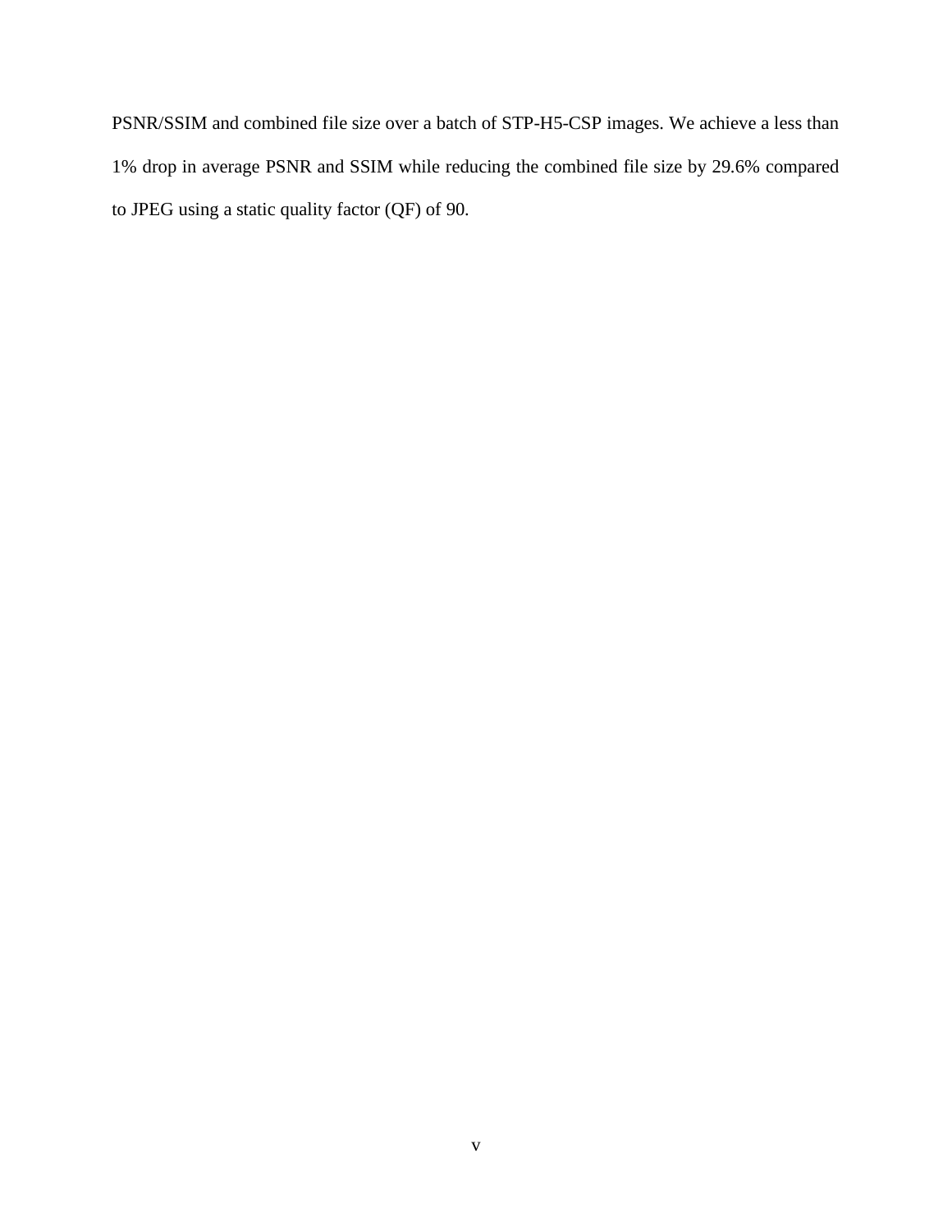PSNR/SSIM and combined file size over a batch of STP-H5-CSP images. We achieve a less than 1% drop in average PSNR and SSIM while reducing the combined file size by 29.6% compared to JPEG using a static quality factor (QF) of 90.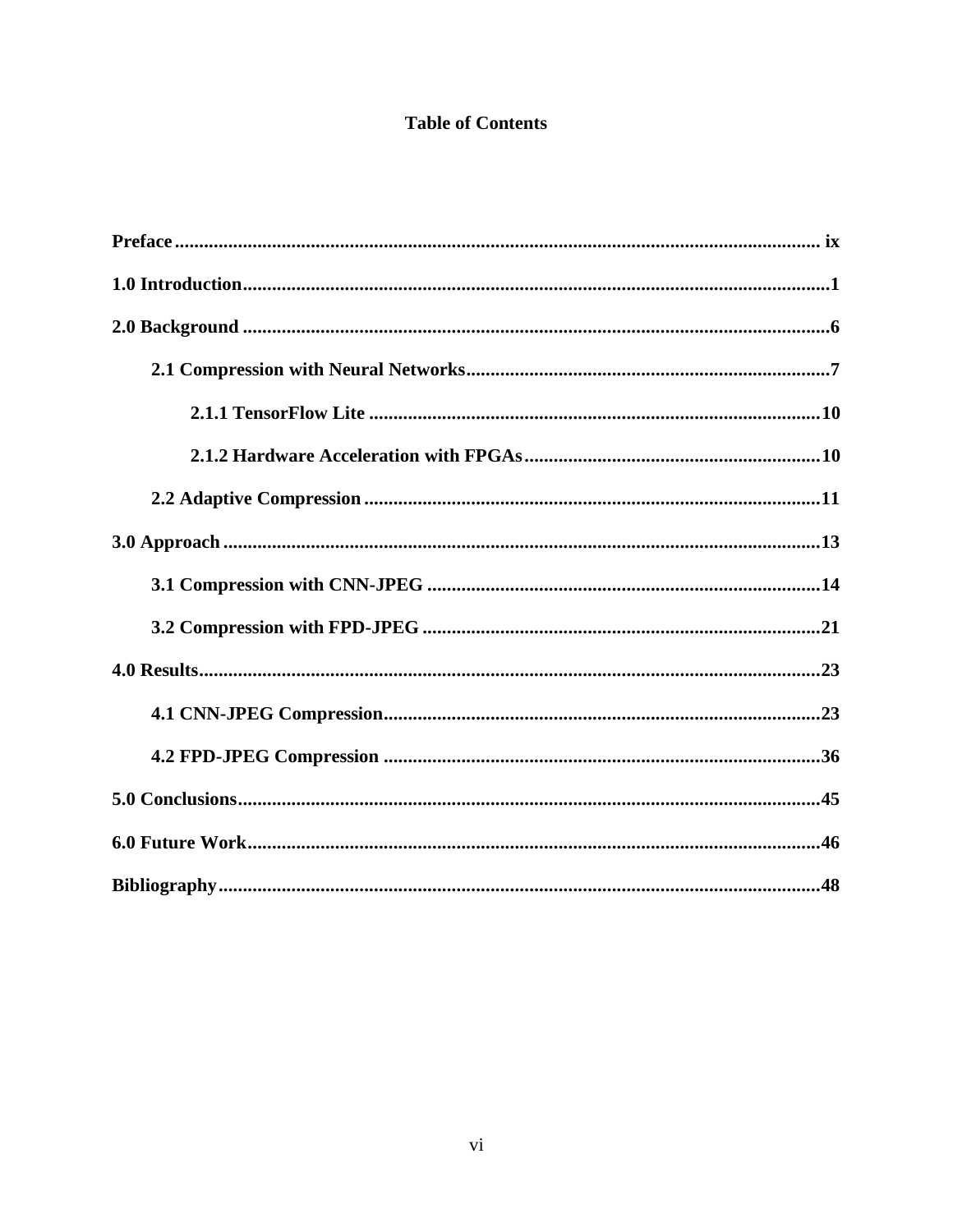# Table of Contents

**Preface** ........................................................................ ix

**1.0 Introduction** ........................................................................ 1

**2.0 Background** ........................................................................ 6

- **2.1 Compression with Neural Networks** ........................................................ 7
  - **2.1.1 TensorFlow Lite** ........................................................ 10
  - **2.1.2 Hardware Acceleration with FPGAs** ........................................ 10
- **2.2 Adaptive Compression** ........................................................ 11

**3.0 Approach** ........................................................................ 13

- **3.1 Compression with CNN-JPEG** ........................................................ 14
- **3.2 Compression with FPD-JPEG** ........................................................ 21

**4.0 Results** ........................................................................ 23

- **4.1 CNN-JPEG Compression** ........................................................ 23
- **4.2 FPD-JPEG Compression** ........................................................ 36

**5.0 Conclusions** ........................................................................ 45

**6.0 Future Work** ........................................................................ 46

**Bibliography** ........................................................................ 48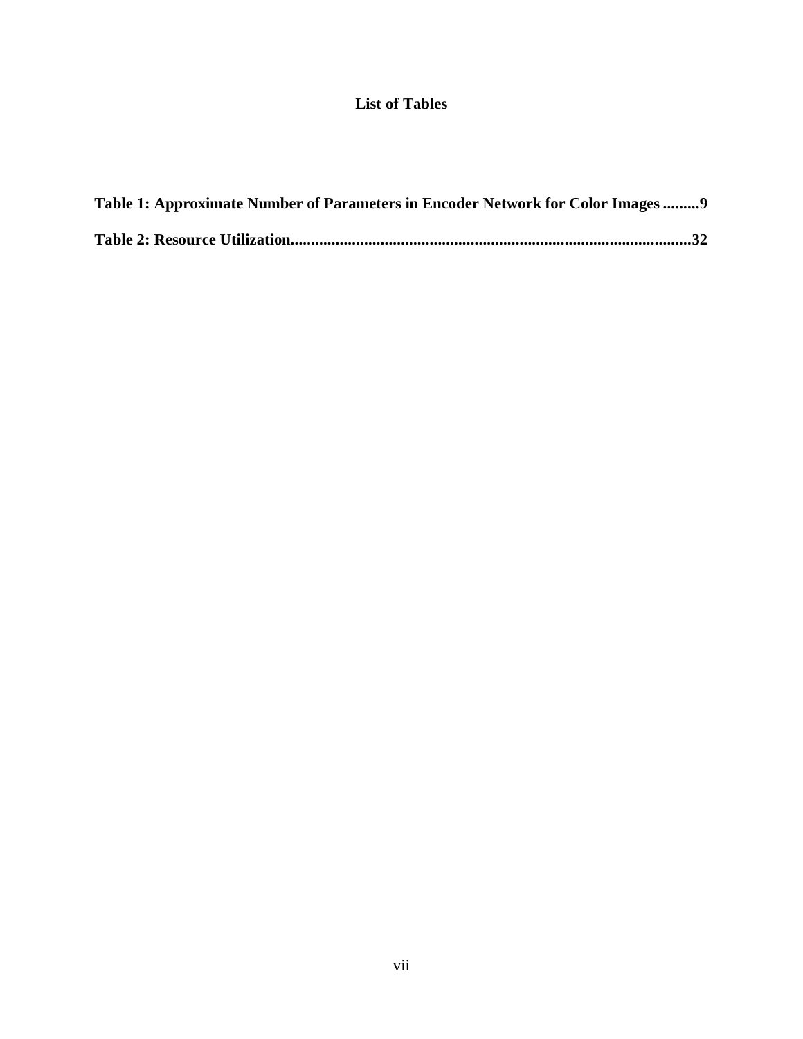# List of Tables

**Table 1: Approximate Number of Parameters in Encoder Network for Color Images .........9**

**Table 2: Resource Utilization.................................................................................................32**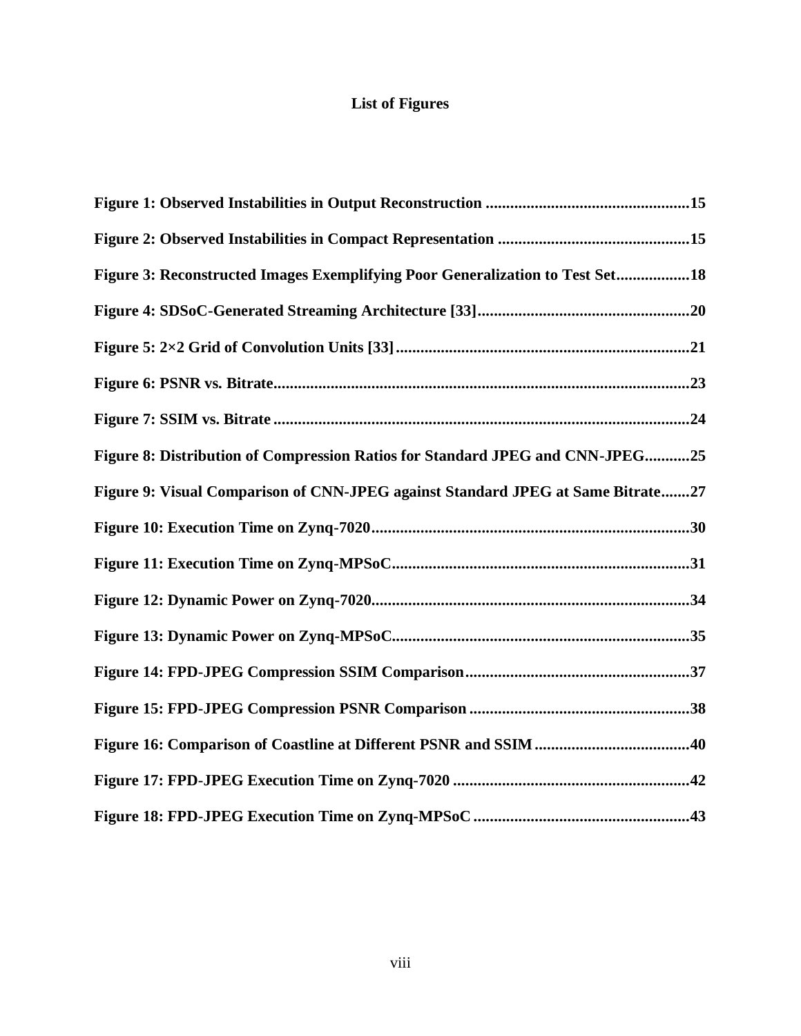# List of Figures

**Figure 1: Observed Instabilities in Output Reconstruction ....15**

**Figure 2: Observed Instabilities in Compact Representation ....15**

**Figure 3: Reconstructed Images Exemplifying Poor Generalization to Test Set....18**

**Figure 4: SDSoC-Generated Streaming Architecture [33]....20**

**Figure 5: 2×2 Grid of Convolution Units [33]....21**

**Figure 6: PSNR vs. Bitrate....23**

**Figure 7: SSIM vs. Bitrate....24**

**Figure 8: Distribution of Compression Ratios for Standard JPEG and CNN-JPEG....25**

**Figure 9: Visual Comparison of CNN-JPEG against Standard JPEG at Same Bitrate....27**

**Figure 10: Execution Time on Zynq-7020....30**

**Figure 11: Execution Time on Zynq-MPSoC....31**

**Figure 12: Dynamic Power on Zynq-7020....34**

**Figure 13: Dynamic Power on Zynq-MPSoC....35**

**Figure 14: FPD-JPEG Compression SSIM Comparison....37**

**Figure 15: FPD-JPEG Compression PSNR Comparison....38**

**Figure 16: Comparison of Coastline at Different PSNR and SSIM....40**

**Figure 17: FPD-JPEG Execution Time on Zynq-7020....42**

**Figure 18: FPD-JPEG Execution Time on Zynq-MPSoC....43**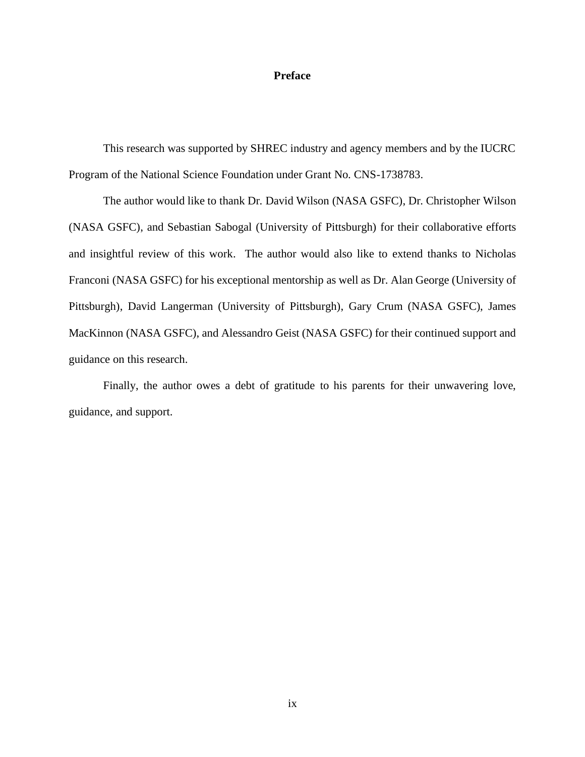# Preface

This research was supported by SHREC industry and agency members and by the IUCRC Program of the National Science Foundation under Grant No. CNS-1738783.

The author would like to thank Dr. David Wilson (NASA GSFC), Dr. Christopher Wilson (NASA GSFC), and Sebastian Sabogal (University of Pittsburgh) for their collaborative efforts and insightful review of this work. The author would also like to extend thanks to Nicholas Franconi (NASA GSFC) for his exceptional mentorship as well as Dr. Alan George (University of Pittsburgh), David Langerman (University of Pittsburgh), Gary Crum (NASA GSFC), James MacKinnon (NASA GSFC), and Alessandro Geist (NASA GSFC) for their continued support and guidance on this research.

Finally, the author owes a debt of gratitude to his parents for their unwavering love, guidance, and support.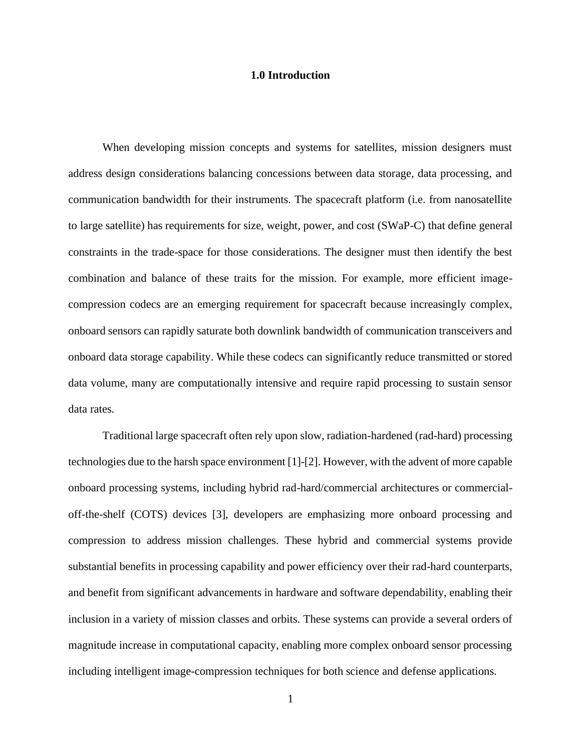# 1.0 Introduction

When developing mission concepts and systems for satellites, mission designers must address design considerations balancing concessions between data storage, data processing, and communication bandwidth for their instruments. The spacecraft platform (i.e. from nanosatellite to large satellite) has requirements for size, weight, power, and cost (SWaP-C) that define general constraints in the trade-space for those considerations. The designer must then identify the best combination and balance of these traits for the mission. For example, more efficient image-compression codecs are an emerging requirement for spacecraft because increasingly complex, onboard sensors can rapidly saturate both downlink bandwidth of communication transceivers and onboard data storage capability. While these codecs can significantly reduce transmitted or stored data volume, many are computationally intensive and require rapid processing to sustain sensor data rates.

Traditional large spacecraft often rely upon slow, radiation-hardened (rad-hard) processing technologies due to the harsh space environment [1]-[2]. However, with the advent of more capable onboard processing systems, including hybrid rad-hard/commercial architectures or commercial-off-the-shelf (COTS) devices [3], developers are emphasizing more onboard processing and compression to address mission challenges. These hybrid and commercial systems provide substantial benefits in processing capability and power efficiency over their rad-hard counterparts, and benefit from significant advancements in hardware and software dependability, enabling their inclusion in a variety of mission classes and orbits. These systems can provide a several orders of magnitude increase in computational capacity, enabling more complex onboard sensor processing including intelligent image-compression techniques for both science and defense applications.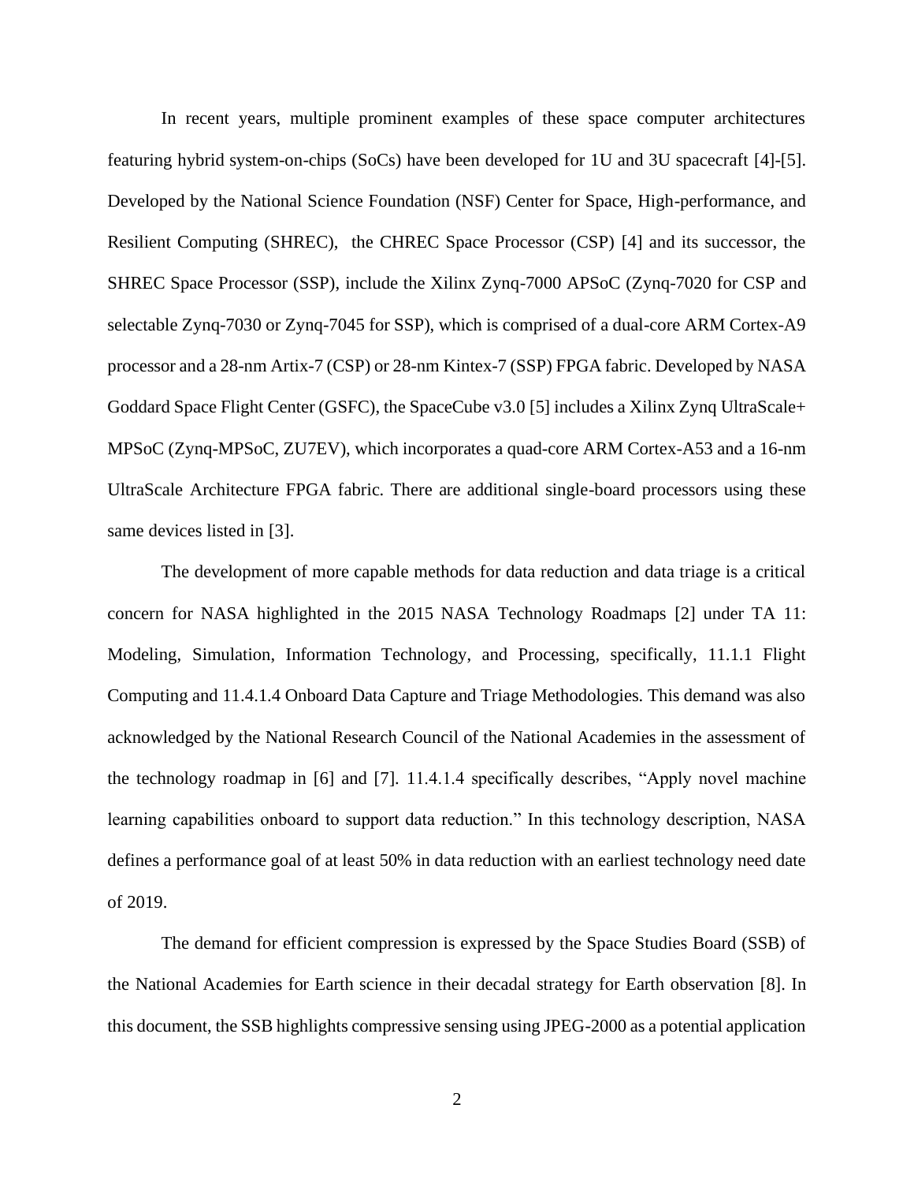In recent years, multiple prominent examples of these space computer architectures featuring hybrid system-on-chips (SoCs) have been developed for 1U and 3U spacecraft [4]-[5]. Developed by the National Science Foundation (NSF) Center for Space, High-performance, and Resilient Computing (SHREC), the CHREC Space Processor (CSP) [4] and its successor, the SHREC Space Processor (SSP), include the Xilinx Zynq-7000 APSoC (Zynq-7020 for CSP and selectable Zynq-7030 or Zynq-7045 for SSP), which is comprised of a dual-core ARM Cortex-A9 processor and a 28-nm Artix-7 (CSP) or 28-nm Kintex-7 (SSP) FPGA fabric. Developed by NASA Goddard Space Flight Center (GSFC), the SpaceCube v3.0 [5] includes a Xilinx Zynq UltraScale+ MPSoC (Zynq-MPSoC, ZU7EV), which incorporates a quad-core ARM Cortex-A53 and a 16-nm UltraScale Architecture FPGA fabric. There are additional single-board processors using these same devices listed in [3].

The development of more capable methods for data reduction and data triage is a critical concern for NASA highlighted in the 2015 NASA Technology Roadmaps [2] under TA 11: Modeling, Simulation, Information Technology, and Processing, specifically, 11.1.1 Flight Computing and 11.4.1.4 Onboard Data Capture and Triage Methodologies. This demand was also acknowledged by the National Research Council of the National Academies in the assessment of the technology roadmap in [6] and [7]. 11.4.1.4 specifically describes, "Apply novel machine learning capabilities onboard to support data reduction." In this technology description, NASA defines a performance goal of at least 50% in data reduction with an earliest technology need date of 2019.

The demand for efficient compression is expressed by the Space Studies Board (SSB) of the National Academies for Earth science in their decadal strategy for Earth observation [8]. In this document, the SSB highlights compressive sensing using JPEG-2000 as a potential application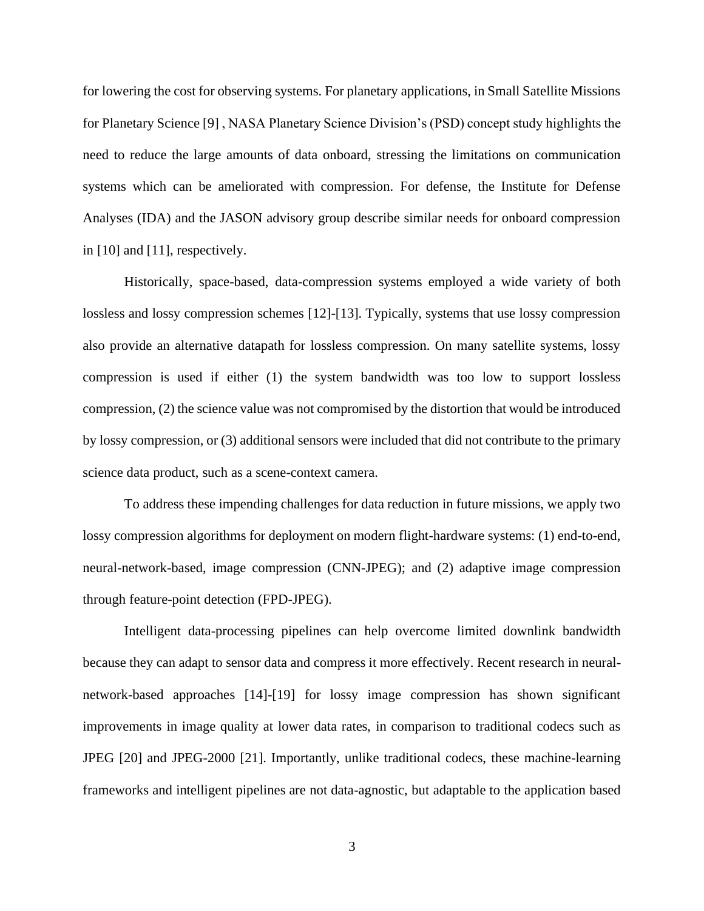for lowering the cost for observing systems. For planetary applications, in Small Satellite Missions for Planetary Science [9] , NASA Planetary Science Division's (PSD) concept study highlights the need to reduce the large amounts of data onboard, stressing the limitations on communication systems which can be ameliorated with compression. For defense, the Institute for Defense Analyses (IDA) and the JASON advisory group describe similar needs for onboard compression in [10] and [11], respectively.

Historically, space-based, data-compression systems employed a wide variety of both lossless and lossy compression schemes [12]-[13]. Typically, systems that use lossy compression also provide an alternative datapath for lossless compression. On many satellite systems, lossy compression is used if either (1) the system bandwidth was too low to support lossless compression, (2) the science value was not compromised by the distortion that would be introduced by lossy compression, or (3) additional sensors were included that did not contribute to the primary science data product, such as a scene-context camera.

To address these impending challenges for data reduction in future missions, we apply two lossy compression algorithms for deployment on modern flight-hardware systems: (1) end-to-end, neural-network-based, image compression (CNN-JPEG); and (2) adaptive image compression through feature-point detection (FPD-JPEG).

Intelligent data-processing pipelines can help overcome limited downlink bandwidth because they can adapt to sensor data and compress it more effectively. Recent research in neural-network-based approaches [14]-[19] for lossy image compression has shown significant improvements in image quality at lower data rates, in comparison to traditional codecs such as JPEG [20] and JPEG-2000 [21]. Importantly, unlike traditional codecs, these machine-learning frameworks and intelligent pipelines are not data-agnostic, but adaptable to the application based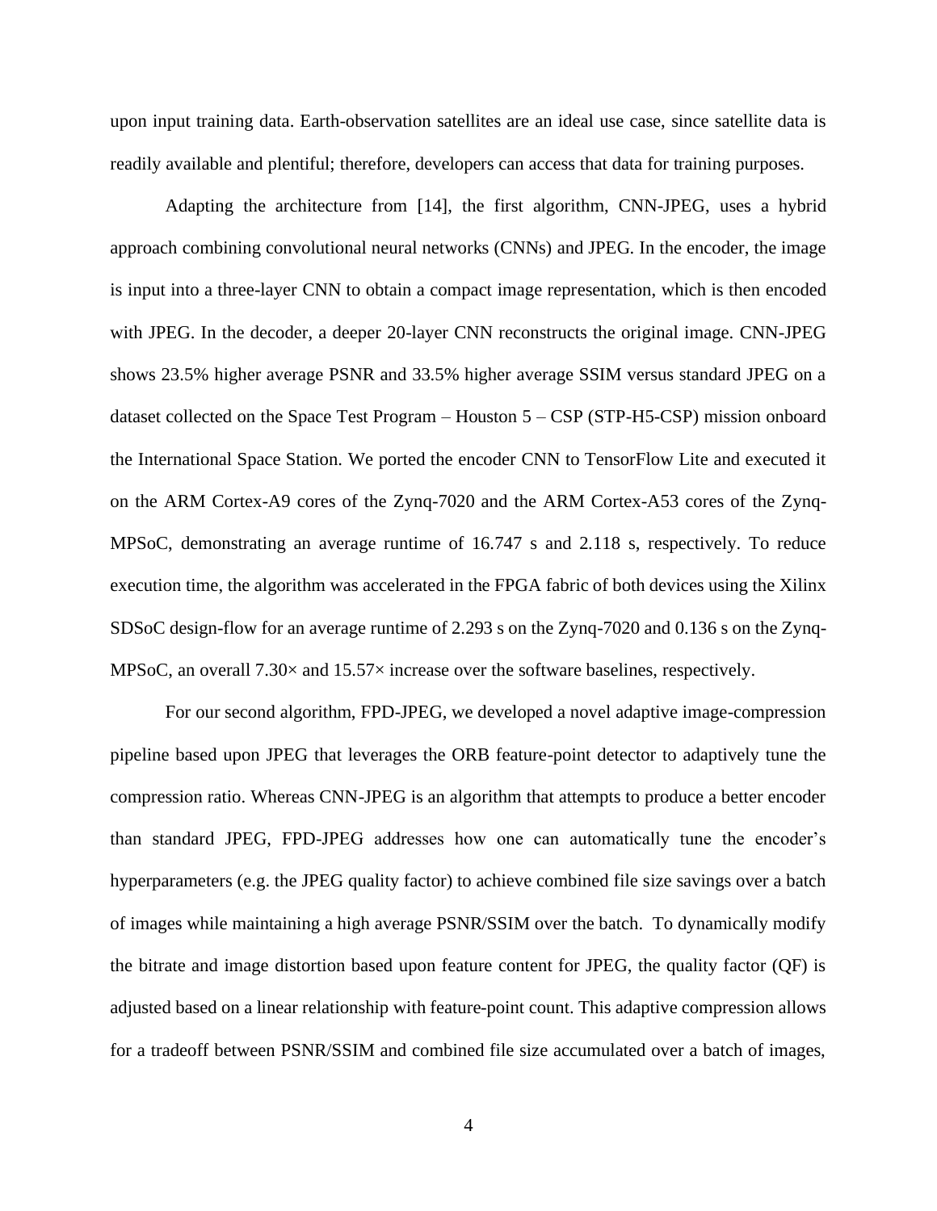upon input training data. Earth-observation satellites are an ideal use case, since satellite data is readily available and plentiful; therefore, developers can access that data for training purposes.

Adapting the architecture from [14], the first algorithm, CNN-JPEG, uses a hybrid approach combining convolutional neural networks (CNNs) and JPEG. In the encoder, the image is input into a three-layer CNN to obtain a compact image representation, which is then encoded with JPEG. In the decoder, a deeper 20-layer CNN reconstructs the original image. CNN-JPEG shows 23.5% higher average PSNR and 33.5% higher average SSIM versus standard JPEG on a dataset collected on the Space Test Program – Houston 5 – CSP (STP-H5-CSP) mission onboard the International Space Station. We ported the encoder CNN to TensorFlow Lite and executed it on the ARM Cortex-A9 cores of the Zynq-7020 and the ARM Cortex-A53 cores of the Zynq-MPSoC, demonstrating an average runtime of 16.747 s and 2.118 s, respectively. To reduce execution time, the algorithm was accelerated in the FPGA fabric of both devices using the Xilinx SDSoC design-flow for an average runtime of 2.293 s on the Zynq-7020 and 0.136 s on the Zynq-MPSoC, an overall 7.30× and 15.57× increase over the software baselines, respectively.

For our second algorithm, FPD-JPEG, we developed a novel adaptive image-compression pipeline based upon JPEG that leverages the ORB feature-point detector to adaptively tune the compression ratio. Whereas CNN-JPEG is an algorithm that attempts to produce a better encoder than standard JPEG, FPD-JPEG addresses how one can automatically tune the encoder's hyperparameters (e.g. the JPEG quality factor) to achieve combined file size savings over a batch of images while maintaining a high average PSNR/SSIM over the batch. To dynamically modify the bitrate and image distortion based upon feature content for JPEG, the quality factor (QF) is adjusted based on a linear relationship with feature-point count. This adaptive compression allows for a tradeoff between PSNR/SSIM and combined file size accumulated over a batch of images,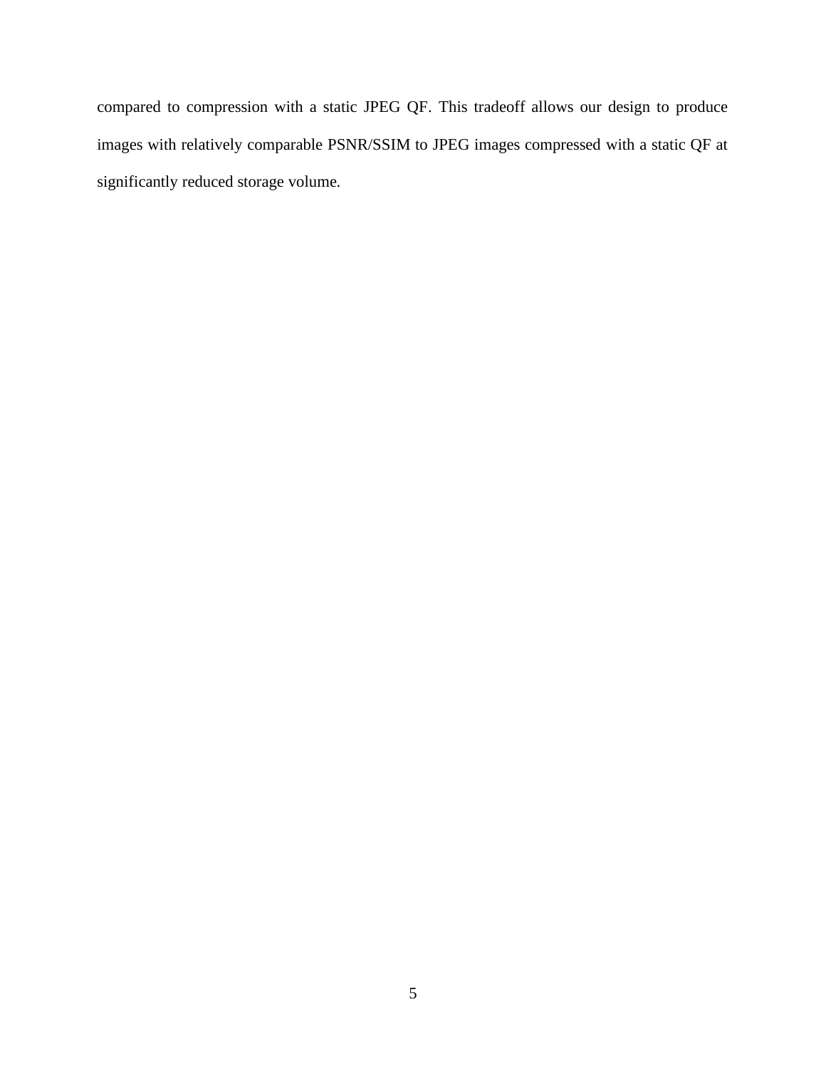compared to compression with a static JPEG QF. This tradeoff allows our design to produce images with relatively comparable PSNR/SSIM to JPEG images compressed with a static QF at significantly reduced storage volume.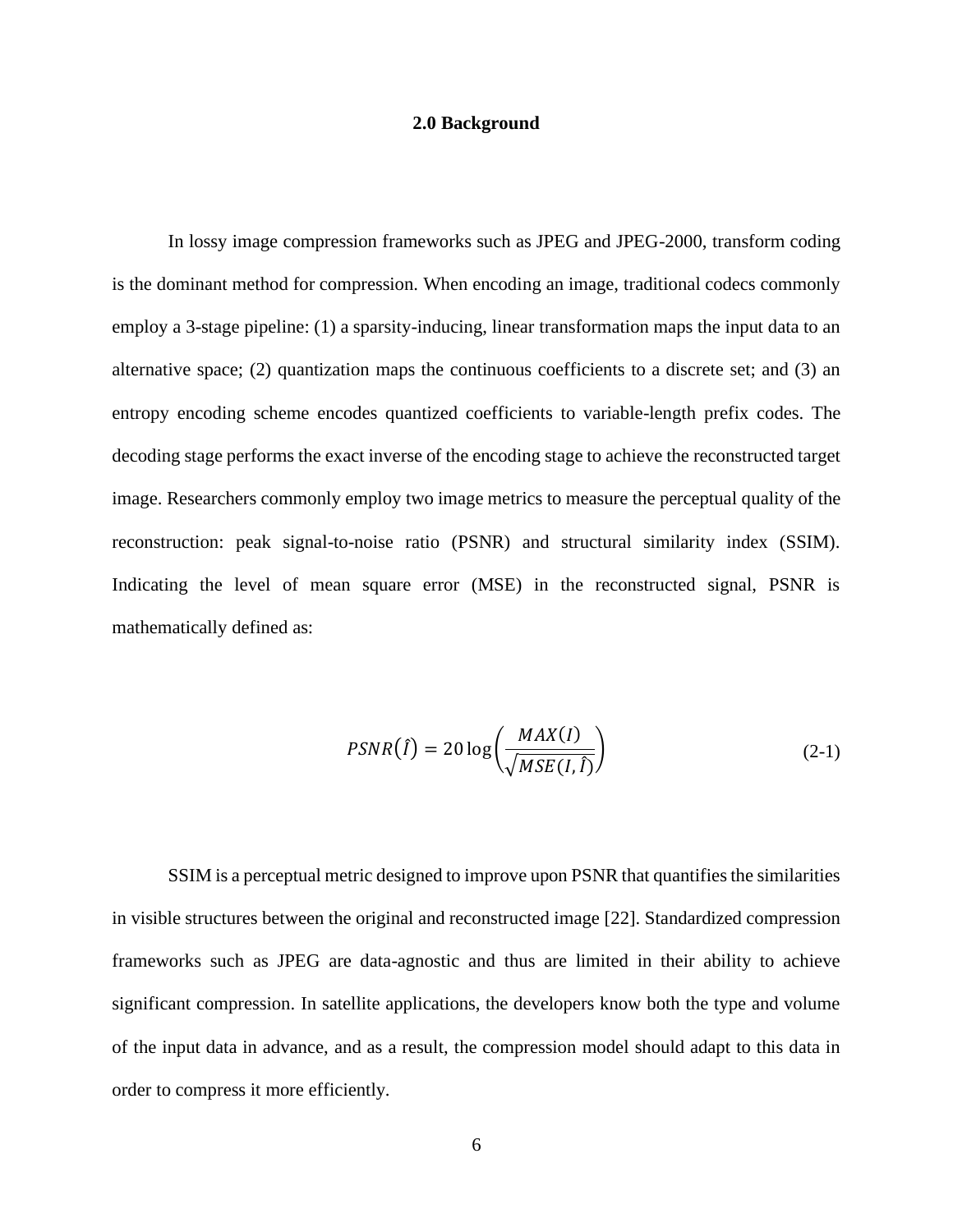## 2.0 Background

In lossy image compression frameworks such as JPEG and JPEG-2000, transform coding is the dominant method for compression. When encoding an image, traditional codecs commonly employ a 3-stage pipeline: (1) a sparsity-inducing, linear transformation maps the input data to an alternative space; (2) quantization maps the continuous coefficients to a discrete set; and (3) an entropy encoding scheme encodes quantized coefficients to variable-length prefix codes. The decoding stage performs the exact inverse of the encoding stage to achieve the reconstructed target image. Researchers commonly employ two image metrics to measure the perceptual quality of the reconstruction: peak signal-to-noise ratio (PSNR) and structural similarity index (SSIM). Indicating the level of mean square error (MSE) in the reconstructed signal, PSNR is mathematically defined as:

$$PSNR(\hat{I}) = 20 \log\left(\frac{MAX(I)}{\sqrt{MSE(I, \hat{I})}}\right) \tag{2-1}$$

SSIM is a perceptual metric designed to improve upon PSNR that quantifies the similarities in visible structures between the original and reconstructed image [22]. Standardized compression frameworks such as JPEG are data-agnostic and thus are limited in their ability to achieve significant compression. In satellite applications, the developers know both the type and volume of the input data in advance, and as a result, the compression model should adapt to this data in order to compress it more efficiently.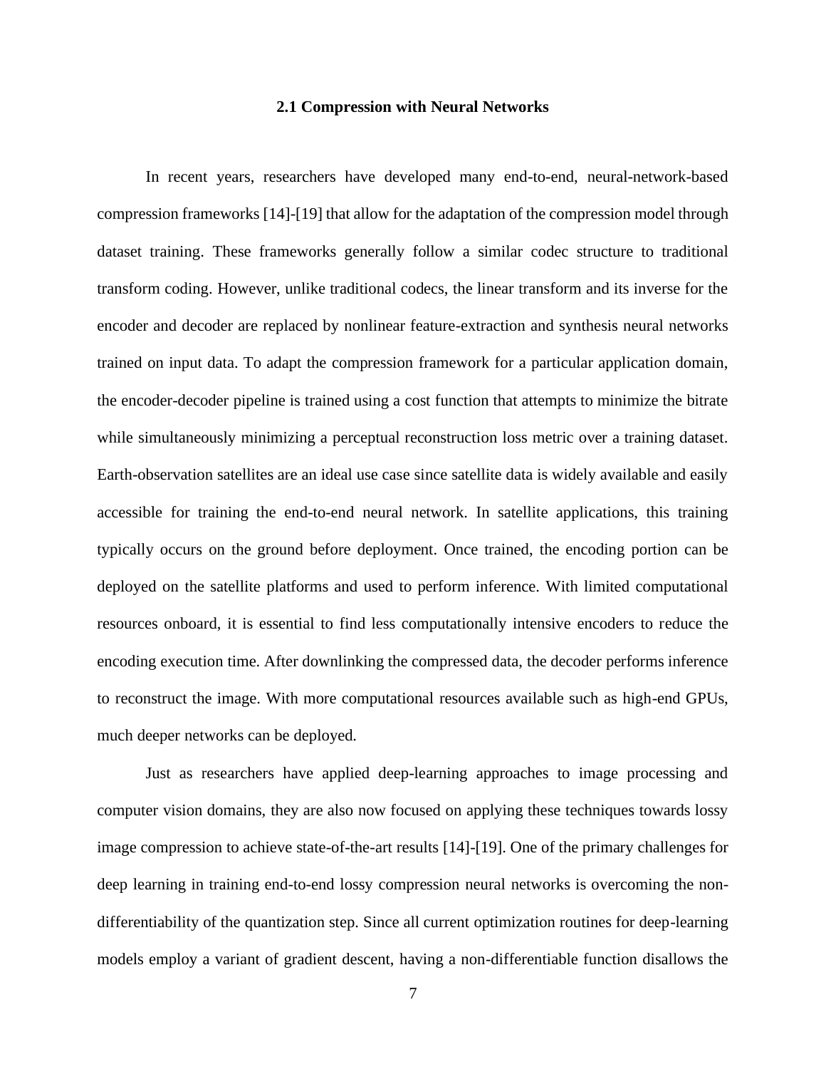## 2.1 Compression with Neural Networks

In recent years, researchers have developed many end-to-end, neural-network-based compression frameworks [14]-[19] that allow for the adaptation of the compression model through dataset training. These frameworks generally follow a similar codec structure to traditional transform coding. However, unlike traditional codecs, the linear transform and its inverse for the encoder and decoder are replaced by nonlinear feature-extraction and synthesis neural networks trained on input data. To adapt the compression framework for a particular application domain, the encoder-decoder pipeline is trained using a cost function that attempts to minimize the bitrate while simultaneously minimizing a perceptual reconstruction loss metric over a training dataset. Earth-observation satellites are an ideal use case since satellite data is widely available and easily accessible for training the end-to-end neural network. In satellite applications, this training typically occurs on the ground before deployment. Once trained, the encoding portion can be deployed on the satellite platforms and used to perform inference. With limited computational resources onboard, it is essential to find less computationally intensive encoders to reduce the encoding execution time. After downlinking the compressed data, the decoder performs inference to reconstruct the image. With more computational resources available such as high-end GPUs, much deeper networks can be deployed.

Just as researchers have applied deep-learning approaches to image processing and computer vision domains, they are also now focused on applying these techniques towards lossy image compression to achieve state-of-the-art results [14]-[19]. One of the primary challenges for deep learning in training end-to-end lossy compression neural networks is overcoming the non-differentiability of the quantization step. Since all current optimization routines for deep-learning models employ a variant of gradient descent, having a non-differentiable function disallows the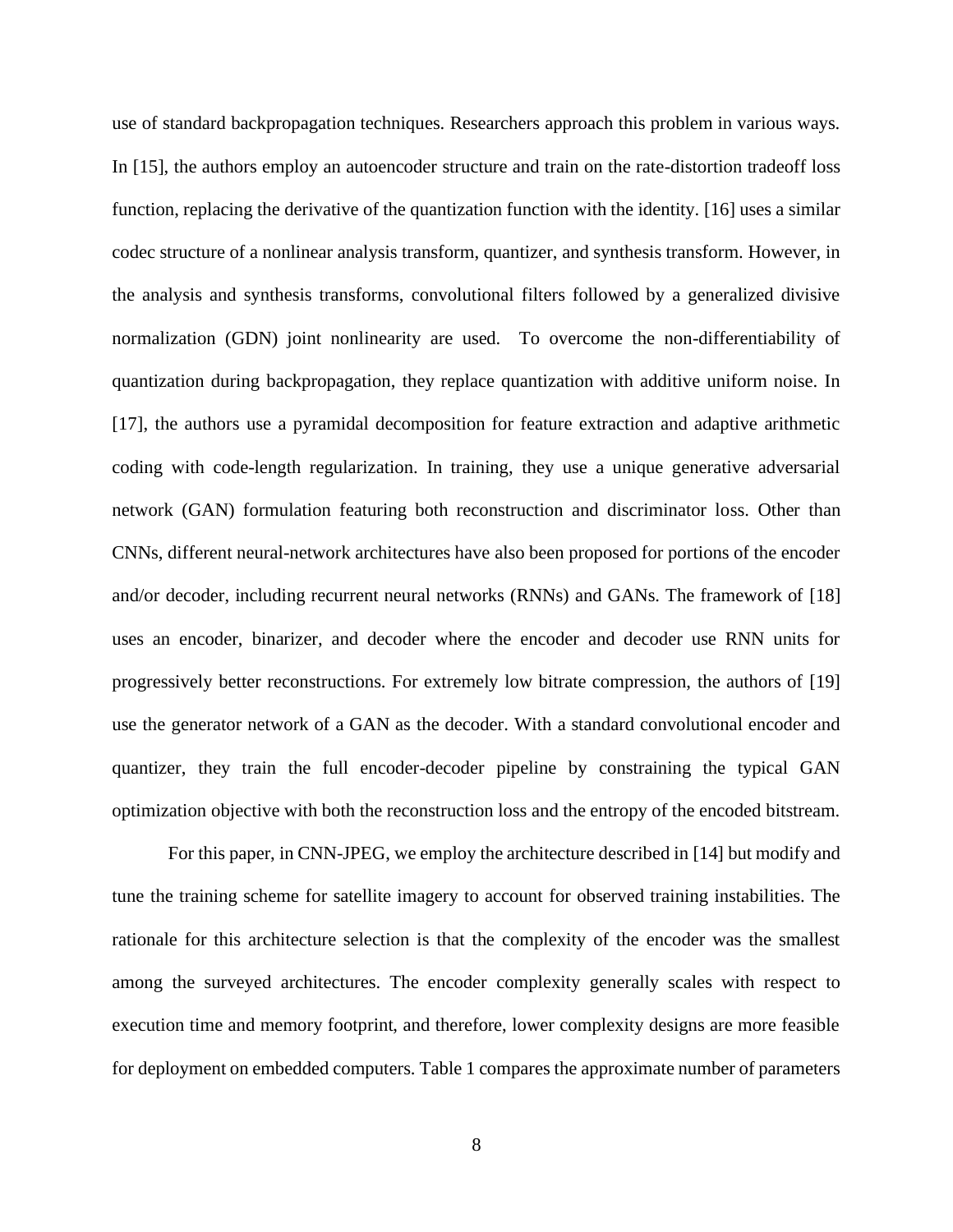use of standard backpropagation techniques. Researchers approach this problem in various ways. In [15], the authors employ an autoencoder structure and train on the rate-distortion tradeoff loss function, replacing the derivative of the quantization function with the identity. [16] uses a similar codec structure of a nonlinear analysis transform, quantizer, and synthesis transform. However, in the analysis and synthesis transforms, convolutional filters followed by a generalized divisive normalization (GDN) joint nonlinearity are used. To overcome the non-differentiability of quantization during backpropagation, they replace quantization with additive uniform noise. In [17], the authors use a pyramidal decomposition for feature extraction and adaptive arithmetic coding with code-length regularization. In training, they use a unique generative adversarial network (GAN) formulation featuring both reconstruction and discriminator loss. Other than CNNs, different neural-network architectures have also been proposed for portions of the encoder and/or decoder, including recurrent neural networks (RNNs) and GANs. The framework of [18] uses an encoder, binarizer, and decoder where the encoder and decoder use RNN units for progressively better reconstructions. For extremely low bitrate compression, the authors of [19] use the generator network of a GAN as the decoder. With a standard convolutional encoder and quantizer, they train the full encoder-decoder pipeline by constraining the typical GAN optimization objective with both the reconstruction loss and the entropy of the encoded bitstream.

For this paper, in CNN-JPEG, we employ the architecture described in [14] but modify and tune the training scheme for satellite imagery to account for observed training instabilities. The rationale for this architecture selection is that the complexity of the encoder was the smallest among the surveyed architectures. The encoder complexity generally scales with respect to execution time and memory footprint, and therefore, lower complexity designs are more feasible for deployment on embedded computers. Table 1 compares the approximate number of parameters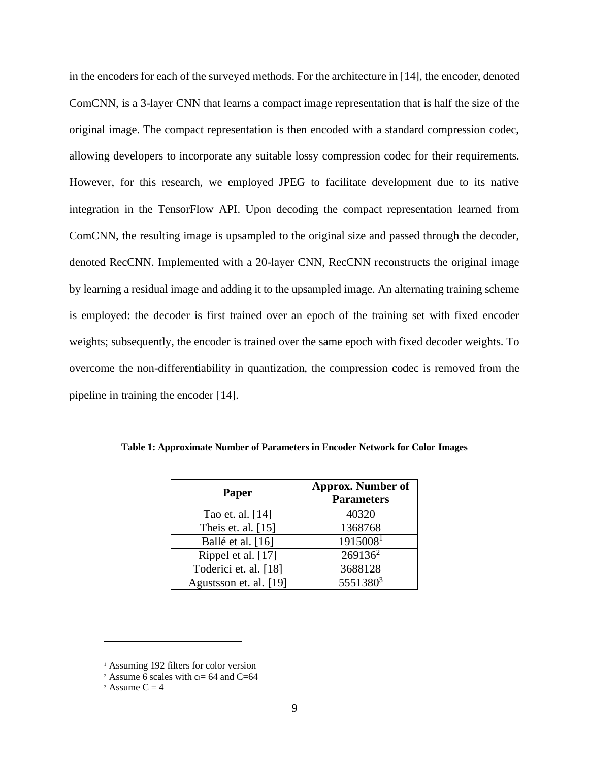in the encoders for each of the surveyed methods. For the architecture in [14], the encoder, denoted ComCNN, is a 3-layer CNN that learns a compact image representation that is half the size of the original image. The compact representation is then encoded with a standard compression codec, allowing developers to incorporate any suitable lossy compression codec for their requirements. However, for this research, we employed JPEG to facilitate development due to its native integration in the TensorFlow API. Upon decoding the compact representation learned from ComCNN, the resulting image is upsampled to the original size and passed through the decoder, denoted RecCNN. Implemented with a 20-layer CNN, RecCNN reconstructs the original image by learning a residual image and adding it to the upsampled image. An alternating training scheme is employed: the decoder is first trained over an epoch of the training set with fixed encoder weights; subsequently, the encoder is trained over the same epoch with fixed decoder weights. To overcome the non-differentiability in quantization, the compression codec is removed from the pipeline in training the encoder [14].

**Table 1: Approximate Number of Parameters in Encoder Network for Color Images**

| Paper | Approx. Number of Parameters |
| --- | --- |
| Tao et. al. [14] | 40320 |
| Theis et. al. [15] | 1368768 |
| Ballé et al. [16] | 1915008[1] |
| Rippel et al. [17] | 269136[2] |
| Toderici et. al. [18] | 3688128 |
| Agustsson et. al. [19] | 5551380[3] |

[1] Assuming 192 filters for color version

[2] Assume 6 scales with $c_i$= 64 and C=64

[3] Assume C = 4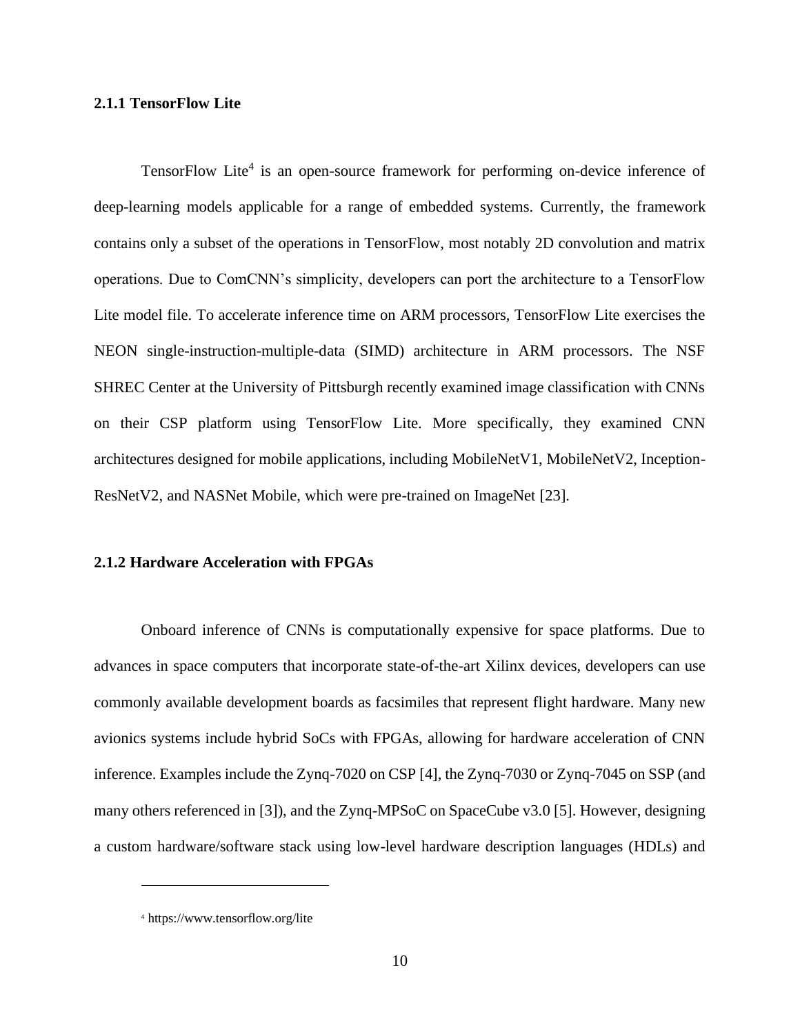### 2.1.1 TensorFlow Lite

TensorFlow Lite[4] is an open-source framework for performing on-device inference of deep-learning models applicable for a range of embedded systems. Currently, the framework contains only a subset of the operations in TensorFlow, most notably 2D convolution and matrix operations. Due to ComCNN's simplicity, developers can port the architecture to a TensorFlow Lite model file. To accelerate inference time on ARM processors, TensorFlow Lite exercises the NEON single-instruction-multiple-data (SIMD) architecture in ARM processors. The NSF SHREC Center at the University of Pittsburgh recently examined image classification with CNNs on their CSP platform using TensorFlow Lite. More specifically, they examined CNN architectures designed for mobile applications, including MobileNetV1, MobileNetV2, Inception-ResNetV2, and NASNet Mobile, which were pre-trained on ImageNet [23].

### 2.1.2 Hardware Acceleration with FPGAs

Onboard inference of CNNs is computationally expensive for space platforms. Due to advances in space computers that incorporate state-of-the-art Xilinx devices, developers can use commonly available development boards as facsimiles that represent flight hardware. Many new avionics systems include hybrid SoCs with FPGAs, allowing for hardware acceleration of CNN inference. Examples include the Zynq-7020 on CSP [4], the Zynq-7030 or Zynq-7045 on SSP (and many others referenced in [3]), and the Zynq-MPSoC on SpaceCube v3.0 [5]. However, designing a custom hardware/software stack using low-level hardware description languages (HDLs) and

---

[4] https://www.tensorflow.org/lite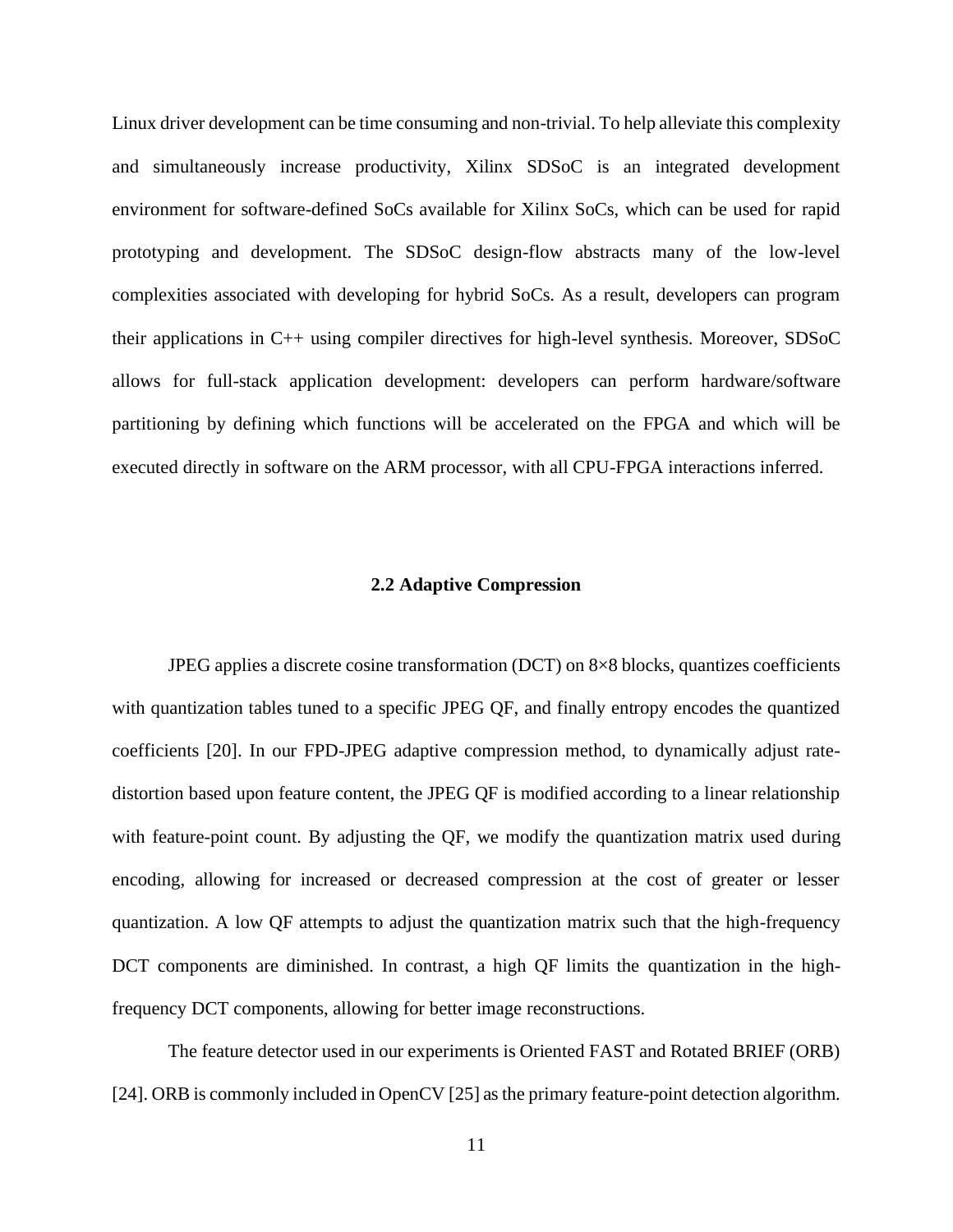Linux driver development can be time consuming and non-trivial. To help alleviate this complexity and simultaneously increase productivity, Xilinx SDSoC is an integrated development environment for software-defined SoCs available for Xilinx SoCs, which can be used for rapid prototyping and development. The SDSoC design-flow abstracts many of the low-level complexities associated with developing for hybrid SoCs. As a result, developers can program their applications in C++ using compiler directives for high-level synthesis. Moreover, SDSoC allows for full-stack application development: developers can perform hardware/software partitioning by defining which functions will be accelerated on the FPGA and which will be executed directly in software on the ARM processor, with all CPU-FPGA interactions inferred.

## 2.2 Adaptive Compression

JPEG applies a discrete cosine transformation (DCT) on 8×8 blocks, quantizes coefficients with quantization tables tuned to a specific JPEG QF, and finally entropy encodes the quantized coefficients [20]. In our FPD-JPEG adaptive compression method, to dynamically adjust rate-distortion based upon feature content, the JPEG QF is modified according to a linear relationship with feature-point count. By adjusting the QF, we modify the quantization matrix used during encoding, allowing for increased or decreased compression at the cost of greater or lesser quantization. A low QF attempts to adjust the quantization matrix such that the high-frequency DCT components are diminished. In contrast, a high QF limits the quantization in the high-frequency DCT components, allowing for better image reconstructions.

The feature detector used in our experiments is Oriented FAST and Rotated BRIEF (ORB) [24]. ORB is commonly included in OpenCV [25] as the primary feature-point detection algorithm.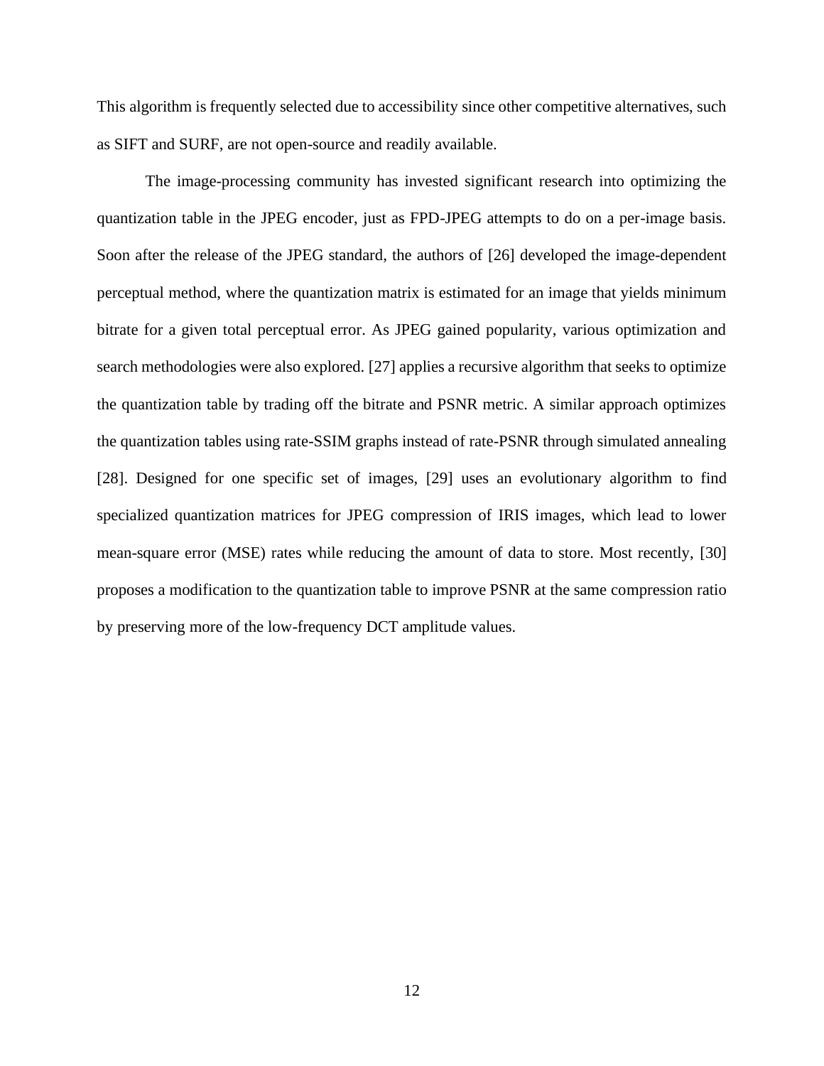This algorithm is frequently selected due to accessibility since other competitive alternatives, such as SIFT and SURF, are not open-source and readily available.

The image-processing community has invested significant research into optimizing the quantization table in the JPEG encoder, just as FPD-JPEG attempts to do on a per-image basis. Soon after the release of the JPEG standard, the authors of [26] developed the image-dependent perceptual method, where the quantization matrix is estimated for an image that yields minimum bitrate for a given total perceptual error. As JPEG gained popularity, various optimization and search methodologies were also explored. [27] applies a recursive algorithm that seeks to optimize the quantization table by trading off the bitrate and PSNR metric. A similar approach optimizes the quantization tables using rate-SSIM graphs instead of rate-PSNR through simulated annealing [28]. Designed for one specific set of images, [29] uses an evolutionary algorithm to find specialized quantization matrices for JPEG compression of IRIS images, which lead to lower mean-square error (MSE) rates while reducing the amount of data to store. Most recently, [30] proposes a modification to the quantization table to improve PSNR at the same compression ratio by preserving more of the low-frequency DCT amplitude values.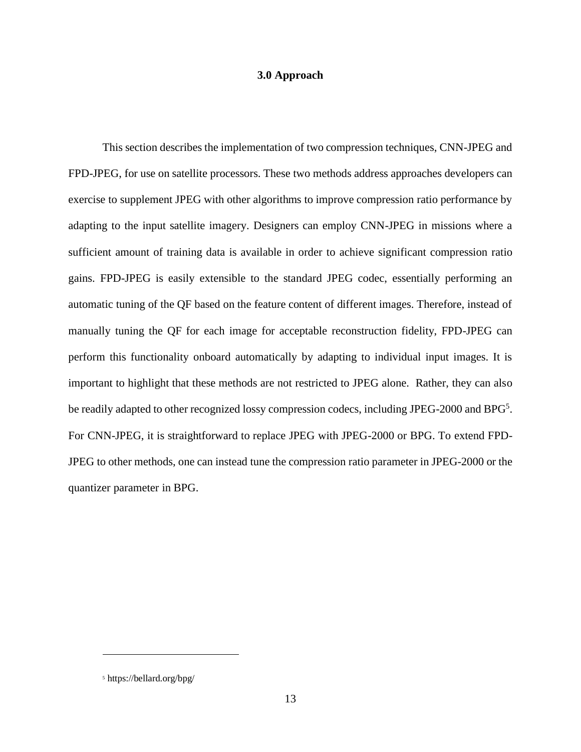# 3.0 Approach

This section describes the implementation of two compression techniques, CNN-JPEG and FPD-JPEG, for use on satellite processors. These two methods address approaches developers can exercise to supplement JPEG with other algorithms to improve compression ratio performance by adapting to the input satellite imagery. Designers can employ CNN-JPEG in missions where a sufficient amount of training data is available in order to achieve significant compression ratio gains. FPD-JPEG is easily extensible to the standard JPEG codec, essentially performing an automatic tuning of the QF based on the feature content of different images. Therefore, instead of manually tuning the QF for each image for acceptable reconstruction fidelity, FPD-JPEG can perform this functionality onboard automatically by adapting to individual input images. It is important to highlight that these methods are not restricted to JPEG alone. Rather, they can also be readily adapted to other recognized lossy compression codecs, including JPEG-2000 and BPG[5]. For CNN-JPEG, it is straightforward to replace JPEG with JPEG-2000 or BPG. To extend FPD-JPEG to other methods, one can instead tune the compression ratio parameter in JPEG-2000 or the quantizer parameter in BPG.

[5] https://bellard.org/bpg/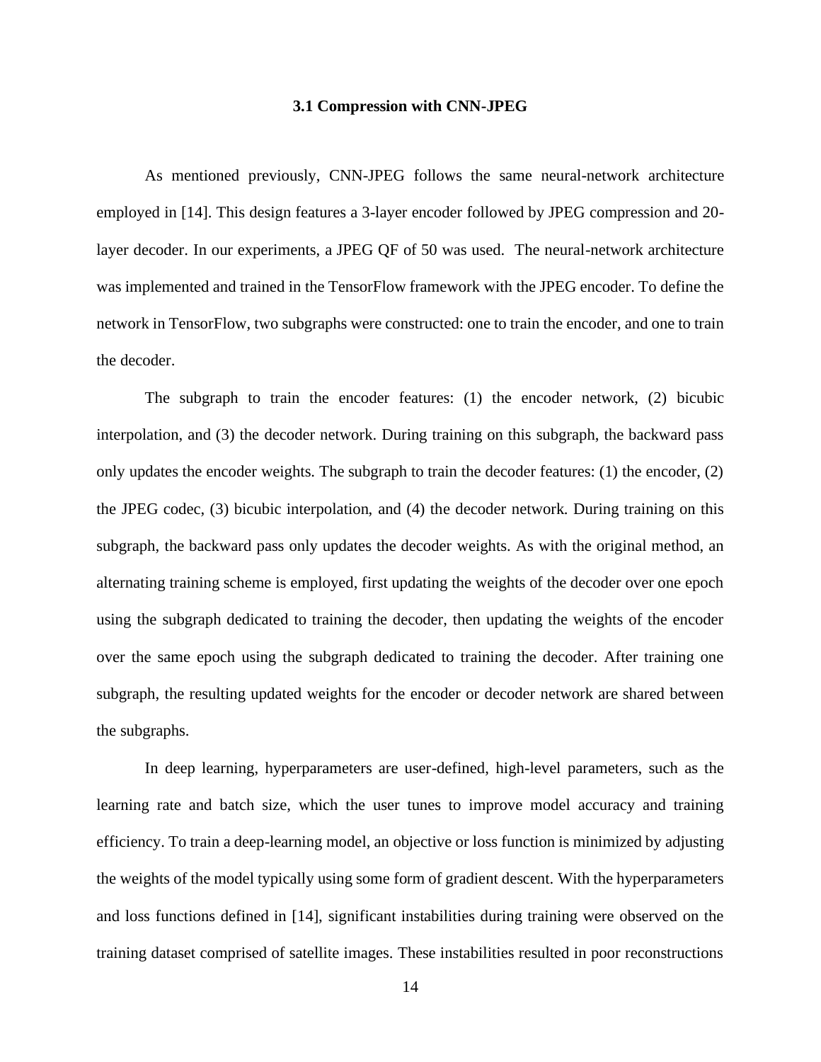### 3.1 Compression with CNN-JPEG

As mentioned previously, CNN-JPEG follows the same neural-network architecture employed in [14]. This design features a 3-layer encoder followed by JPEG compression and 20-layer decoder. In our experiments, a JPEG QF of 50 was used. The neural-network architecture was implemented and trained in the TensorFlow framework with the JPEG encoder. To define the network in TensorFlow, two subgraphs were constructed: one to train the encoder, and one to train the decoder.

The subgraph to train the encoder features: (1) the encoder network, (2) bicubic interpolation, and (3) the decoder network. During training on this subgraph, the backward pass only updates the encoder weights. The subgraph to train the decoder features: (1) the encoder, (2) the JPEG codec, (3) bicubic interpolation, and (4) the decoder network. During training on this subgraph, the backward pass only updates the decoder weights. As with the original method, an alternating training scheme is employed, first updating the weights of the decoder over one epoch using the subgraph dedicated to training the decoder, then updating the weights of the encoder over the same epoch using the subgraph dedicated to training the decoder. After training one subgraph, the resulting updated weights for the encoder or decoder network are shared between the subgraphs.

In deep learning, hyperparameters are user-defined, high-level parameters, such as the learning rate and batch size, which the user tunes to improve model accuracy and training efficiency. To train a deep-learning model, an objective or loss function is minimized by adjusting the weights of the model typically using some form of gradient descent. With the hyperparameters and loss functions defined in [14], significant instabilities during training were observed on the training dataset comprised of satellite images. These instabilities resulted in poor reconstructions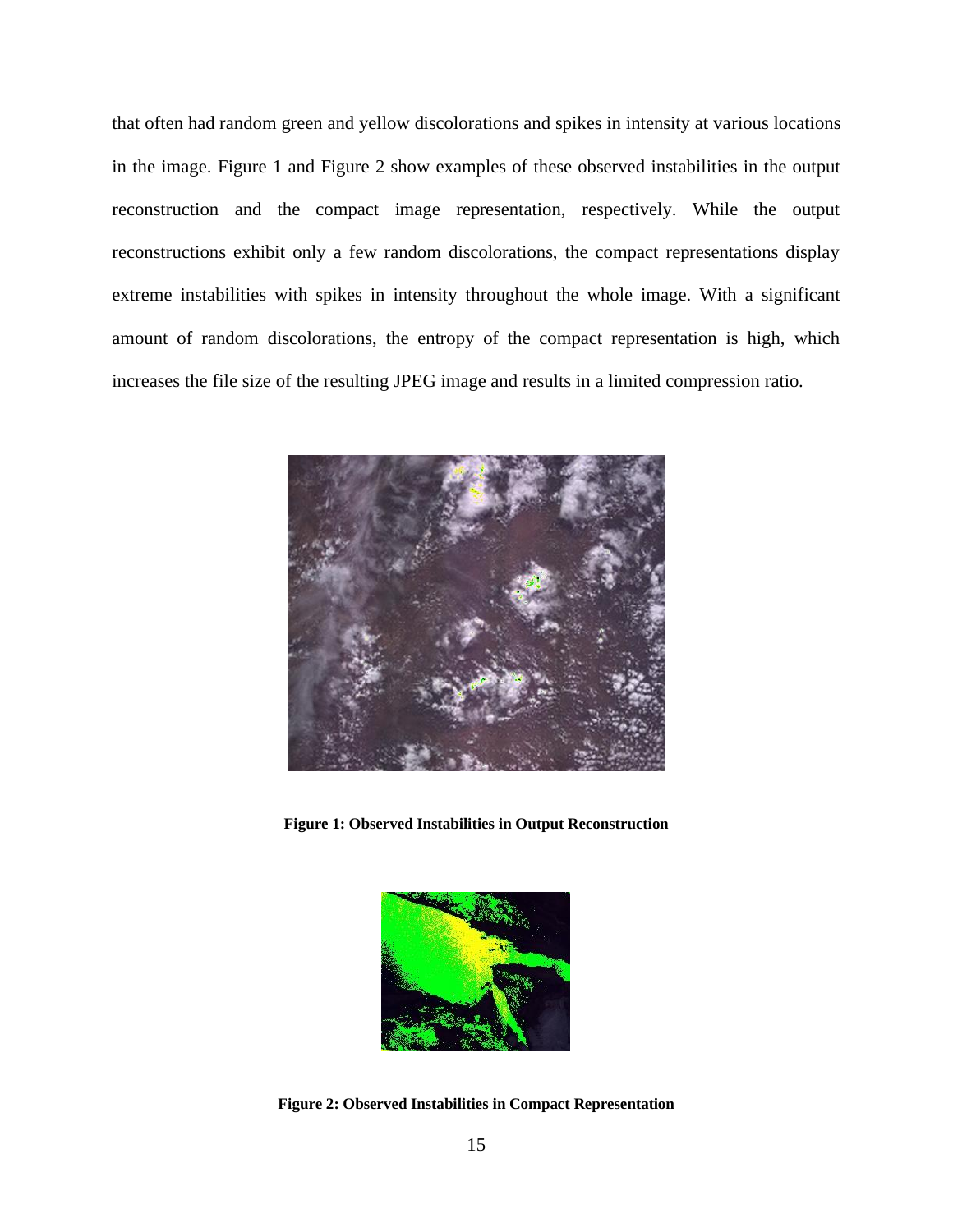that often had random green and yellow discolorations and spikes in intensity at various locations in the image. Figure 1 and Figure 2 show examples of these observed instabilities in the output reconstruction and the compact image representation, respectively. While the output reconstructions exhibit only a few random discolorations, the compact representations display extreme instabilities with spikes in intensity throughout the whole image. With a significant amount of random discolorations, the entropy of the compact representation is high, which increases the file size of the resulting JPEG image and results in a limited compression ratio.

**Figure 1: Observed Instabilities in Output Reconstruction**

**Figure 2: Observed Instabilities in Compact Representation**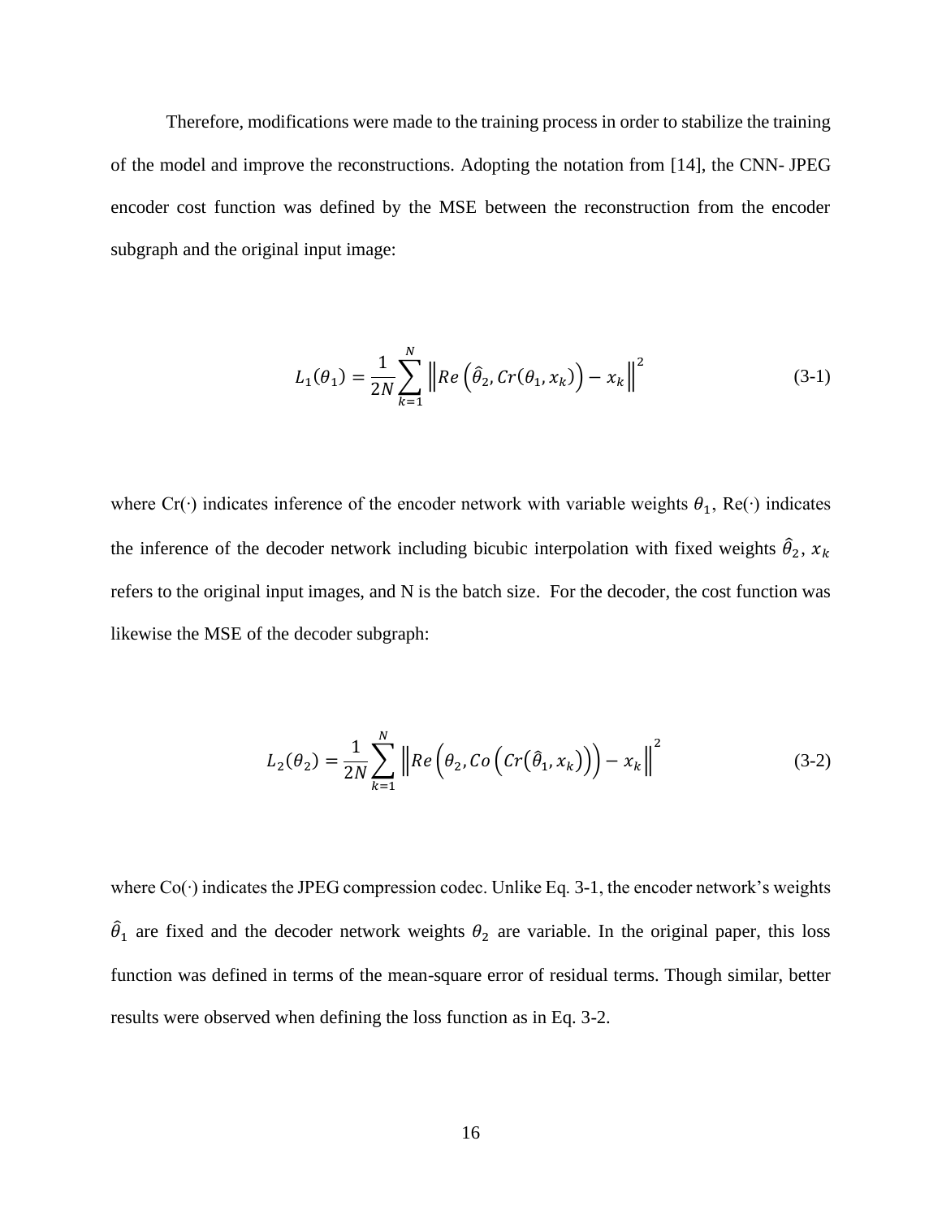Therefore, modifications were made to the training process in order to stabilize the training of the model and improve the reconstructions. Adopting the notation from [14], the CNN- JPEG encoder cost function was defined by the MSE between the reconstruction from the encoder subgraph and the original input image:

$$L_1(\theta_1) = \frac{1}{2N}\sum_{k=1}^{N} \left\| Re\left(\hat{\theta}_2, Cr(\theta_1, x_k)\right) - x_k \right\|^2 \tag{3-1}$$

where Cr(·) indicates inference of the encoder network with variable weights $\theta_1$, Re(·) indicates the inference of the decoder network including bicubic interpolation with fixed weights $\hat{\theta}_2$, $x_k$ refers to the original input images, and N is the batch size. For the decoder, the cost function was likewise the MSE of the decoder subgraph:

$$L_2(\theta_2) = \frac{1}{2N}\sum_{k=1}^{N} \left\| Re\left(\theta_2, Co\left(Cr(\hat{\theta}_1, x_k)\right)\right) - x_k \right\|^2 \tag{3-2}$$

where Co(·) indicates the JPEG compression codec. Unlike Eq. 3-1, the encoder network's weights $\hat{\theta}_1$ are fixed and the decoder network weights $\theta_2$ are variable. In the original paper, this loss function was defined in terms of the mean-square error of residual terms. Though similar, better results were observed when defining the loss function as in Eq. 3-2.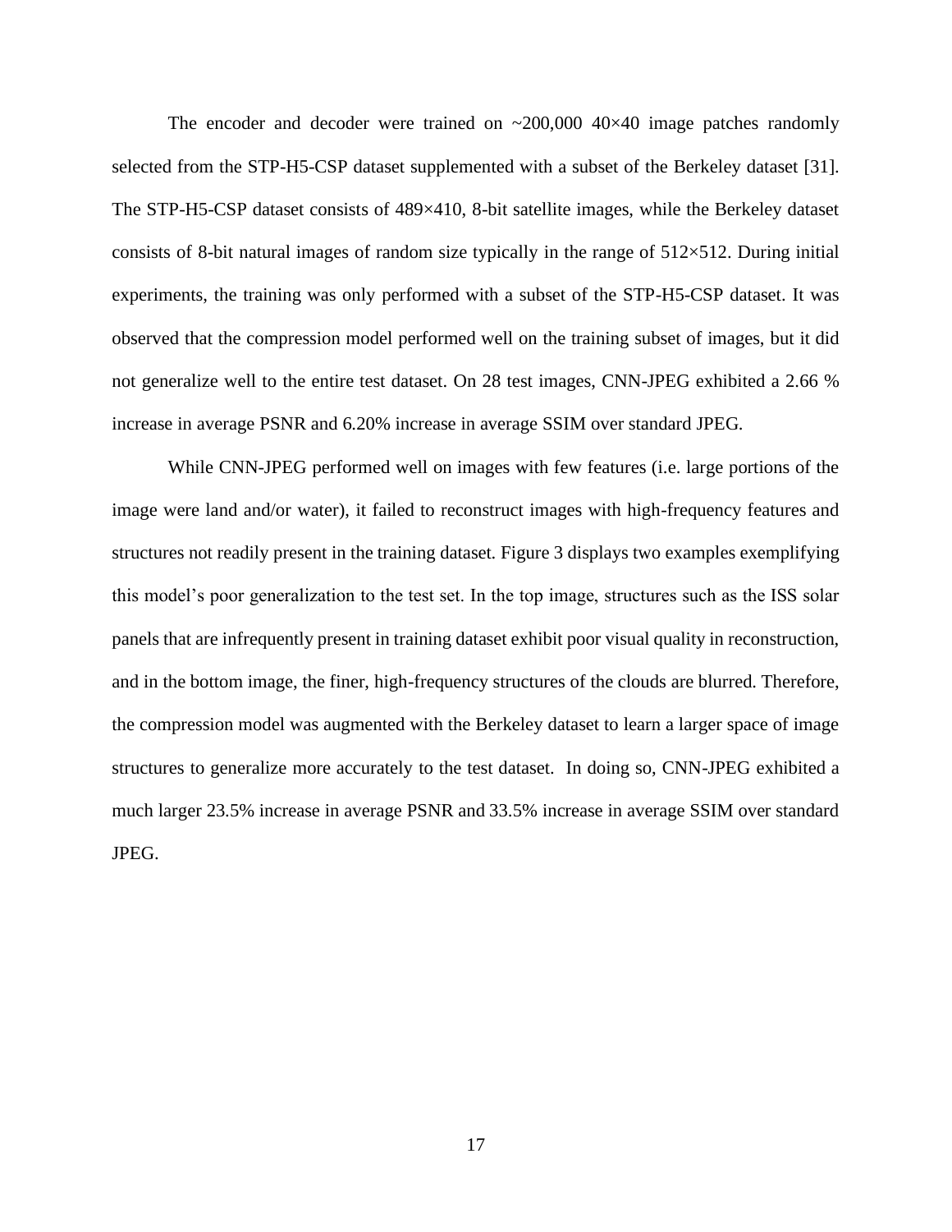The encoder and decoder were trained on ~200,000 40×40 image patches randomly selected from the STP-H5-CSP dataset supplemented with a subset of the Berkeley dataset [31]. The STP-H5-CSP dataset consists of 489×410, 8-bit satellite images, while the Berkeley dataset consists of 8-bit natural images of random size typically in the range of 512×512. During initial experiments, the training was only performed with a subset of the STP-H5-CSP dataset. It was observed that the compression model performed well on the training subset of images, but it did not generalize well to the entire test dataset. On 28 test images, CNN-JPEG exhibited a 2.66 % increase in average PSNR and 6.20% increase in average SSIM over standard JPEG.

While CNN-JPEG performed well on images with few features (i.e. large portions of the image were land and/or water), it failed to reconstruct images with high-frequency features and structures not readily present in the training dataset. Figure 3 displays two examples exemplifying this model's poor generalization to the test set. In the top image, structures such as the ISS solar panels that are infrequently present in training dataset exhibit poor visual quality in reconstruction, and in the bottom image, the finer, high-frequency structures of the clouds are blurred. Therefore, the compression model was augmented with the Berkeley dataset to learn a larger space of image structures to generalize more accurately to the test dataset. In doing so, CNN-JPEG exhibited a much larger 23.5% increase in average PSNR and 33.5% increase in average SSIM over standard JPEG.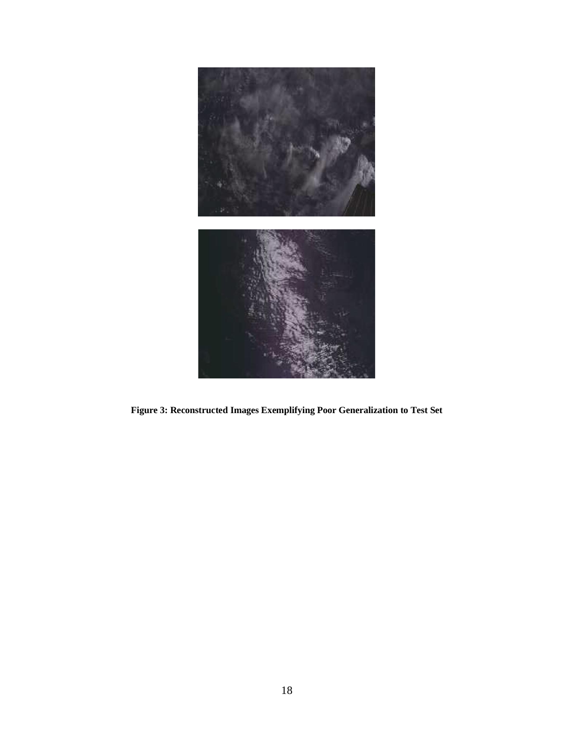**Figure 3: Reconstructed Images Exemplifying Poor Generalization to Test Set**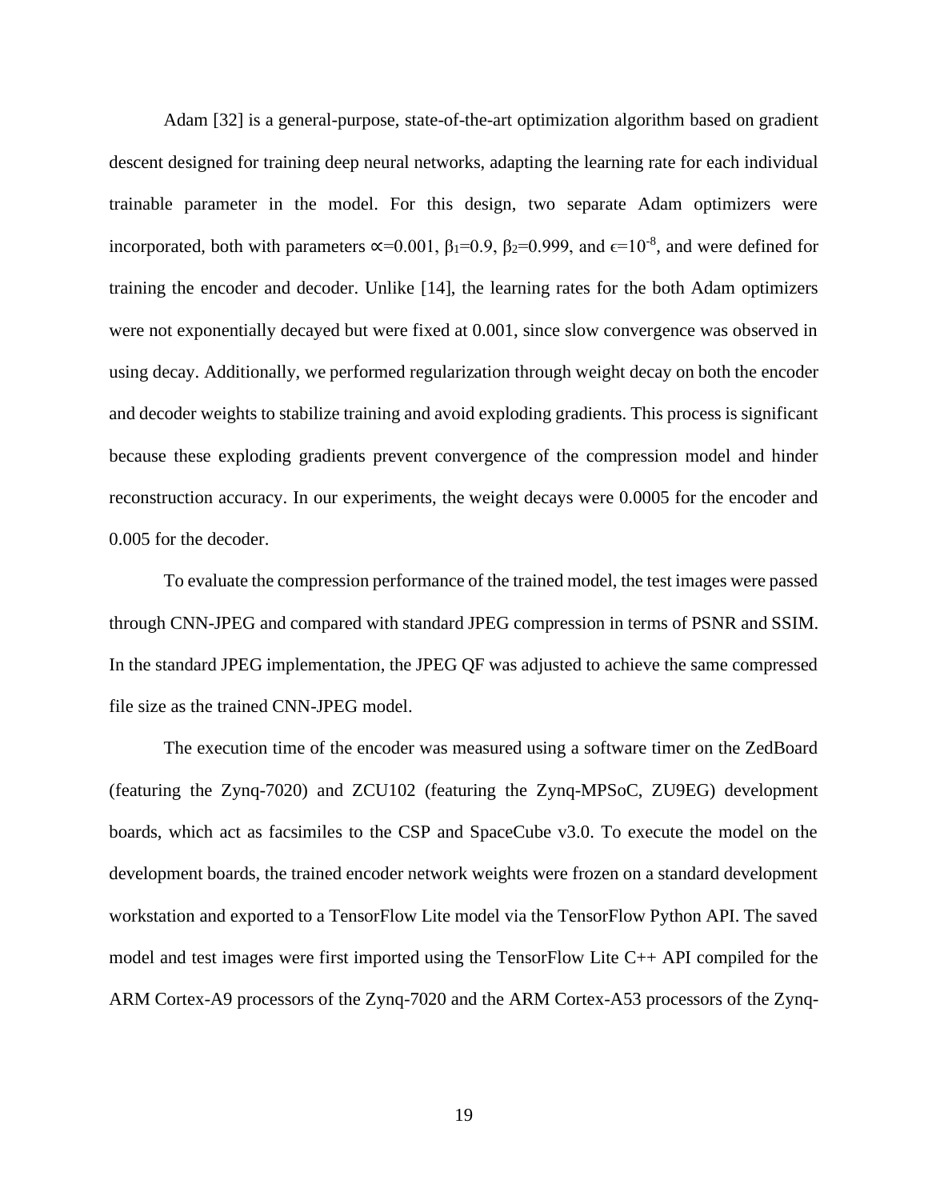Adam [32] is a general-purpose, state-of-the-art optimization algorithm based on gradient descent designed for training deep neural networks, adapting the learning rate for each individual trainable parameter in the model. For this design, two separate Adam optimizers were incorporated, both with parameters $\propto$=0.001, $\beta_1$=0.9, $\beta_2$=0.999, and $\epsilon$=$10^{-8}$, and were defined for training the encoder and decoder. Unlike [14], the learning rates for the both Adam optimizers were not exponentially decayed but were fixed at 0.001, since slow convergence was observed in using decay. Additionally, we performed regularization through weight decay on both the encoder and decoder weights to stabilize training and avoid exploding gradients. This process is significant because these exploding gradients prevent convergence of the compression model and hinder reconstruction accuracy. In our experiments, the weight decays were 0.0005 for the encoder and 0.005 for the decoder.

To evaluate the compression performance of the trained model, the test images were passed through CNN-JPEG and compared with standard JPEG compression in terms of PSNR and SSIM. In the standard JPEG implementation, the JPEG QF was adjusted to achieve the same compressed file size as the trained CNN-JPEG model.

The execution time of the encoder was measured using a software timer on the ZedBoard (featuring the Zynq-7020) and ZCU102 (featuring the Zynq-MPSoC, ZU9EG) development boards, which act as facsimiles to the CSP and SpaceCube v3.0. To execute the model on the development boards, the trained encoder network weights were frozen on a standard development workstation and exported to a TensorFlow Lite model via the TensorFlow Python API. The saved model and test images were first imported using the TensorFlow Lite C++ API compiled for the ARM Cortex-A9 processors of the Zynq-7020 and the ARM Cortex-A53 processors of the Zynq-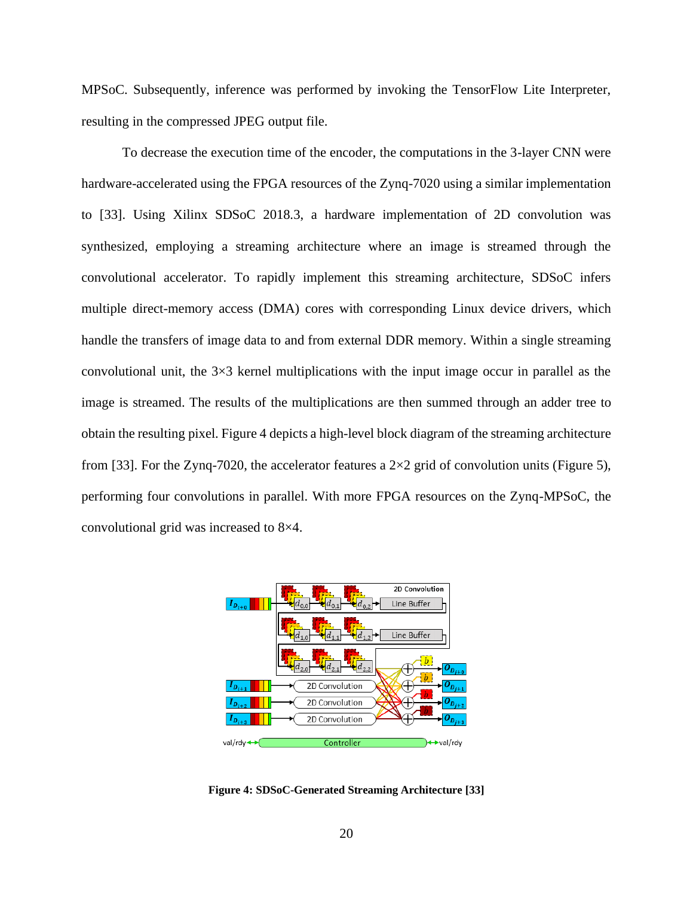MPSoC. Subsequently, inference was performed by invoking the TensorFlow Lite Interpreter, resulting in the compressed JPEG output file.

To decrease the execution time of the encoder, the computations in the 3-layer CNN were hardware-accelerated using the FPGA resources of the Zynq-7020 using a similar implementation to [33]. Using Xilinx SDSoC 2018.3, a hardware implementation of 2D convolution was synthesized, employing a streaming architecture where an image is streamed through the convolutional accelerator. To rapidly implement this streaming architecture, SDSoC infers multiple direct-memory access (DMA) cores with corresponding Linux device drivers, which handle the transfers of image data to and from external DDR memory. Within a single streaming convolutional unit, the 3×3 kernel multiplications with the input image occur in parallel as the image is streamed. The results of the multiplications are then summed through an adder tree to obtain the resulting pixel. Figure 4 depicts a high-level block diagram of the streaming architecture from [33]. For the Zynq-7020, the accelerator features a 2×2 grid of convolution units (Figure 5), performing four convolutions in parallel. With more FPGA resources on the Zynq-MPSoC, the convolutional grid was increased to 8×4.

**Figure 4: SDSoC-Generated Streaming Architecture [33]**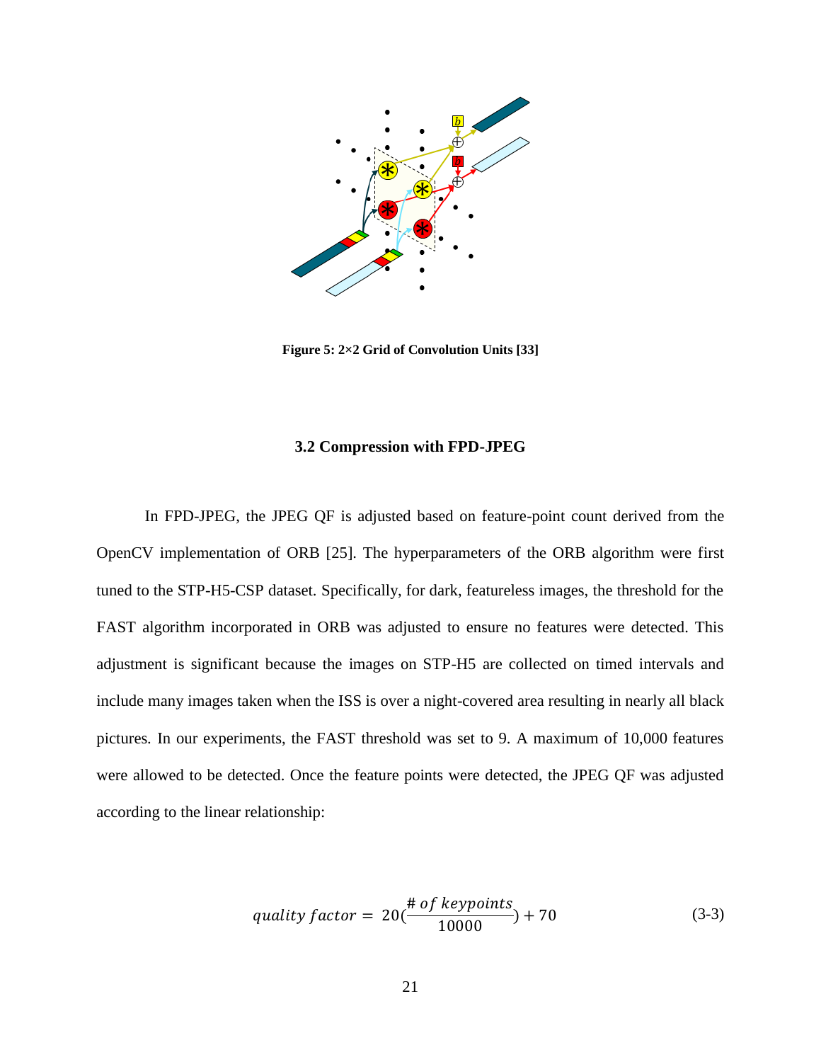**Figure 5: 2×2 Grid of Convolution Units [33]**

### 3.2 Compression with FPD-JPEG

In FPD-JPEG, the JPEG QF is adjusted based on feature-point count derived from the OpenCV implementation of ORB [25]. The hyperparameters of the ORB algorithm were first tuned to the STP-H5-CSP dataset. Specifically, for dark, featureless images, the threshold for the FAST algorithm incorporated in ORB was adjusted to ensure no features were detected. This adjustment is significant because the images on STP-H5 are collected on timed intervals and include many images taken when the ISS is over a night-covered area resulting in nearly all black pictures. In our experiments, the FAST threshold was set to 9. A maximum of 10,000 features were allowed to be detected. Once the feature points were detected, the JPEG QF was adjusted according to the linear relationship:

$$quality\ factor = 20\left(\frac{\#\ of\ keypoints}{10000}\right) + 70 \tag{3-3}$$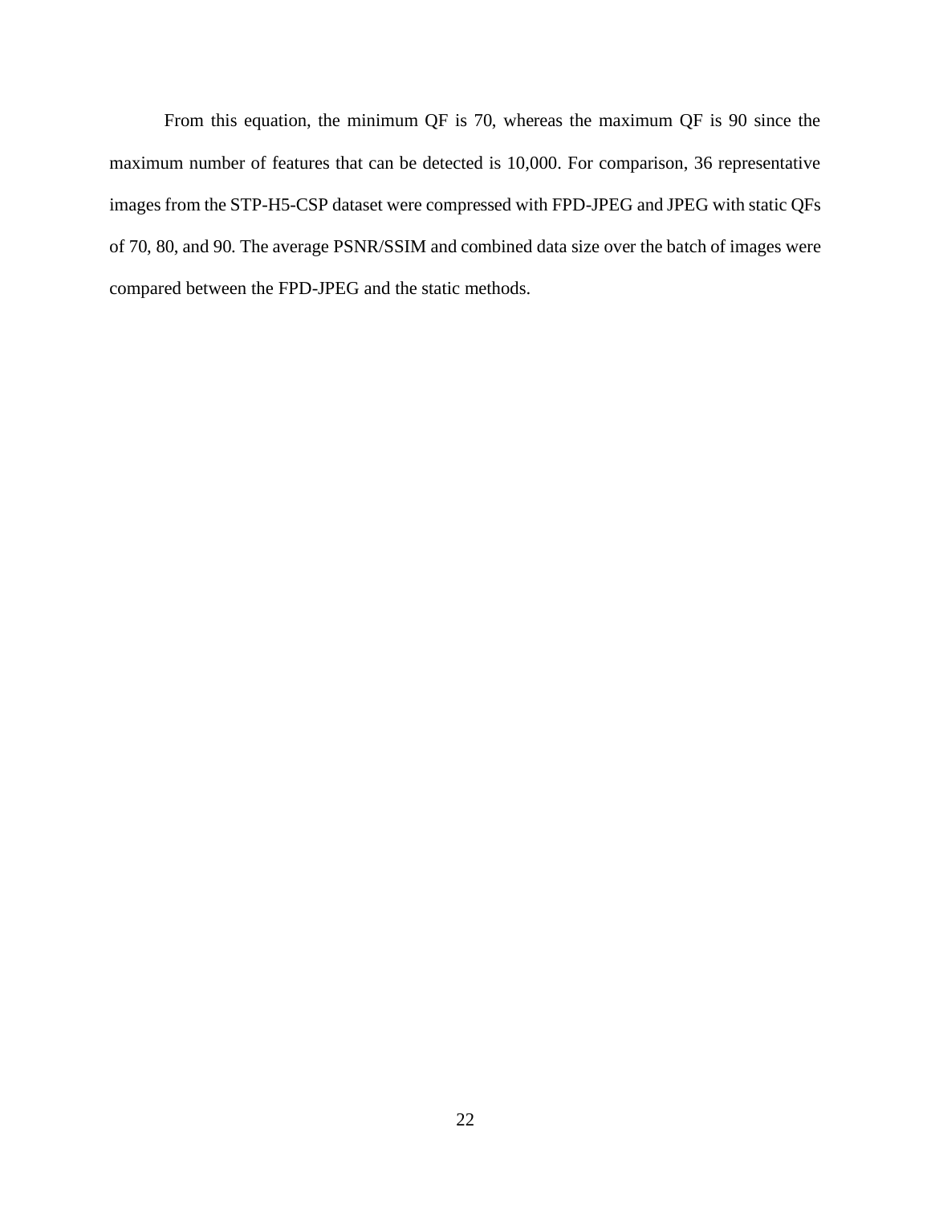From this equation, the minimum QF is 70, whereas the maximum QF is 90 since the maximum number of features that can be detected is 10,000. For comparison, 36 representative images from the STP-H5-CSP dataset were compressed with FPD-JPEG and JPEG with static QFs of 70, 80, and 90. The average PSNR/SSIM and combined data size over the batch of images were compared between the FPD-JPEG and the static methods.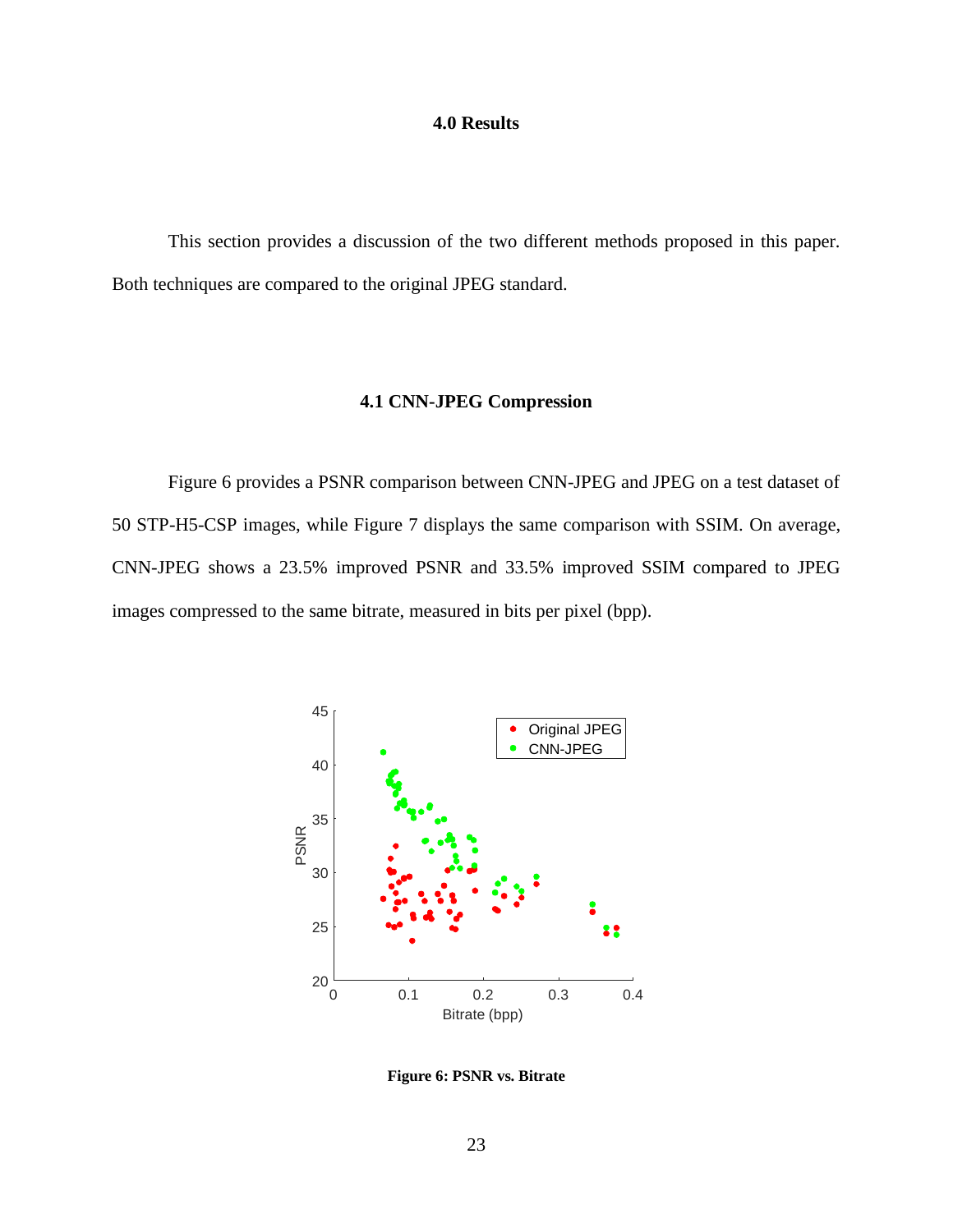# 4.0 Results

This section provides a discussion of the two different methods proposed in this paper. Both techniques are compared to the original JPEG standard.

## 4.1 CNN-JPEG Compression

Figure 6 provides a PSNR comparison between CNN-JPEG and JPEG on a test dataset of 50 STP-H5-CSP images, while Figure 7 displays the same comparison with SSIM. On average, CNN-JPEG shows a 23.5% improved PSNR and 33.5% improved SSIM compared to JPEG images compressed to the same bitrate, measured in bits per pixel (bpp).

**Figure 6: PSNR vs. Bitrate**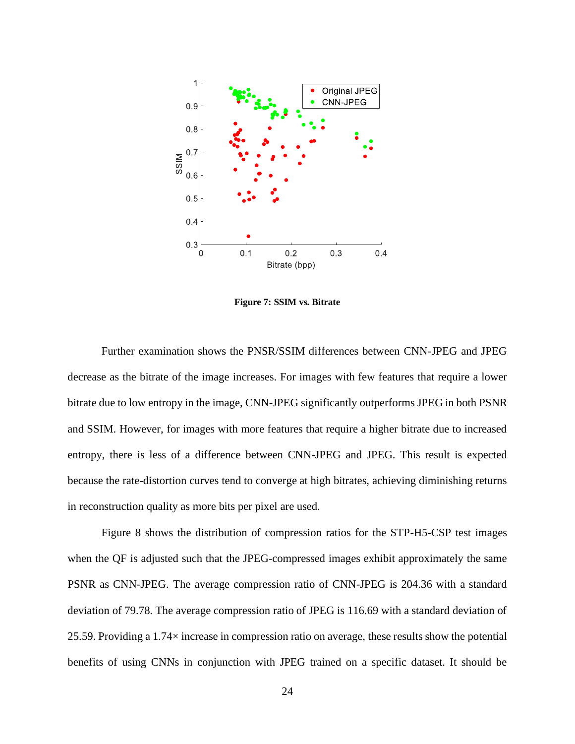**Figure 7: SSIM vs. Bitrate**

Further examination shows the PNSR/SSIM differences between CNN-JPEG and JPEG decrease as the bitrate of the image increases. For images with few features that require a lower bitrate due to low entropy in the image, CNN-JPEG significantly outperforms JPEG in both PSNR and SSIM. However, for images with more features that require a higher bitrate due to increased entropy, there is less of a difference between CNN-JPEG and JPEG. This result is expected because the rate-distortion curves tend to converge at high bitrates, achieving diminishing returns in reconstruction quality as more bits per pixel are used.

Figure 8 shows the distribution of compression ratios for the STP-H5-CSP test images when the QF is adjusted such that the JPEG-compressed images exhibit approximately the same PSNR as CNN-JPEG. The average compression ratio of CNN-JPEG is 204.36 with a standard deviation of 79.78. The average compression ratio of JPEG is 116.69 with a standard deviation of 25.59. Providing a 1.74× increase in compression ratio on average, these results show the potential benefits of using CNNs in conjunction with JPEG trained on a specific dataset. It should be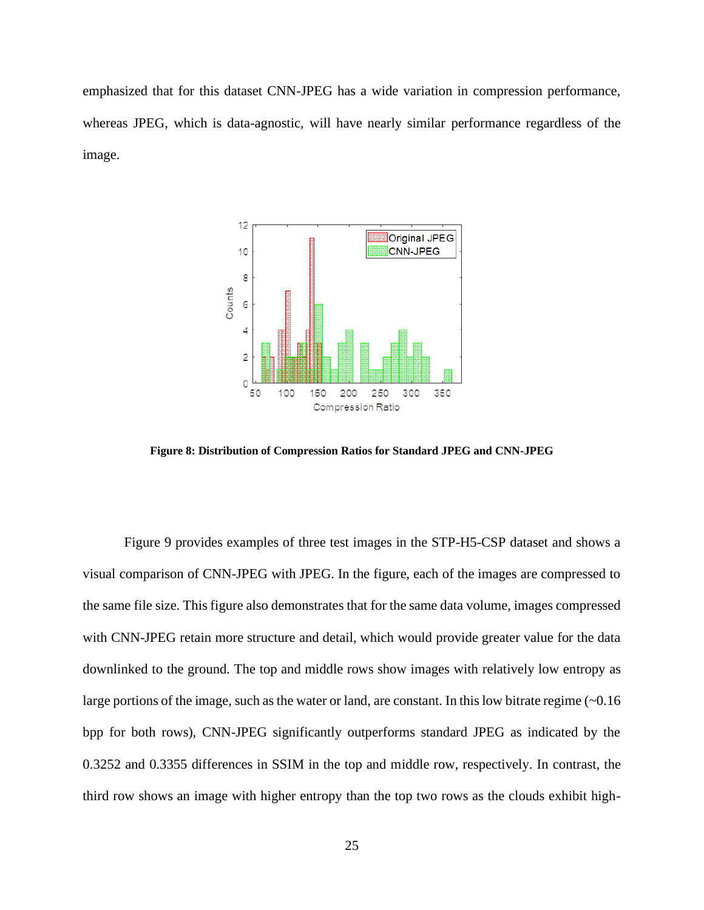emphasized that for this dataset CNN-JPEG has a wide variation in compression performance, whereas JPEG, which is data-agnostic, will have nearly similar performance regardless of the image.

**Figure 8: Distribution of Compression Ratios for Standard JPEG and CNN-JPEG**

Figure 9 provides examples of three test images in the STP-H5-CSP dataset and shows a visual comparison of CNN-JPEG with JPEG. In the figure, each of the images are compressed to the same file size. This figure also demonstrates that for the same data volume, images compressed with CNN-JPEG retain more structure and detail, which would provide greater value for the data downlinked to the ground. The top and middle rows show images with relatively low entropy as large portions of the image, such as the water or land, are constant. In this low bitrate regime (~0.16 bpp for both rows), CNN-JPEG significantly outperforms standard JPEG as indicated by the 0.3252 and 0.3355 differences in SSIM in the top and middle row, respectively. In contrast, the third row shows an image with higher entropy than the top two rows as the clouds exhibit high-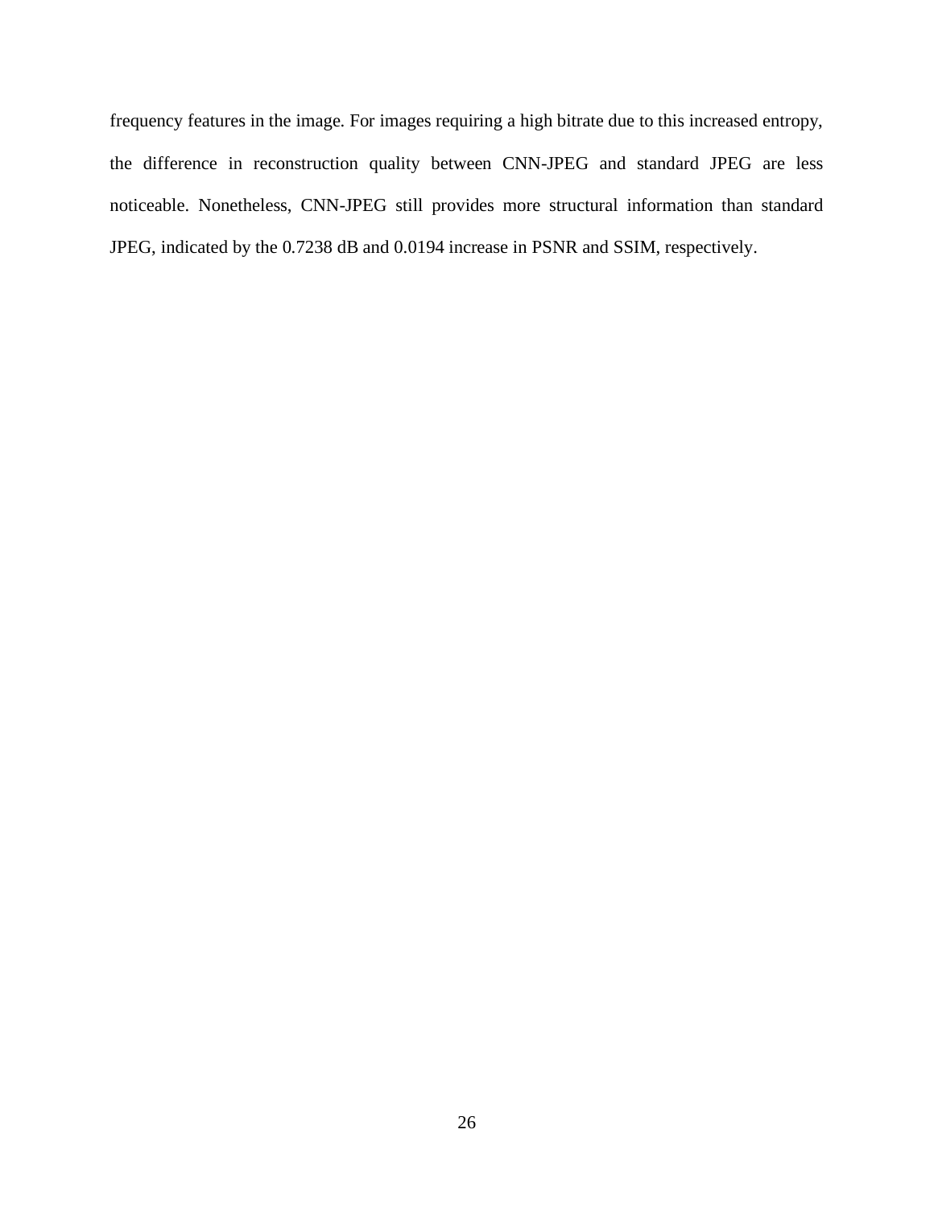frequency features in the image. For images requiring a high bitrate due to this increased entropy, the difference in reconstruction quality between CNN-JPEG and standard JPEG are less noticeable. Nonetheless, CNN-JPEG still provides more structural information than standard JPEG, indicated by the 0.7238 dB and 0.0194 increase in PSNR and SSIM, respectively.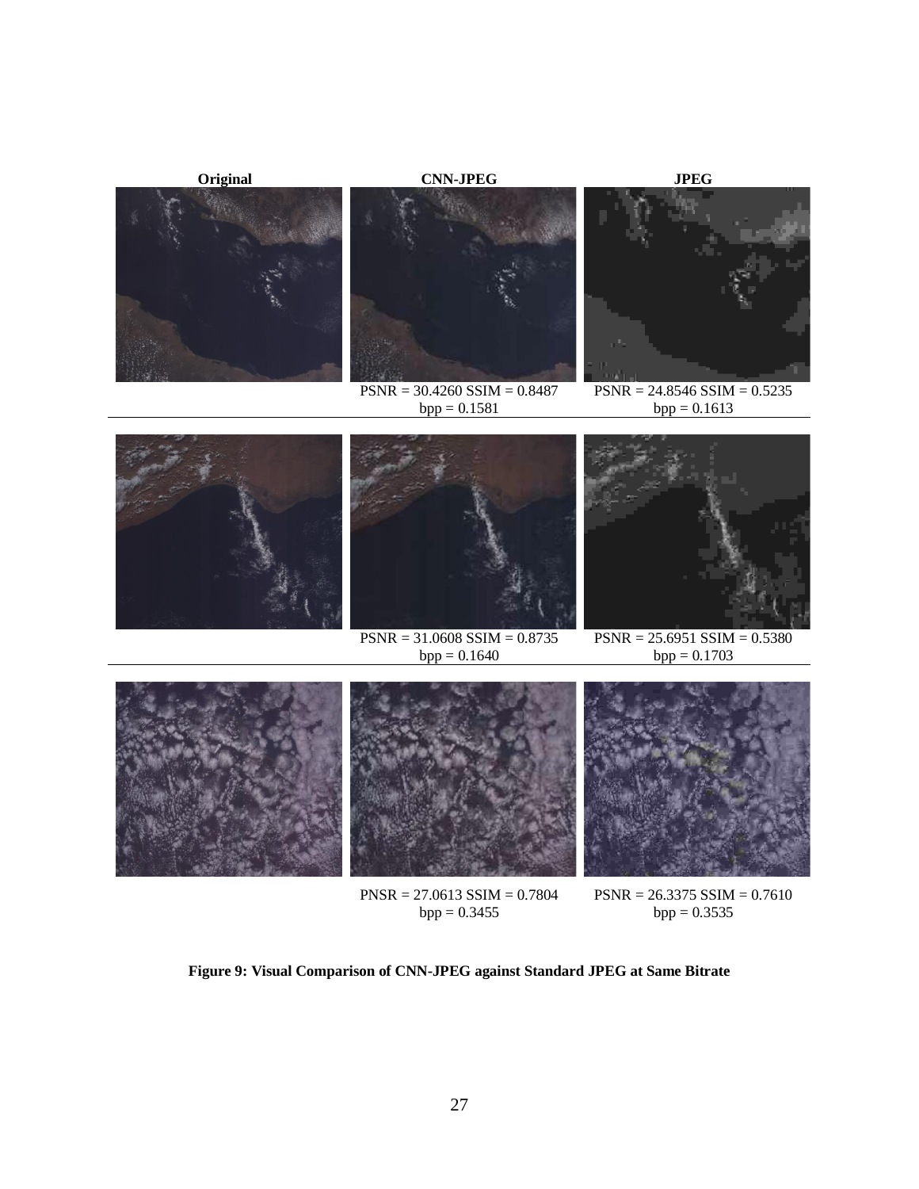| Original | CNN-JPEG | JPEG |
| --- | --- | --- |
| | PSNR = 30.4260 SSIM = 0.8487 bpp = 0.1581 | PSNR = 24.8546 SSIM = 0.5235 bpp = 0.1613 |
| | PSNR = 31.0608 SSIM = 0.8735 bpp = 0.1640 | PSNR = 25.6951 SSIM = 0.5380 bpp = 0.1703 |
| | PNSR = 27.0613 SSIM = 0.7804 bpp = 0.3455 | PSNR = 26.3375 SSIM = 0.7610 bpp = 0.3535 |

**Figure 9: Visual Comparison of CNN-JPEG against Standard JPEG at Same Bitrate**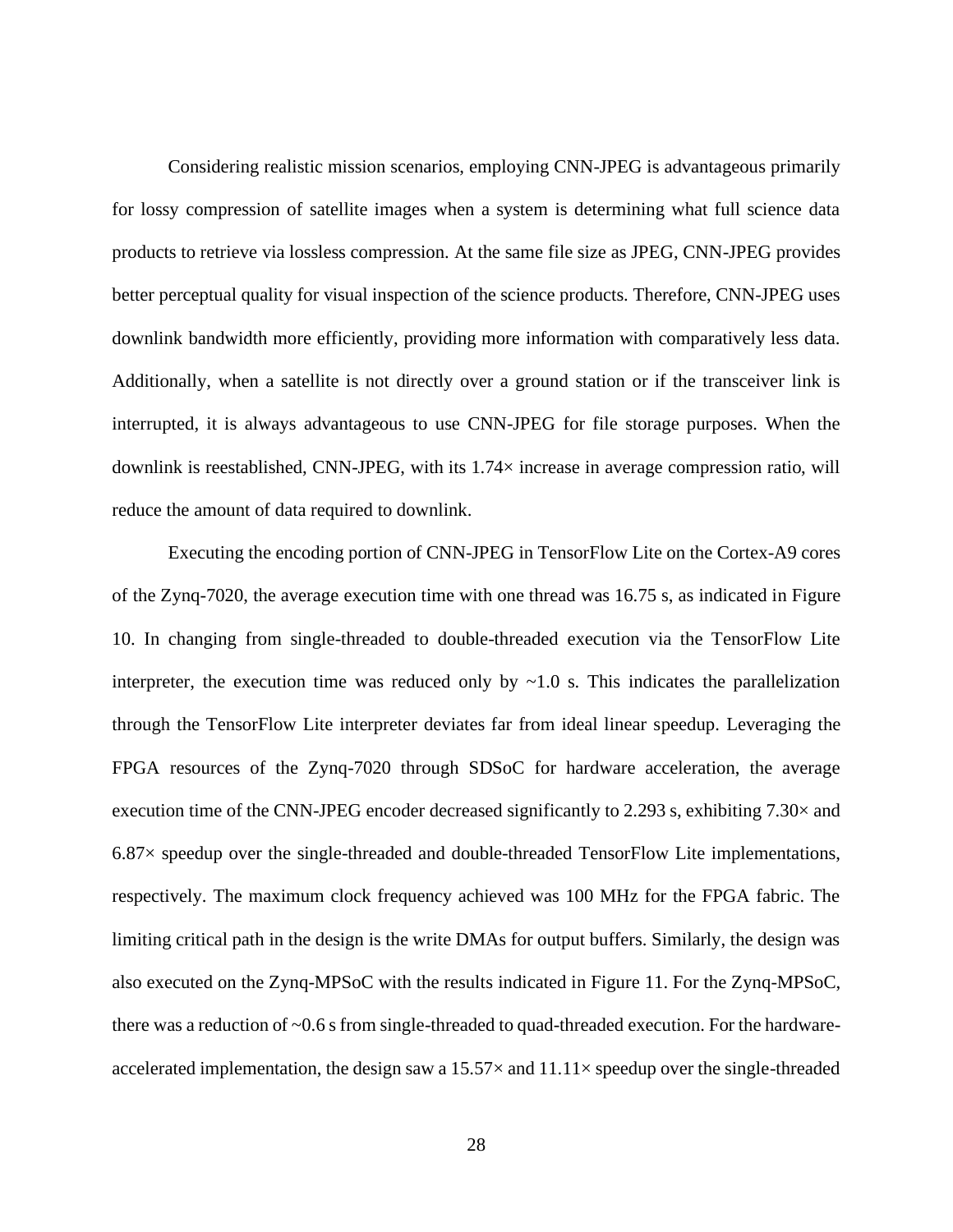Considering realistic mission scenarios, employing CNN-JPEG is advantageous primarily for lossy compression of satellite images when a system is determining what full science data products to retrieve via lossless compression. At the same file size as JPEG, CNN-JPEG provides better perceptual quality for visual inspection of the science products. Therefore, CNN-JPEG uses downlink bandwidth more efficiently, providing more information with comparatively less data. Additionally, when a satellite is not directly over a ground station or if the transceiver link is interrupted, it is always advantageous to use CNN-JPEG for file storage purposes. When the downlink is reestablished, CNN-JPEG, with its 1.74× increase in average compression ratio, will reduce the amount of data required to downlink.

Executing the encoding portion of CNN-JPEG in TensorFlow Lite on the Cortex-A9 cores of the Zynq-7020, the average execution time with one thread was 16.75 s, as indicated in Figure 10. In changing from single-threaded to double-threaded execution via the TensorFlow Lite interpreter, the execution time was reduced only by ~1.0 s. This indicates the parallelization through the TensorFlow Lite interpreter deviates far from ideal linear speedup. Leveraging the FPGA resources of the Zynq-7020 through SDSoC for hardware acceleration, the average execution time of the CNN-JPEG encoder decreased significantly to 2.293 s, exhibiting 7.30× and 6.87× speedup over the single-threaded and double-threaded TensorFlow Lite implementations, respectively. The maximum clock frequency achieved was 100 MHz for the FPGA fabric. The limiting critical path in the design is the write DMAs for output buffers. Similarly, the design was also executed on the Zynq-MPSoC with the results indicated in Figure 11. For the Zynq-MPSoC, there was a reduction of ~0.6 s from single-threaded to quad-threaded execution. For the hardware-accelerated implementation, the design saw a 15.57× and 11.11× speedup over the single-threaded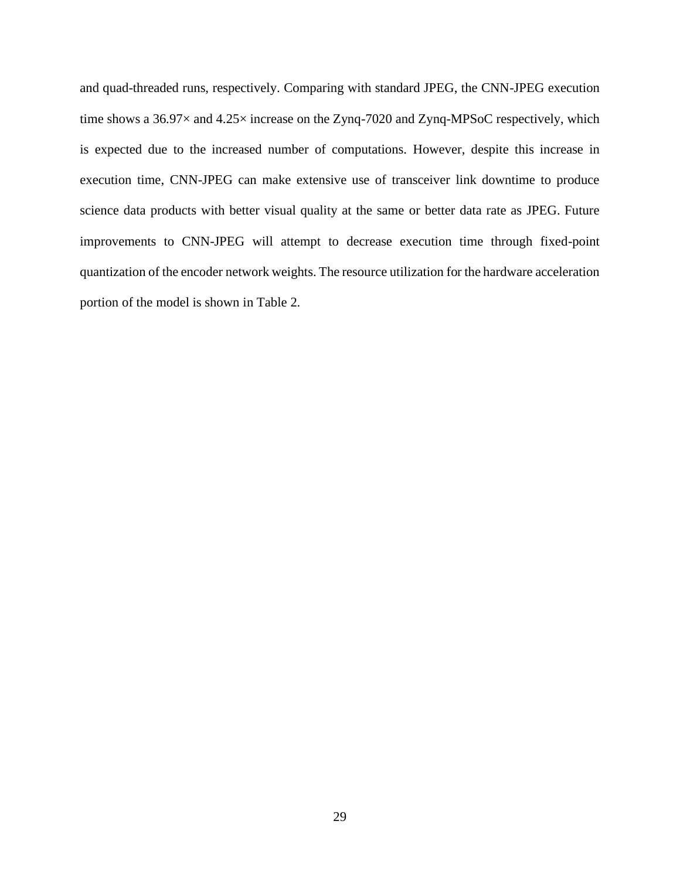and quad-threaded runs, respectively. Comparing with standard JPEG, the CNN-JPEG execution time shows a 36.97× and 4.25× increase on the Zynq-7020 and Zynq-MPSoC respectively, which is expected due to the increased number of computations. However, despite this increase in execution time, CNN-JPEG can make extensive use of transceiver link downtime to produce science data products with better visual quality at the same or better data rate as JPEG. Future improvements to CNN-JPEG will attempt to decrease execution time through fixed-point quantization of the encoder network weights. The resource utilization for the hardware acceleration portion of the model is shown in Table 2.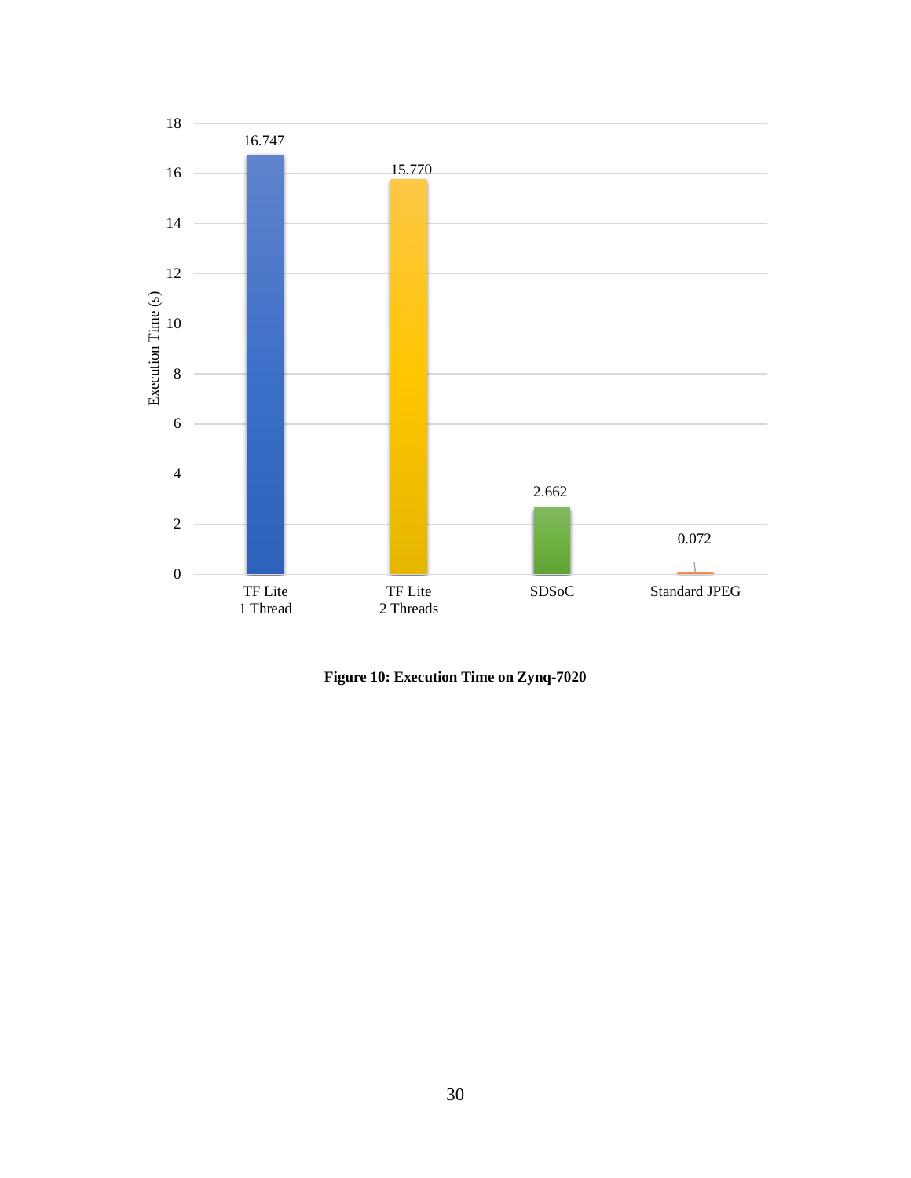| | Execution Time (s) |
|---|---|
| TF Lite 1 Thread | 16.747 |
| TF Lite 2 Threads | 15.770 |
| SDSoC | 2.662 |
| Standard JPEG | 0.072 |

**Figure 10: Execution Time on Zynq-7020**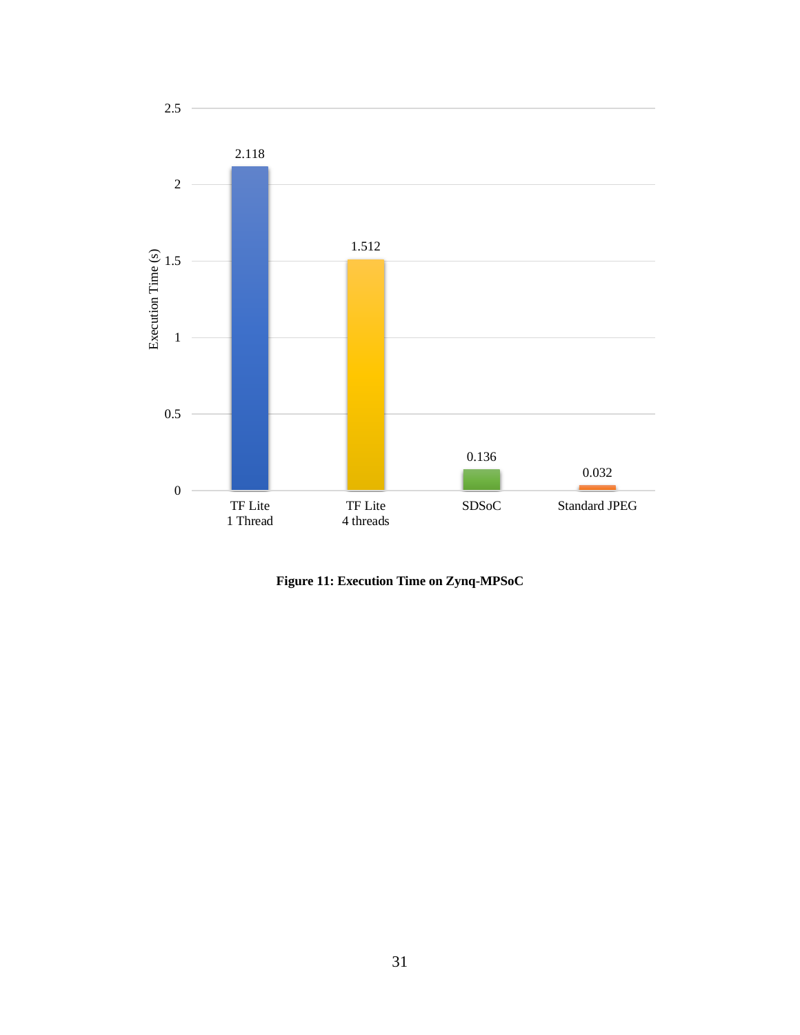**Figure 11: Execution Time on Zynq-MPSoC**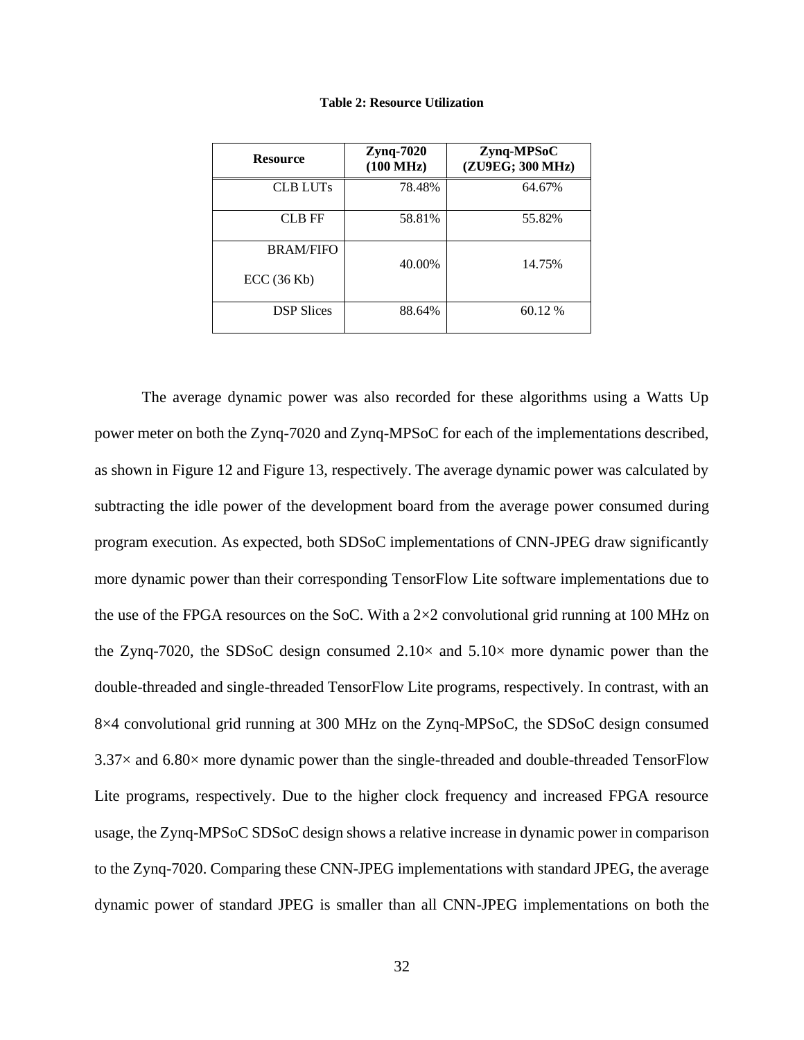**Table 2: Resource Utilization**

| Resource | Zynq-7020 (100 MHz) | Zynq-MPSoC (ZU9EG; 300 MHz) |
|---|---|---|
| CLB LUTs | 78.48% | 64.67% |
| CLB FF | 58.81% | 55.82% |
| BRAM/FIFO ECC (36 Kb) | 40.00% | 14.75% |
| DSP Slices | 88.64% | 60.12 % |

The average dynamic power was also recorded for these algorithms using a Watts Up power meter on both the Zynq-7020 and Zynq-MPSoC for each of the implementations described, as shown in Figure 12 and Figure 13, respectively. The average dynamic power was calculated by subtracting the idle power of the development board from the average power consumed during program execution. As expected, both SDSoC implementations of CNN-JPEG draw significantly more dynamic power than their corresponding TensorFlow Lite software implementations due to the use of the FPGA resources on the SoC. With a 2×2 convolutional grid running at 100 MHz on the Zynq-7020, the SDSoC design consumed 2.10× and 5.10× more dynamic power than the double-threaded and single-threaded TensorFlow Lite programs, respectively. In contrast, with an 8×4 convolutional grid running at 300 MHz on the Zynq-MPSoC, the SDSoC design consumed 3.37× and 6.80× more dynamic power than the single-threaded and double-threaded TensorFlow Lite programs, respectively. Due to the higher clock frequency and increased FPGA resource usage, the Zynq-MPSoC SDSoC design shows a relative increase in dynamic power in comparison to the Zynq-7020. Comparing these CNN-JPEG implementations with standard JPEG, the average dynamic power of standard JPEG is smaller than all CNN-JPEG implementations on both the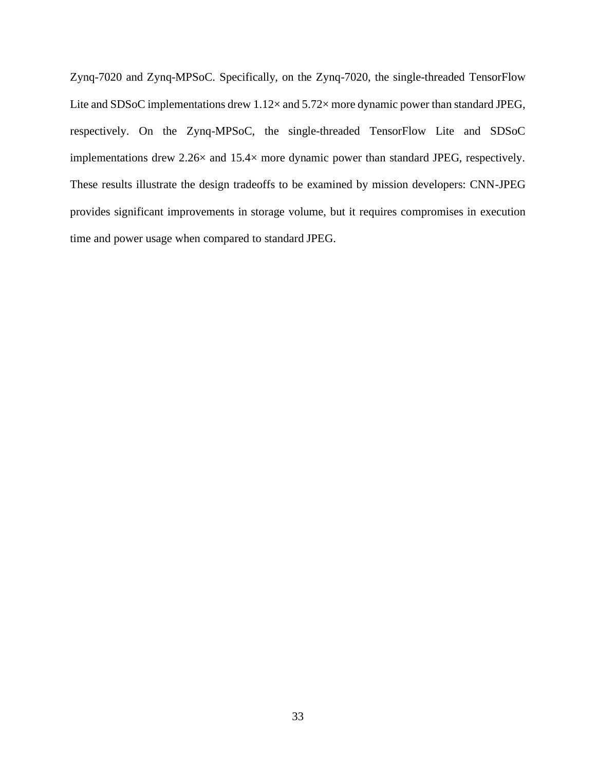Zynq-7020 and Zynq-MPSoC. Specifically, on the Zynq-7020, the single-threaded TensorFlow Lite and SDSoC implementations drew 1.12× and 5.72× more dynamic power than standard JPEG, respectively. On the Zynq-MPSoC, the single-threaded TensorFlow Lite and SDSoC implementations drew 2.26× and 15.4× more dynamic power than standard JPEG, respectively. These results illustrate the design tradeoffs to be examined by mission developers: CNN-JPEG provides significant improvements in storage volume, but it requires compromises in execution time and power usage when compared to standard JPEG.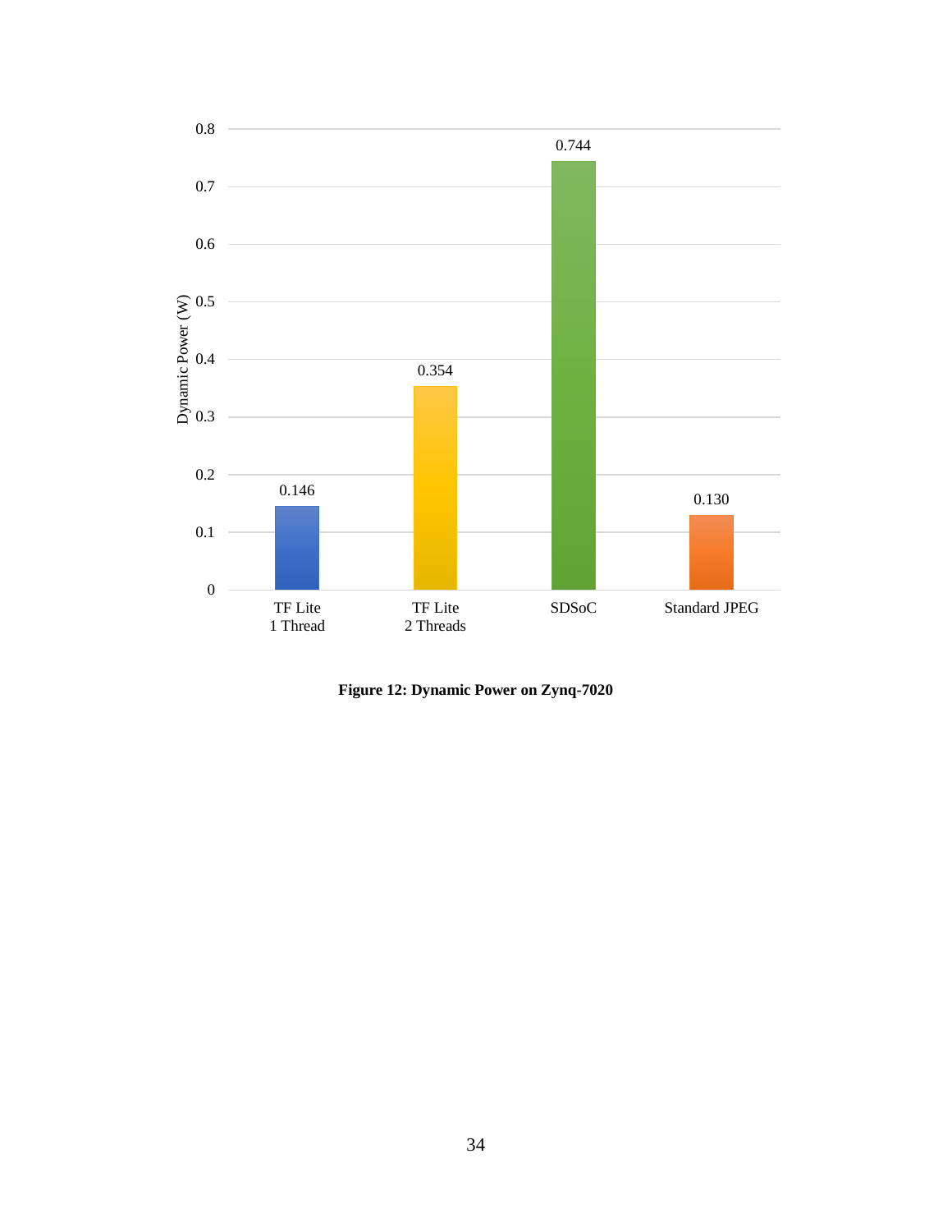**Figure 12: Dynamic Power on Zynq-7020**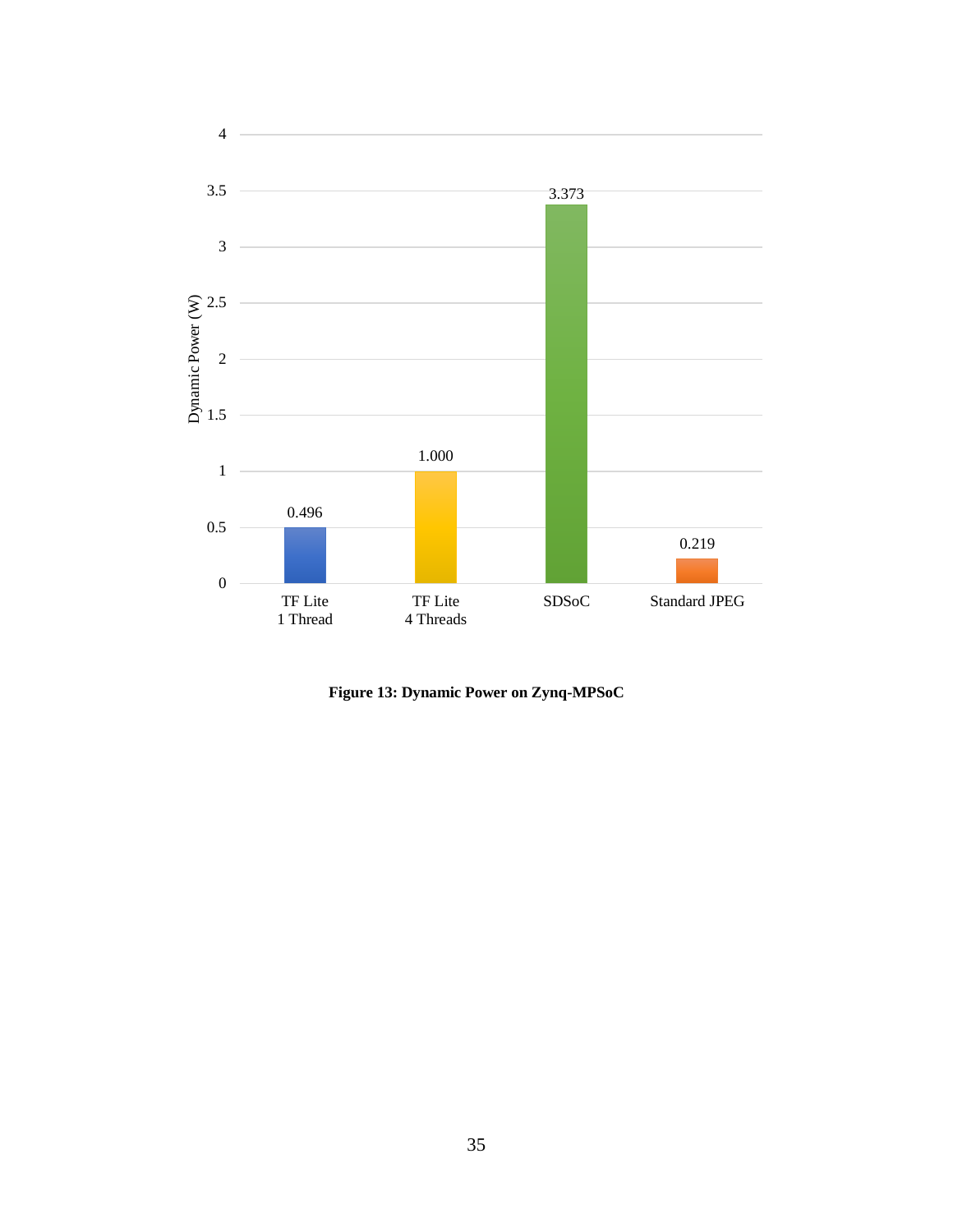**Figure 13: Dynamic Power on Zynq-MPSoC**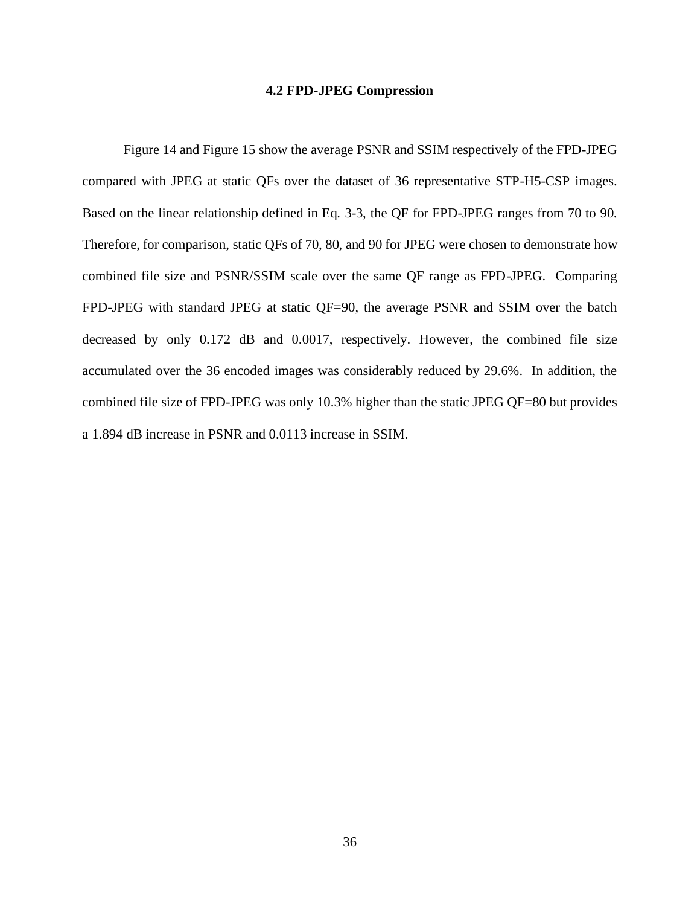### 4.2 FPD-JPEG Compression

Figure 14 and Figure 15 show the average PSNR and SSIM respectively of the FPD-JPEG compared with JPEG at static QFs over the dataset of 36 representative STP-H5-CSP images. Based on the linear relationship defined in Eq. 3-3, the QF for FPD-JPEG ranges from 70 to 90. Therefore, for comparison, static QFs of 70, 80, and 90 for JPEG were chosen to demonstrate how combined file size and PSNR/SSIM scale over the same QF range as FPD-JPEG. Comparing FPD-JPEG with standard JPEG at static QF=90, the average PSNR and SSIM over the batch decreased by only 0.172 dB and 0.0017, respectively. However, the combined file size accumulated over the 36 encoded images was considerably reduced by 29.6%. In addition, the combined file size of FPD-JPEG was only 10.3% higher than the static JPEG QF=80 but provides a 1.894 dB increase in PSNR and 0.0113 increase in SSIM.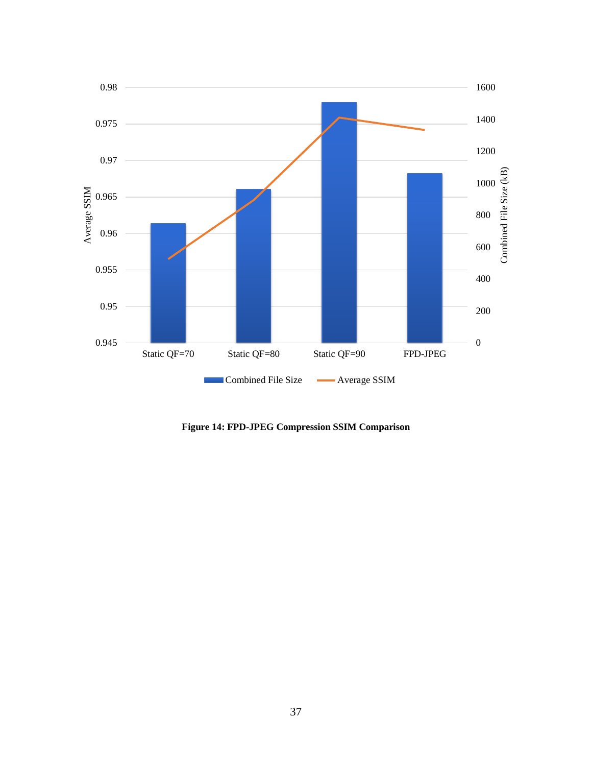**Figure 14: FPD-JPEG Compression SSIM Comparison**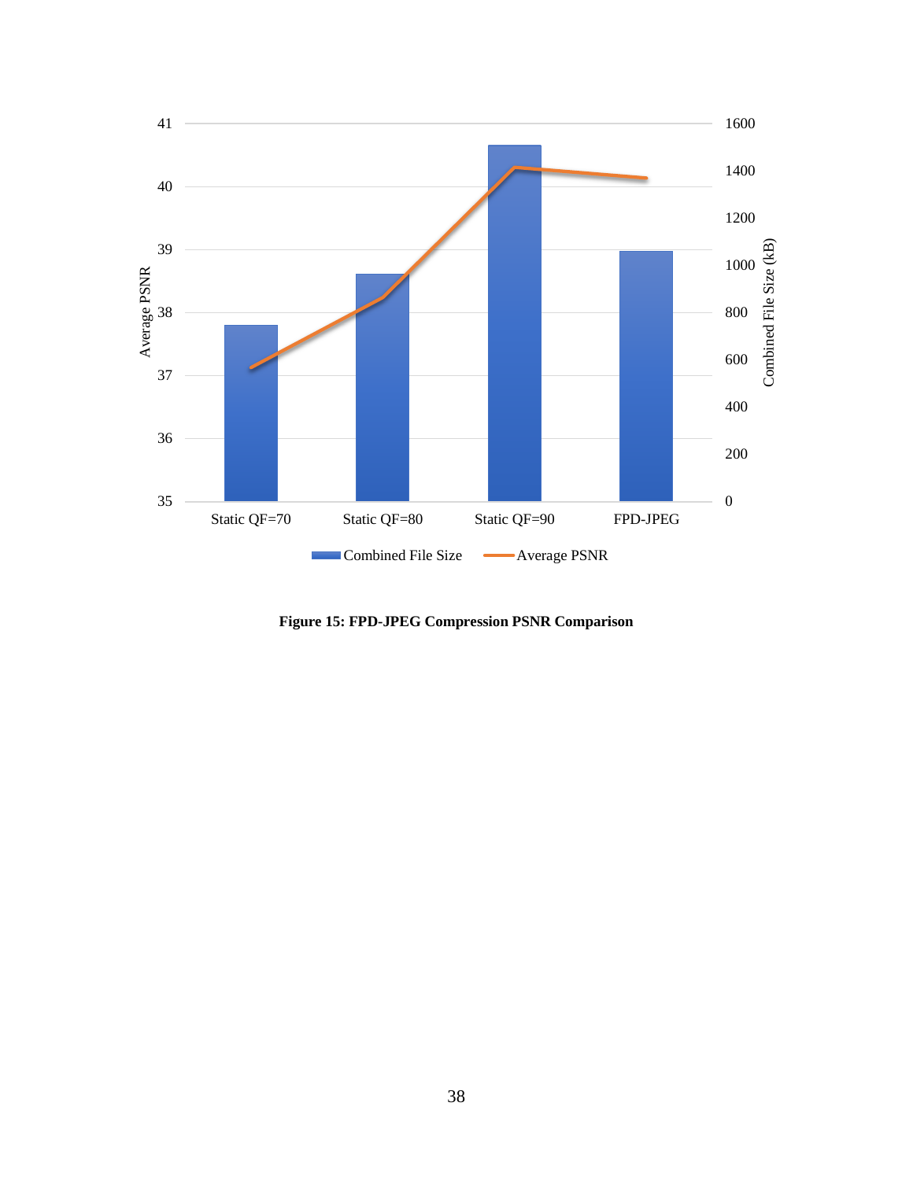**Figure 15: FPD-JPEG Compression PSNR Comparison**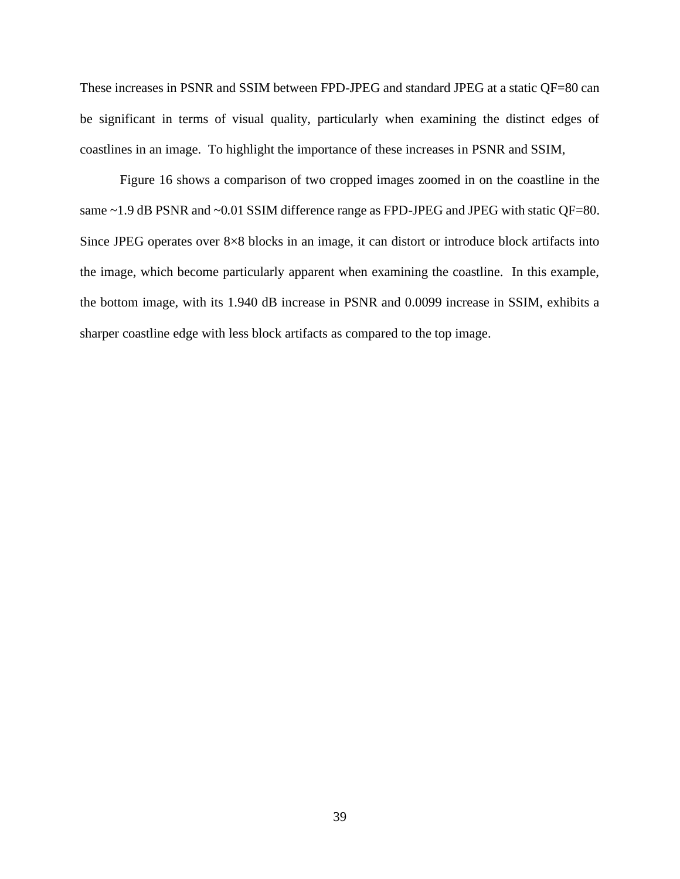These increases in PSNR and SSIM between FPD-JPEG and standard JPEG at a static QF=80 can be significant in terms of visual quality, particularly when examining the distinct edges of coastlines in an image. To highlight the importance of these increases in PSNR and SSIM,

Figure 16 shows a comparison of two cropped images zoomed in on the coastline in the same ~1.9 dB PSNR and ~0.01 SSIM difference range as FPD-JPEG and JPEG with static QF=80. Since JPEG operates over 8×8 blocks in an image, it can distort or introduce block artifacts into the image, which become particularly apparent when examining the coastline. In this example, the bottom image, with its 1.940 dB increase in PSNR and 0.0099 increase in SSIM, exhibits a sharper coastline edge with less block artifacts as compared to the top image.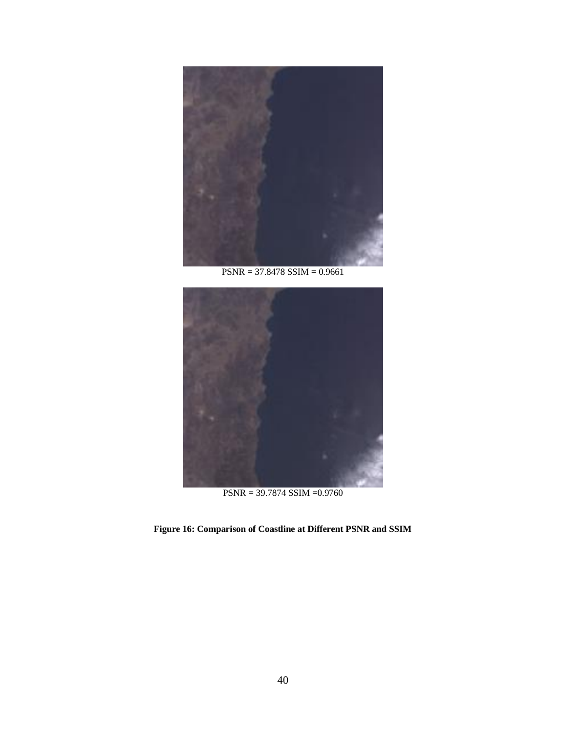PSNR = 37.8478 SSIM = 0.9661

PSNR = 39.7874 SSIM =0.9760

**Figure 16: Comparison of Coastline at Different PSNR and SSIM**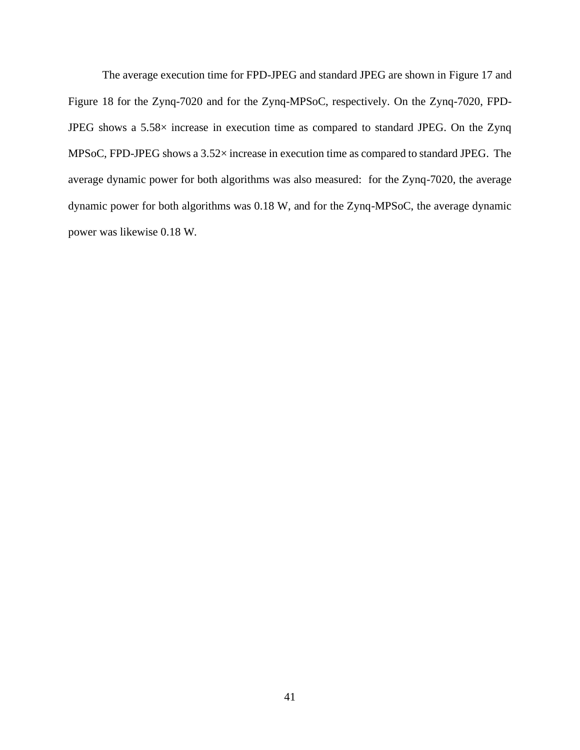The average execution time for FPD-JPEG and standard JPEG are shown in Figure 17 and Figure 18 for the Zynq-7020 and for the Zynq-MPSoC, respectively. On the Zynq-7020, FPD-JPEG shows a 5.58× increase in execution time as compared to standard JPEG. On the Zynq MPSoC, FPD-JPEG shows a 3.52× increase in execution time as compared to standard JPEG. The average dynamic power for both algorithms was also measured: for the Zynq-7020, the average dynamic power for both algorithms was 0.18 W, and for the Zynq-MPSoC, the average dynamic power was likewise 0.18 W.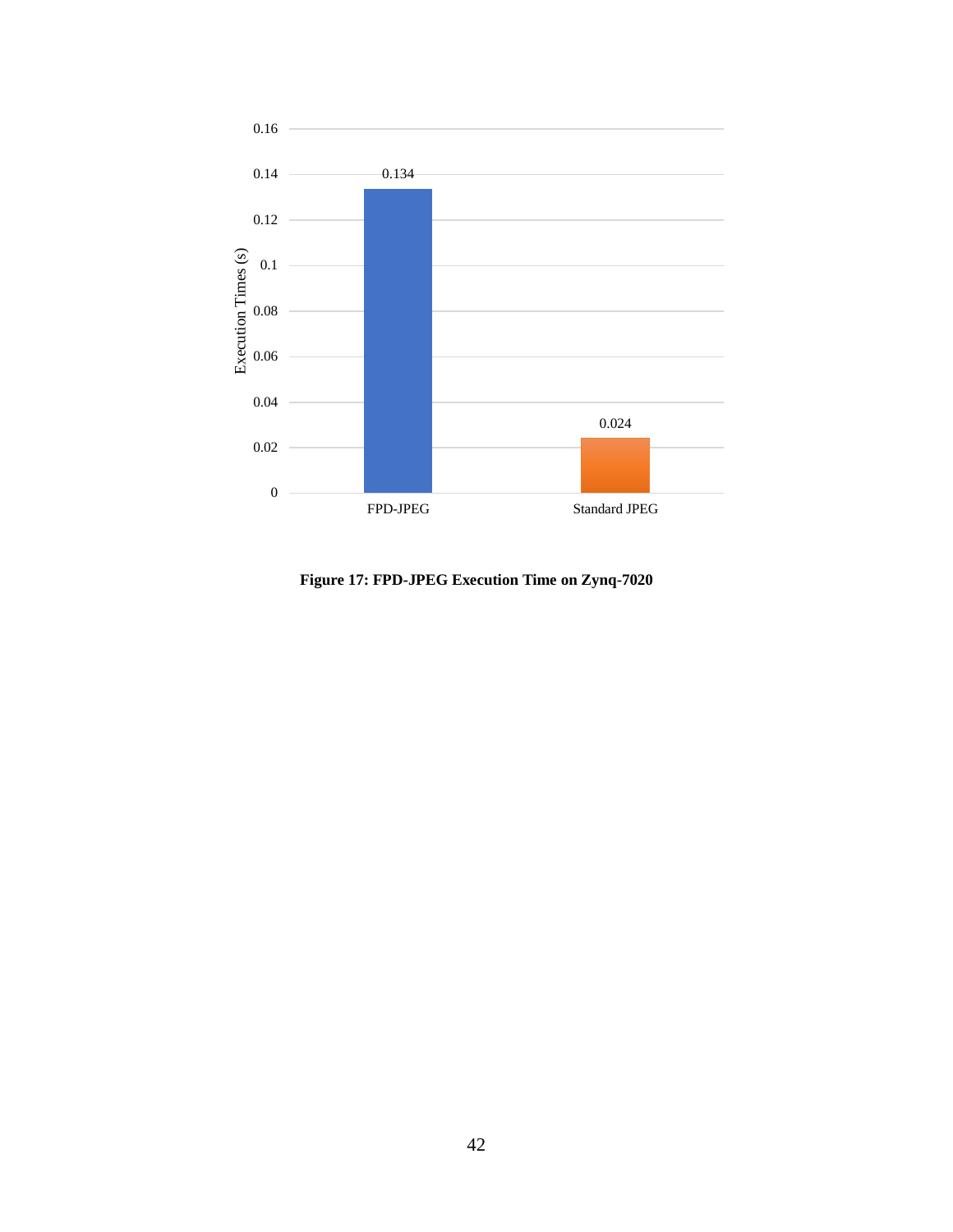**Figure 17: FPD-JPEG Execution Time on Zynq-7020**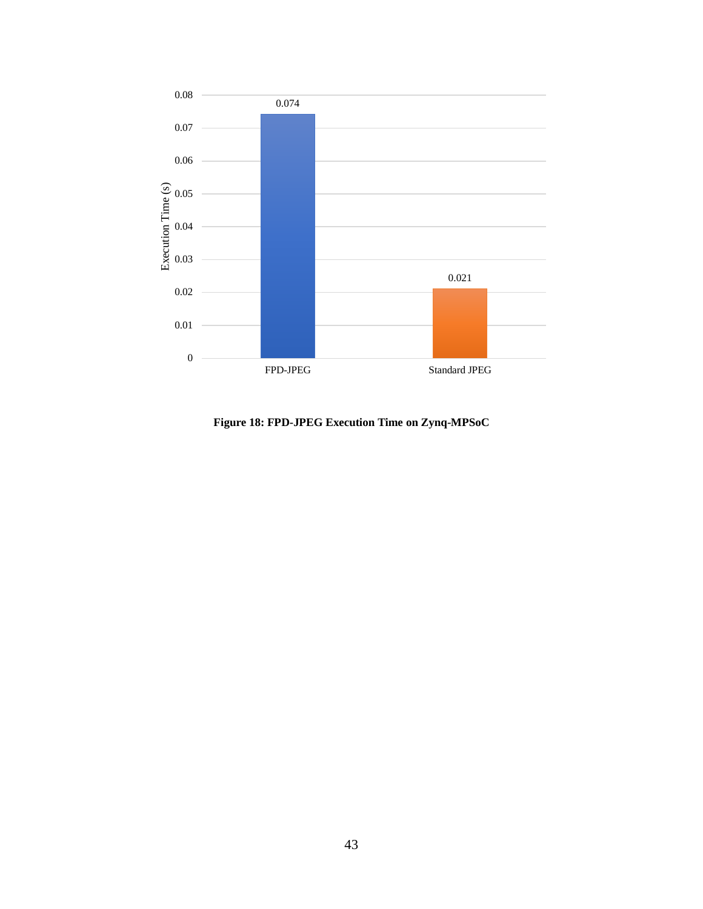**Figure 18: FPD-JPEG Execution Time on Zynq-MPSoC**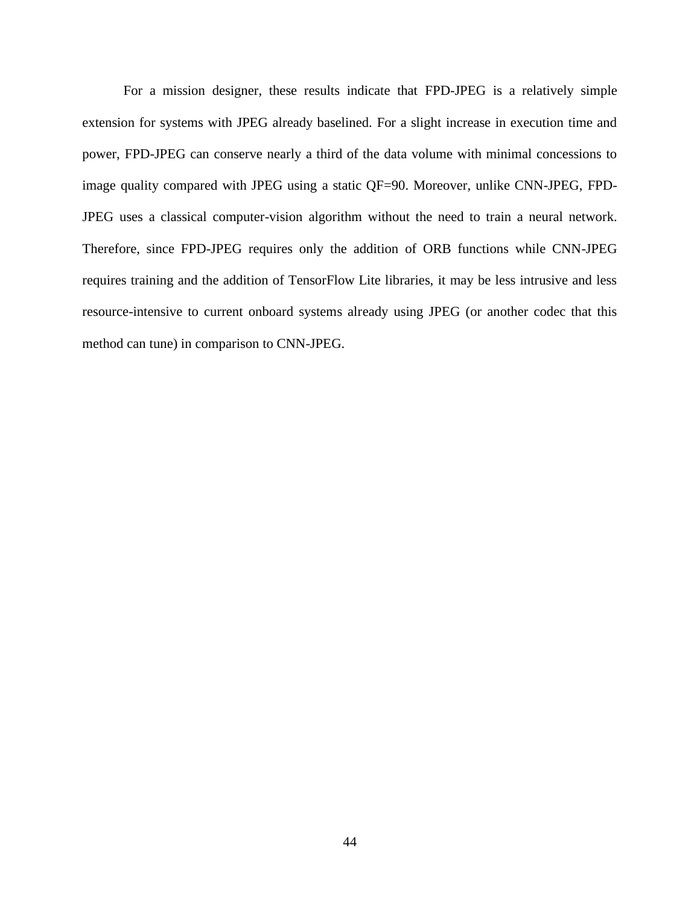For a mission designer, these results indicate that FPD-JPEG is a relatively simple extension for systems with JPEG already baselined. For a slight increase in execution time and power, FPD-JPEG can conserve nearly a third of the data volume with minimal concessions to image quality compared with JPEG using a static QF=90. Moreover, unlike CNN-JPEG, FPD-JPEG uses a classical computer-vision algorithm without the need to train a neural network. Therefore, since FPD-JPEG requires only the addition of ORB functions while CNN-JPEG requires training and the addition of TensorFlow Lite libraries, it may be less intrusive and less resource-intensive to current onboard systems already using JPEG (or another codec that this method can tune) in comparison to CNN-JPEG.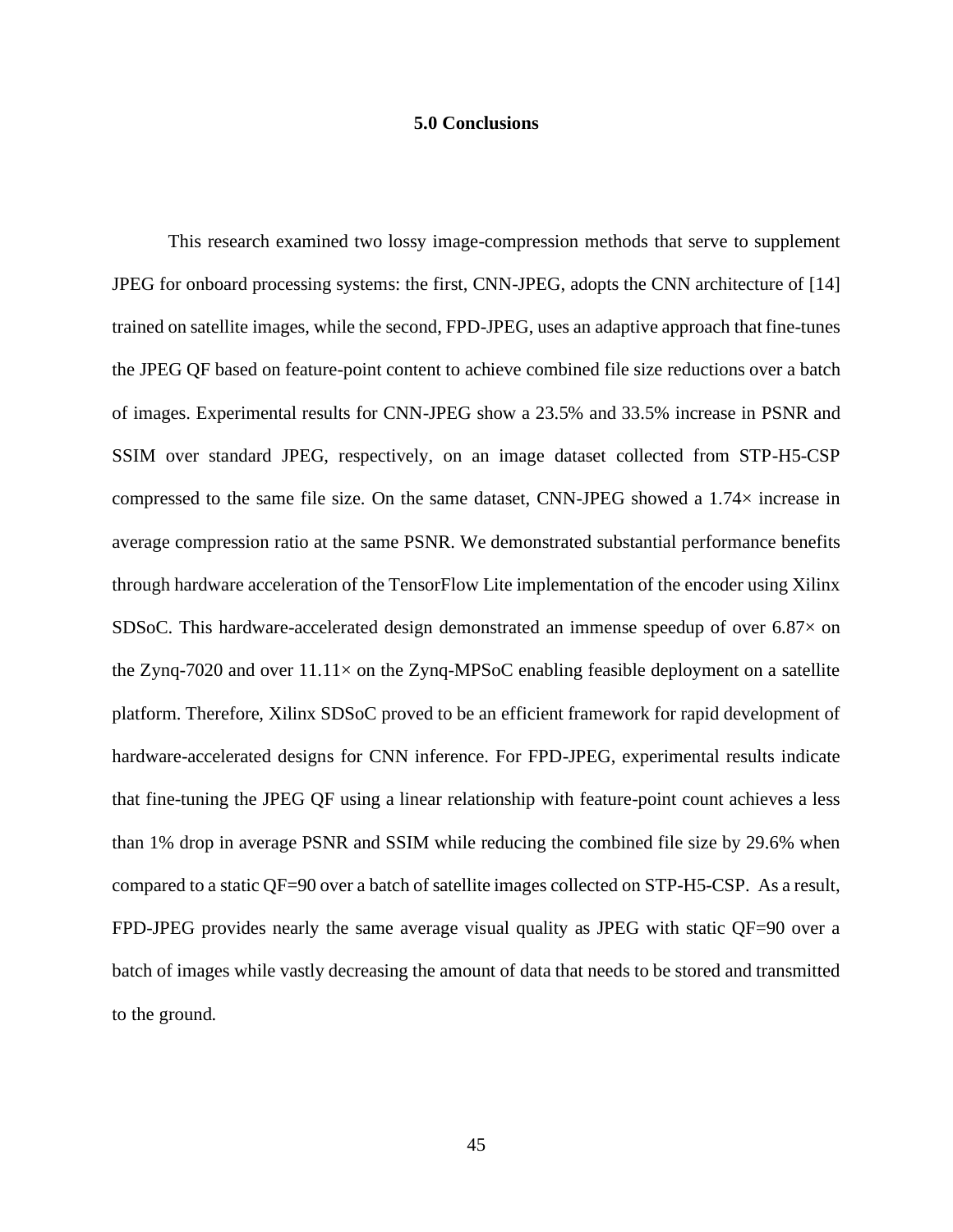# 5.0 Conclusions

This research examined two lossy image-compression methods that serve to supplement JPEG for onboard processing systems: the first, CNN-JPEG, adopts the CNN architecture of [14] trained on satellite images, while the second, FPD-JPEG, uses an adaptive approach that fine-tunes the JPEG QF based on feature-point content to achieve combined file size reductions over a batch of images. Experimental results for CNN-JPEG show a 23.5% and 33.5% increase in PSNR and SSIM over standard JPEG, respectively, on an image dataset collected from STP-H5-CSP compressed to the same file size. On the same dataset, CNN-JPEG showed a 1.74× increase in average compression ratio at the same PSNR. We demonstrated substantial performance benefits through hardware acceleration of the TensorFlow Lite implementation of the encoder using Xilinx SDSoC. This hardware-accelerated design demonstrated an immense speedup of over 6.87× on the Zynq-7020 and over 11.11× on the Zynq-MPSoC enabling feasible deployment on a satellite platform. Therefore, Xilinx SDSoC proved to be an efficient framework for rapid development of hardware-accelerated designs for CNN inference. For FPD-JPEG, experimental results indicate that fine-tuning the JPEG QF using a linear relationship with feature-point count achieves a less than 1% drop in average PSNR and SSIM while reducing the combined file size by 29.6% when compared to a static QF=90 over a batch of satellite images collected on STP-H5-CSP. As a result, FPD-JPEG provides nearly the same average visual quality as JPEG with static QF=90 over a batch of images while vastly decreasing the amount of data that needs to be stored and transmitted to the ground.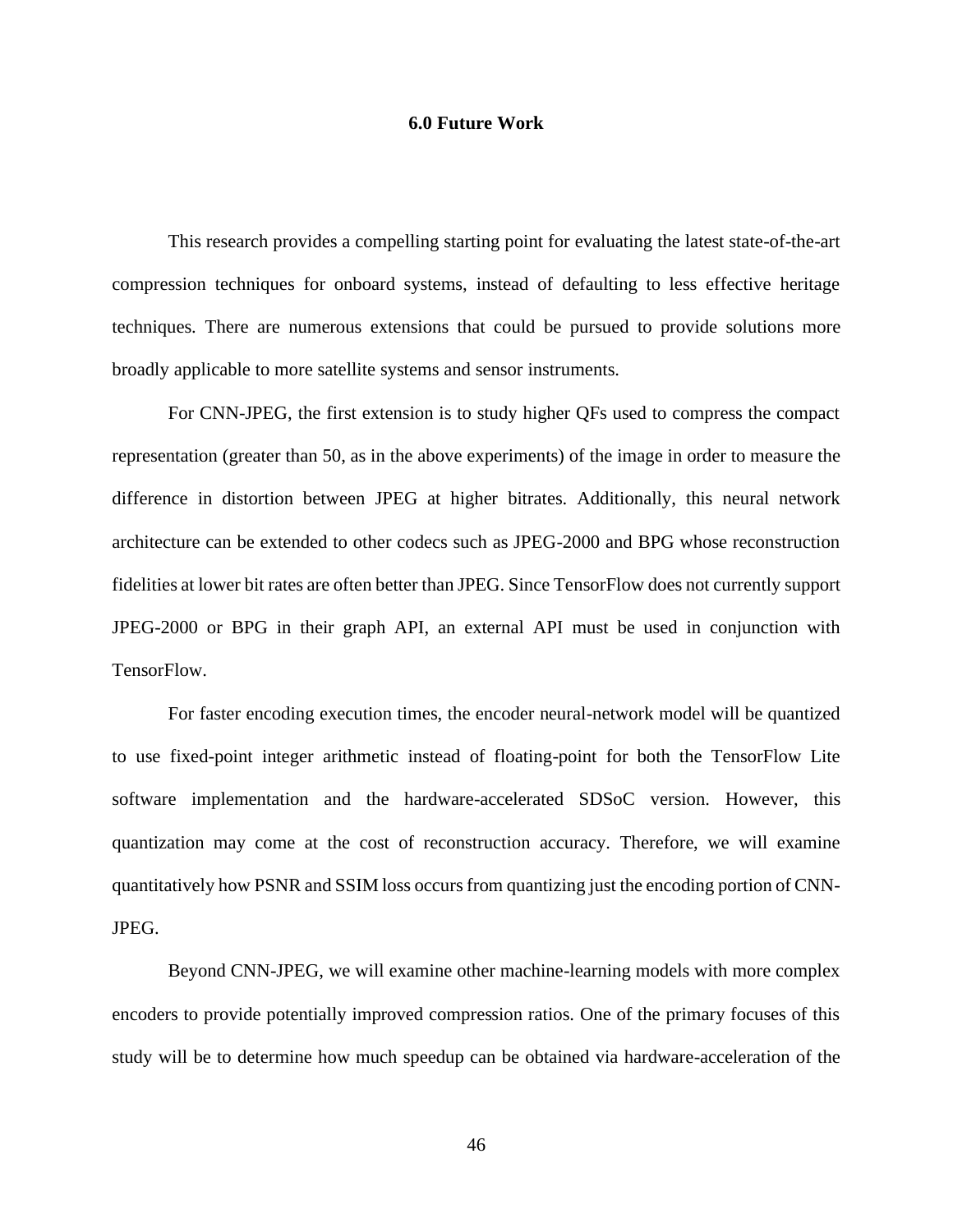# 6.0 Future Work

This research provides a compelling starting point for evaluating the latest state-of-the-art compression techniques for onboard systems, instead of defaulting to less effective heritage techniques. There are numerous extensions that could be pursued to provide solutions more broadly applicable to more satellite systems and sensor instruments.

For CNN-JPEG, the first extension is to study higher QFs used to compress the compact representation (greater than 50, as in the above experiments) of the image in order to measure the difference in distortion between JPEG at higher bitrates. Additionally, this neural network architecture can be extended to other codecs such as JPEG-2000 and BPG whose reconstruction fidelities at lower bit rates are often better than JPEG. Since TensorFlow does not currently support JPEG-2000 or BPG in their graph API, an external API must be used in conjunction with TensorFlow.

For faster encoding execution times, the encoder neural-network model will be quantized to use fixed-point integer arithmetic instead of floating-point for both the TensorFlow Lite software implementation and the hardware-accelerated SDSoC version. However, this quantization may come at the cost of reconstruction accuracy. Therefore, we will examine quantitatively how PSNR and SSIM loss occurs from quantizing just the encoding portion of CNN-JPEG.

Beyond CNN-JPEG, we will examine other machine-learning models with more complex encoders to provide potentially improved compression ratios. One of the primary focuses of this study will be to determine how much speedup can be obtained via hardware-acceleration of the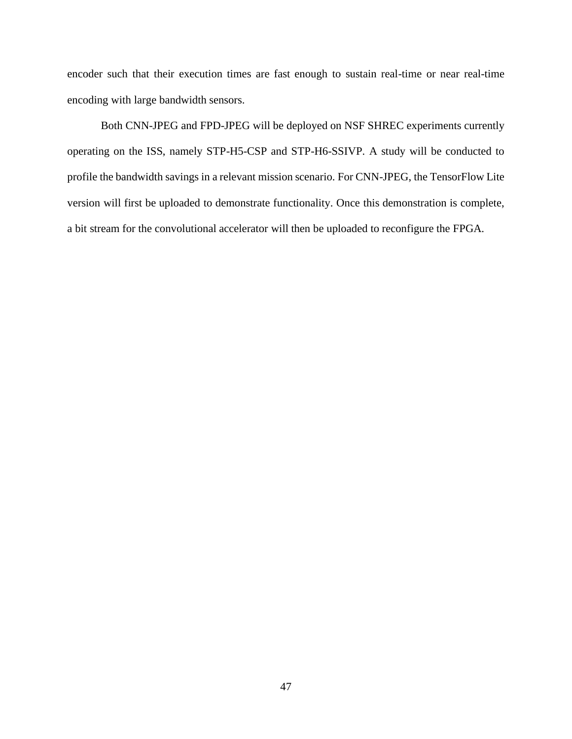encoder such that their execution times are fast enough to sustain real-time or near real-time encoding with large bandwidth sensors.

Both CNN-JPEG and FPD-JPEG will be deployed on NSF SHREC experiments currently operating on the ISS, namely STP-H5-CSP and STP-H6-SSIVP. A study will be conducted to profile the bandwidth savings in a relevant mission scenario. For CNN-JPEG, the TensorFlow Lite version will first be uploaded to demonstrate functionality. Once this demonstration is complete, a bit stream for the convolutional accelerator will then be uploaded to reconfigure the FPGA.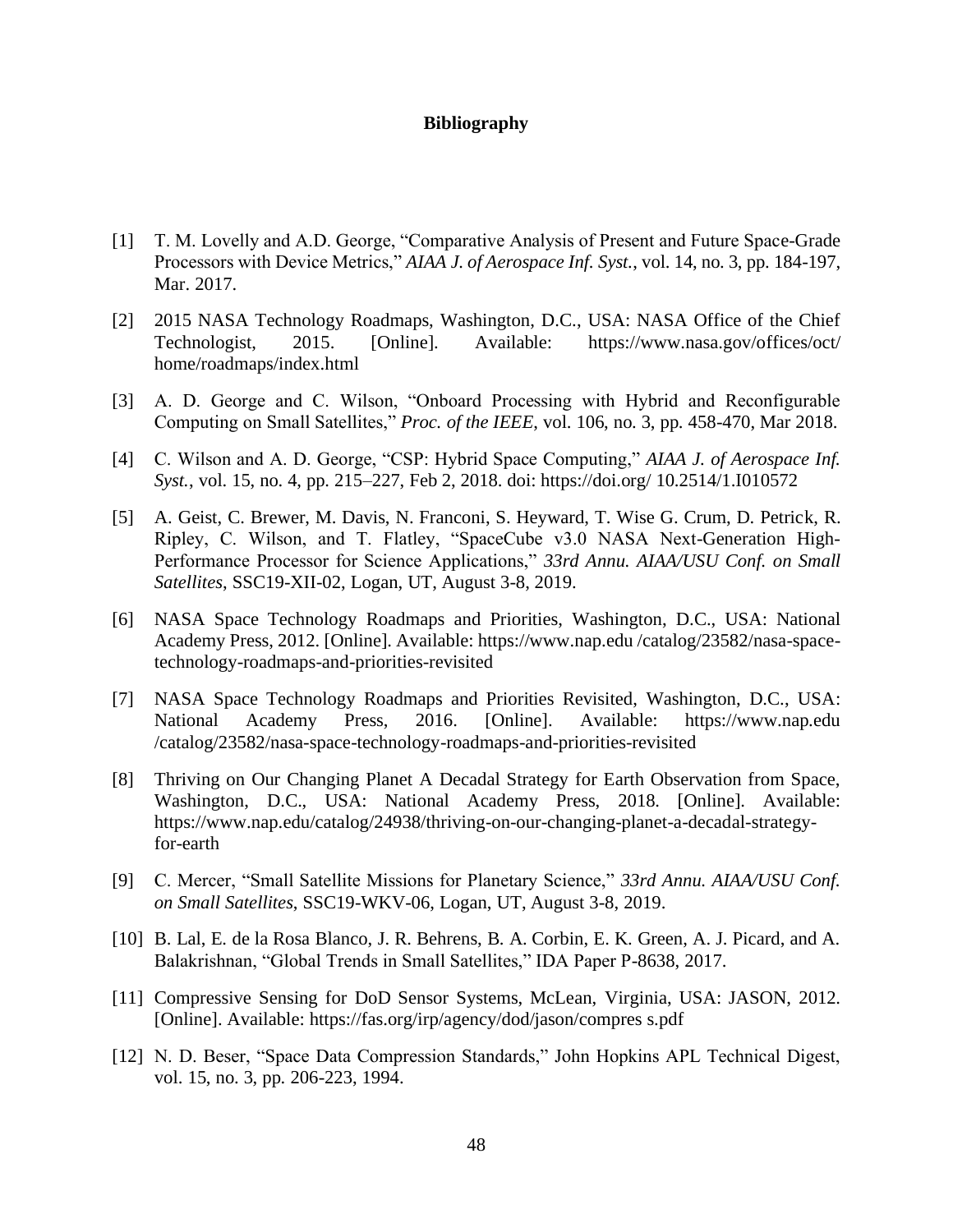# Bibliography

[1] T. M. Lovelly and A.D. George, "Comparative Analysis of Present and Future Space-Grade Processors with Device Metrics," *AIAA J. of Aerospace Inf. Syst.*, vol. 14, no. 3, pp. 184-197, Mar. 2017.

[2] 2015 NASA Technology Roadmaps, Washington, D.C., USA: NASA Office of the Chief Technologist, 2015. [Online]. Available: https://www.nasa.gov/offices/oct/ home/roadmaps/index.html

[3] A. D. George and C. Wilson, "Onboard Processing with Hybrid and Reconfigurable Computing on Small Satellites," *Proc. of the IEEE*, vol. 106, no. 3, pp. 458-470, Mar 2018.

[4] C. Wilson and A. D. George, "CSP: Hybrid Space Computing," *AIAA J. of Aerospace Inf. Syst.*, vol. 15, no. 4, pp. 215–227, Feb 2, 2018. doi: https://doi.org/ 10.2514/1.I010572

[5] A. Geist, C. Brewer, M. Davis, N. Franconi, S. Heyward, T. Wise G. Crum, D. Petrick, R. Ripley, C. Wilson, and T. Flatley, "SpaceCube v3.0 NASA Next-Generation High-Performance Processor for Science Applications," *33rd Annu. AIAA/USU Conf. on Small Satellites*, SSC19-XII-02, Logan, UT, August 3-8, 2019.

[6] NASA Space Technology Roadmaps and Priorities, Washington, D.C., USA: National Academy Press, 2012. [Online]. Available: https://www.nap.edu /catalog/23582/nasa-space-technology-roadmaps-and-priorities-revisited

[7] NASA Space Technology Roadmaps and Priorities Revisited, Washington, D.C., USA: National Academy Press, 2016. [Online]. Available: https://www.nap.edu /catalog/23582/nasa-space-technology-roadmaps-and-priorities-revisited

[8] Thriving on Our Changing Planet A Decadal Strategy for Earth Observation from Space, Washington, D.C., USA: National Academy Press, 2018. [Online]. Available: https://www.nap.edu/catalog/24938/thriving-on-our-changing-planet-a-decadal-strategy-for-earth

[9] C. Mercer, "Small Satellite Missions for Planetary Science," *33rd Annu. AIAA/USU Conf. on Small Satellites*, SSC19-WKV-06, Logan, UT, August 3-8, 2019.

[10] B. Lal, E. de la Rosa Blanco, J. R. Behrens, B. A. Corbin, E. K. Green, A. J. Picard, and A. Balakrishnan, "Global Trends in Small Satellites," IDA Paper P-8638, 2017.

[11] Compressive Sensing for DoD Sensor Systems, McLean, Virginia, USA: JASON, 2012. [Online]. Available: https://fas.org/irp/agency/dod/jason/compres s.pdf

[12] N. D. Beser, "Space Data Compression Standards," John Hopkins APL Technical Digest, vol. 15, no. 3, pp. 206-223, 1994.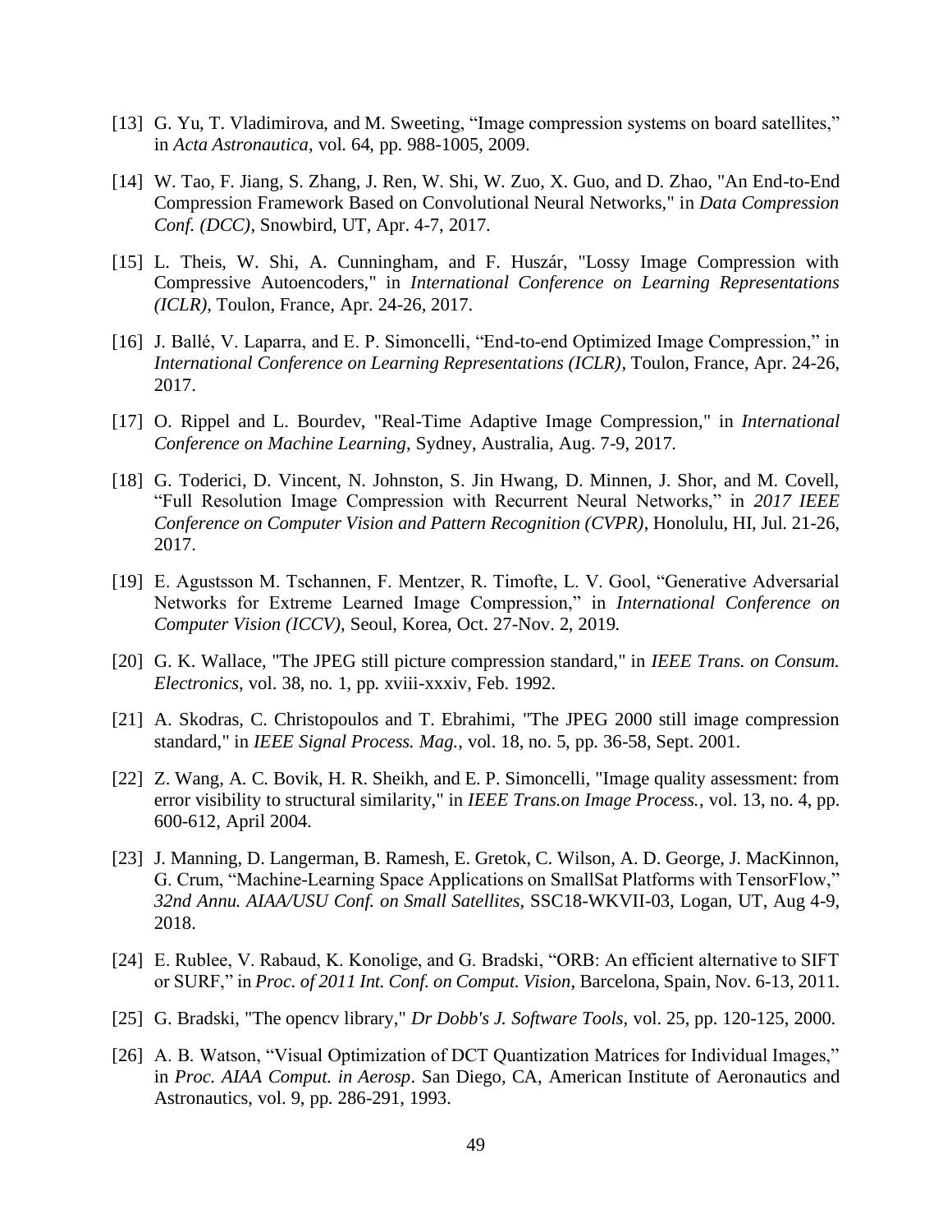[13] G. Yu, T. Vladimirova, and M. Sweeting, "Image compression systems on board satellites," in *Acta Astronautica*, vol. 64, pp. 988-1005, 2009.

[14] W. Tao, F. Jiang, S. Zhang, J. Ren, W. Shi, W. Zuo, X. Guo, and D. Zhao, "An End-to-End Compression Framework Based on Convolutional Neural Networks," in *Data Compression Conf. (DCC)*, Snowbird, UT, Apr. 4-7, 2017.

[15] L. Theis, W. Shi, A. Cunningham, and F. Huszár, "Lossy Image Compression with Compressive Autoencoders," in *International Conference on Learning Representations (ICLR)*, Toulon, France, Apr. 24-26, 2017.

[16] J. Ballé, V. Laparra, and E. P. Simoncelli, "End-to-end Optimized Image Compression," in *International Conference on Learning Representations (ICLR)*, Toulon, France, Apr. 24-26, 2017.

[17] O. Rippel and L. Bourdev, "Real-Time Adaptive Image Compression," in *International Conference on Machine Learning*, Sydney, Australia, Aug. 7-9, 2017.

[18] G. Toderici, D. Vincent, N. Johnston, S. Jin Hwang, D. Minnen, J. Shor, and M. Covell, "Full Resolution Image Compression with Recurrent Neural Networks," in *2017 IEEE Conference on Computer Vision and Pattern Recognition (CVPR)*, Honolulu, HI, Jul. 21-26, 2017.

[19] E. Agustsson M. Tschannen, F. Mentzer, R. Timofte, L. V. Gool, "Generative Adversarial Networks for Extreme Learned Image Compression," in *International Conference on Computer Vision (ICCV)*, Seoul, Korea, Oct. 27-Nov. 2, 2019.

[20] G. K. Wallace, "The JPEG still picture compression standard," in *IEEE Trans. on Consum. Electronics*, vol. 38, no. 1, pp. xviii-xxxiv, Feb. 1992.

[21] A. Skodras, C. Christopoulos and T. Ebrahimi, "The JPEG 2000 still image compression standard," in *IEEE Signal Process. Mag.*, vol. 18, no. 5, pp. 36-58, Sept. 2001.

[22] Z. Wang, A. C. Bovik, H. R. Sheikh, and E. P. Simoncelli, "Image quality assessment: from error visibility to structural similarity," in *IEEE Trans.on Image Process.*, vol. 13, no. 4, pp. 600-612, April 2004.

[23] J. Manning, D. Langerman, B. Ramesh, E. Gretok, C. Wilson, A. D. George, J. MacKinnon, G. Crum, "Machine-Learning Space Applications on SmallSat Platforms with TensorFlow," *32nd Annu. AIAA/USU Conf. on Small Satellites*, SSC18-WKVII-03, Logan, UT, Aug 4-9, 2018.

[24] E. Rublee, V. Rabaud, K. Konolige, and G. Bradski, "ORB: An efficient alternative to SIFT or SURF," in *Proc. of 2011 Int. Conf. on Comput. Vision*, Barcelona, Spain, Nov. 6-13, 2011.

[25] G. Bradski, "The opencv library," *Dr Dobb's J. Software Tools*, vol. 25, pp. 120-125, 2000.

[26] A. B. Watson, "Visual Optimization of DCT Quantization Matrices for Individual Images," in *Proc. AIAA Comput. in Aerosp*. San Diego, CA, American Institute of Aeronautics and Astronautics, vol. 9, pp. 286-291, 1993.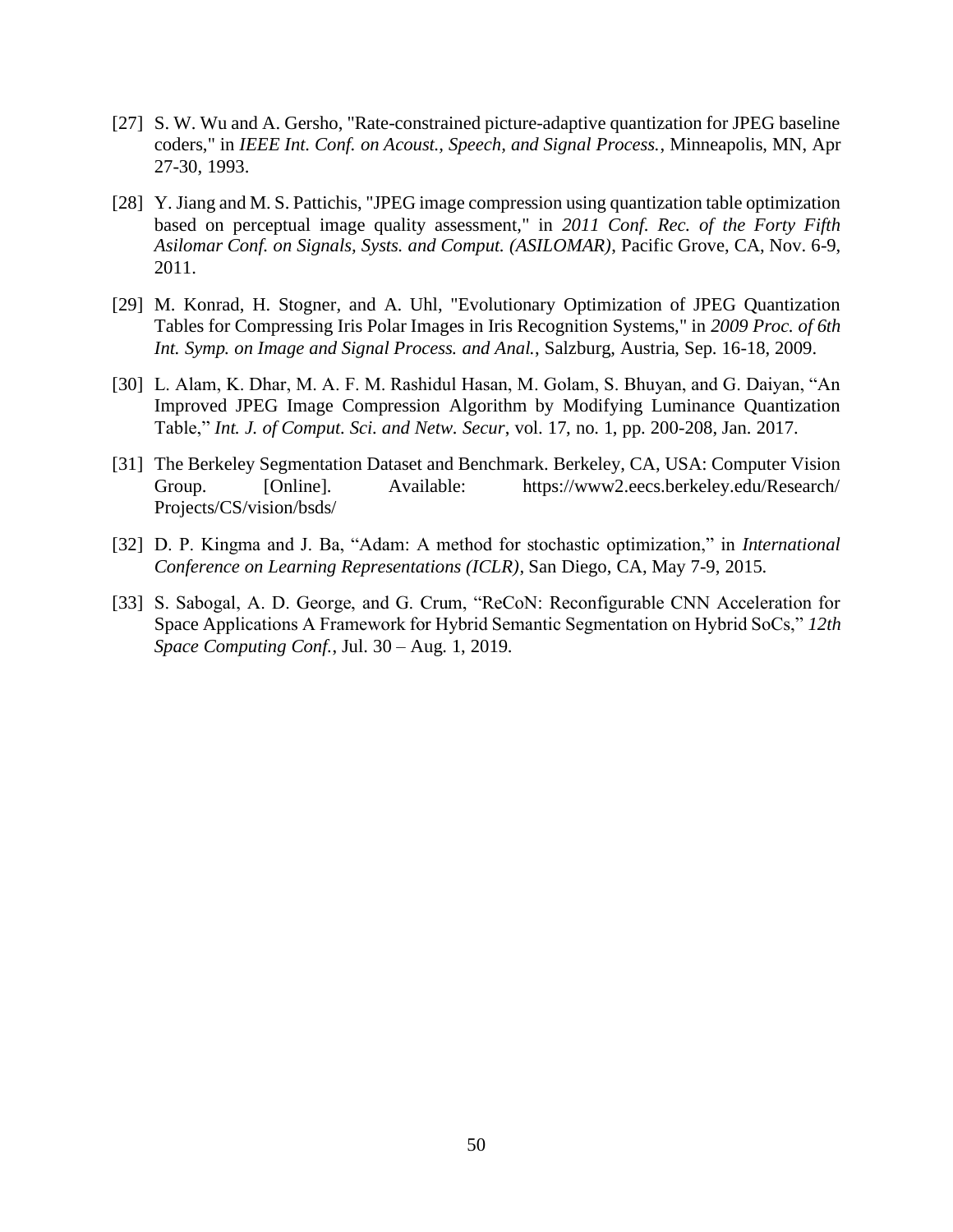[27] S. W. Wu and A. Gersho, "Rate-constrained picture-adaptive quantization for JPEG baseline coders," in *IEEE Int. Conf. on Acoust., Speech, and Signal Process.*, Minneapolis, MN, Apr 27-30, 1993.

[28] Y. Jiang and M. S. Pattichis, "JPEG image compression using quantization table optimization based on perceptual image quality assessment," in *2011 Conf. Rec. of the Forty Fifth Asilomar Conf. on Signals, Systs. and Comput. (ASILOMAR)*, Pacific Grove, CA, Nov. 6-9, 2011.

[29] M. Konrad, H. Stogner, and A. Uhl, "Evolutionary Optimization of JPEG Quantization Tables for Compressing Iris Polar Images in Iris Recognition Systems," in *2009 Proc. of 6th Int. Symp. on Image and Signal Process. and Anal.*, Salzburg, Austria, Sep. 16-18, 2009.

[30] L. Alam, K. Dhar, M. A. F. M. Rashidul Hasan, M. Golam, S. Bhuyan, and G. Daiyan, "An Improved JPEG Image Compression Algorithm by Modifying Luminance Quantization Table," *Int. J. of Comput. Sci. and Netw. Secur*, vol. 17, no. 1, pp. 200-208, Jan. 2017.

[31] The Berkeley Segmentation Dataset and Benchmark. Berkeley, CA, USA: Computer Vision Group. [Online]. Available: https://www2.eecs.berkeley.edu/Research/Projects/CS/vision/bsds/

[32] D. P. Kingma and J. Ba, "Adam: A method for stochastic optimization," in *International Conference on Learning Representations (ICLR)*, San Diego, CA, May 7-9, 2015.

[33] S. Sabogal, A. D. George, and G. Crum, "ReCoN: Reconfigurable CNN Acceleration for Space Applications A Framework for Hybrid Semantic Segmentation on Hybrid SoCs," *12th Space Computing Conf.*, Jul. 30 – Aug. 1, 2019.